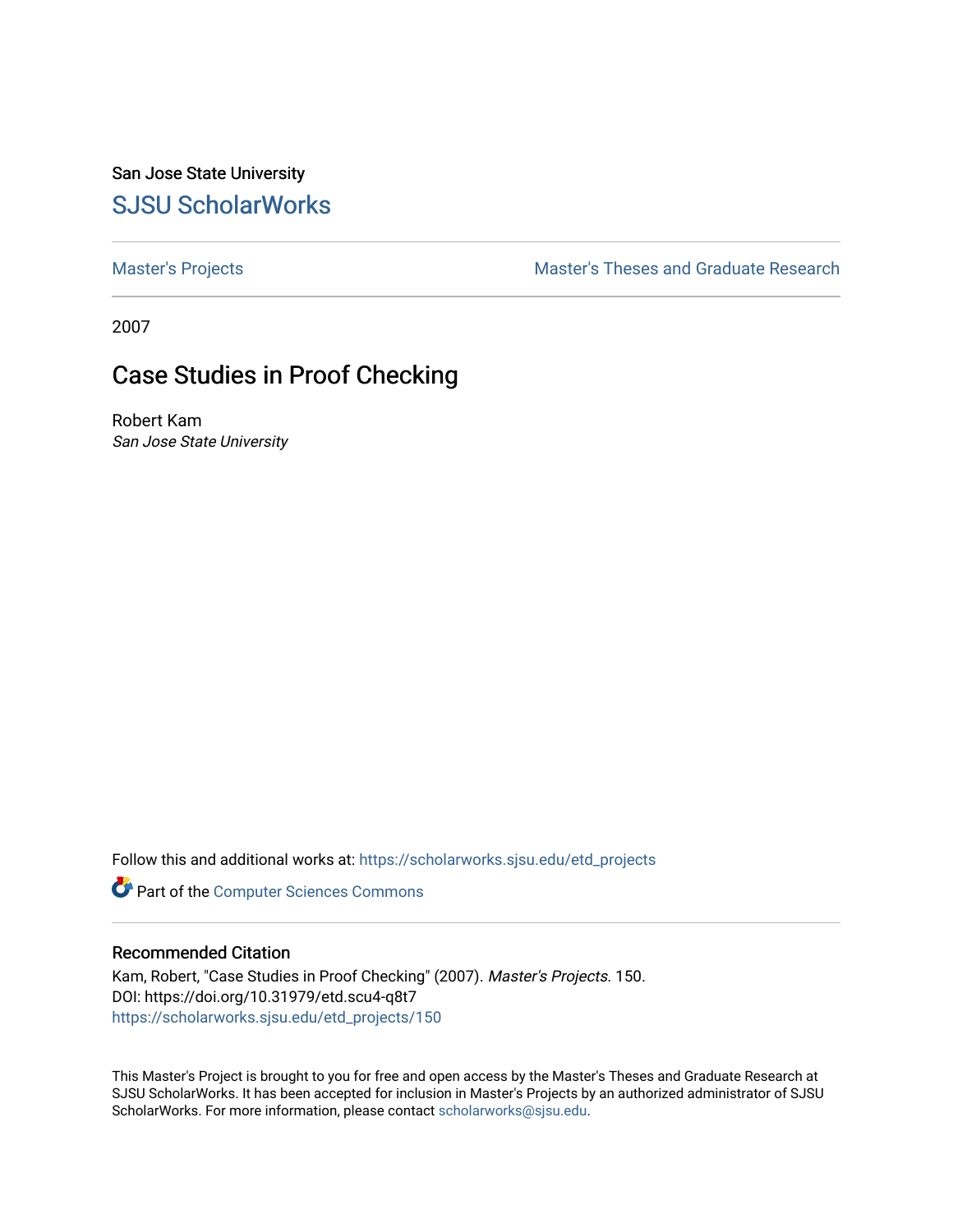San Jose State University

# SJSU ScholarWorks

Master's Projects | Master's Theses and Graduate Research

2007

## Case Studies in Proof Checking

Robert Kam
*San Jose State University*

Follow this and additional works at: https://scholarworks.sjsu.edu/etd_projects

Part of the Computer Sciences Commons

### Recommended Citation

Kam, Robert, "Case Studies in Proof Checking" (2007). *Master's Projects*. 150.
DOI: https://doi.org/10.31979/etd.scu4-q8t7
https://scholarworks.sjsu.edu/etd_projects/150

This Master's Project is brought to you for free and open access by the Master's Theses and Graduate Research at SJSU ScholarWorks. It has been accepted for inclusion in Master's Projects by an authorized administrator of SJSU ScholarWorks. For more information, please contact scholarworks@sjsu.edu.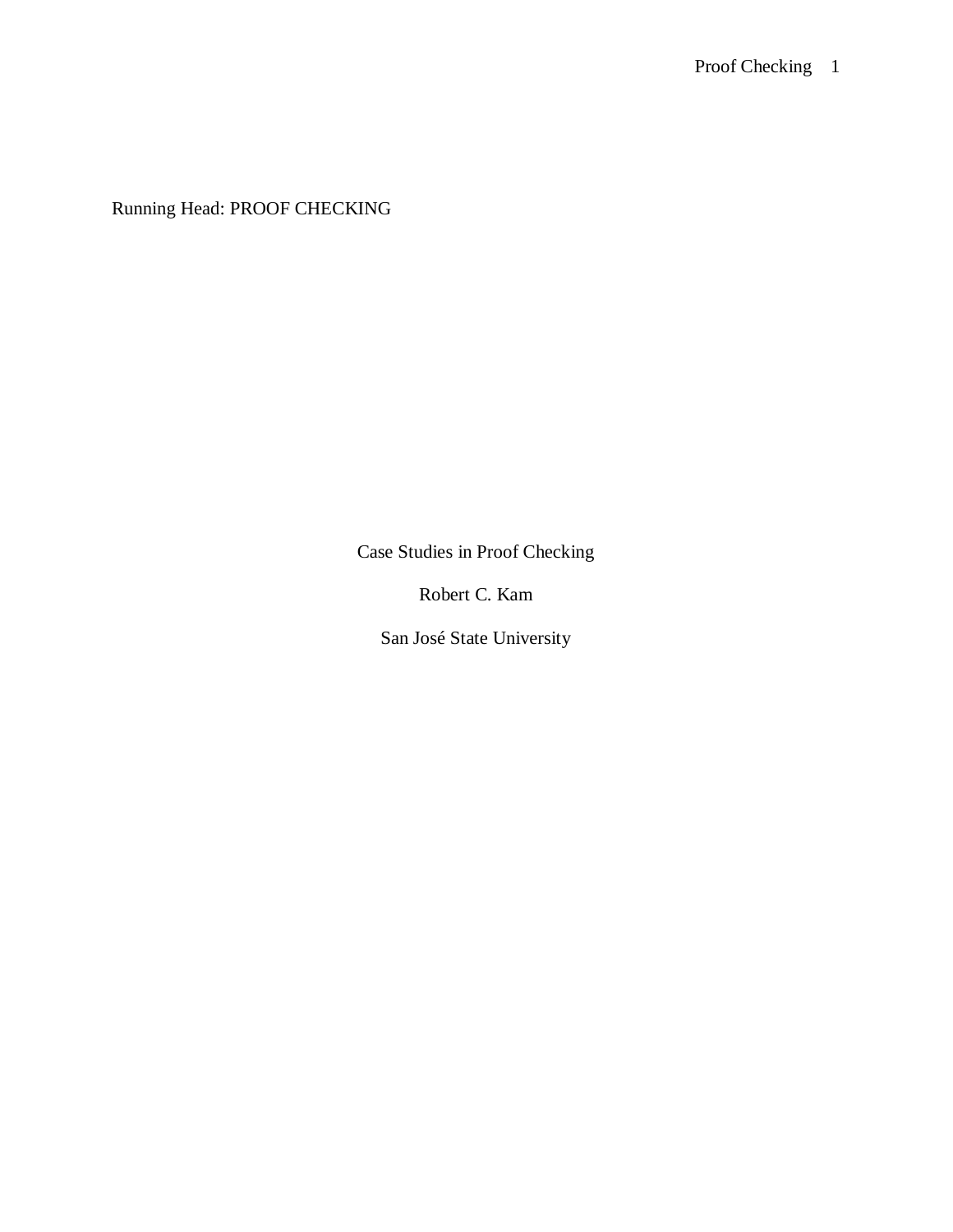Running Head: PROOF CHECKING

Case Studies in Proof Checking

Robert C. Kam

San José State University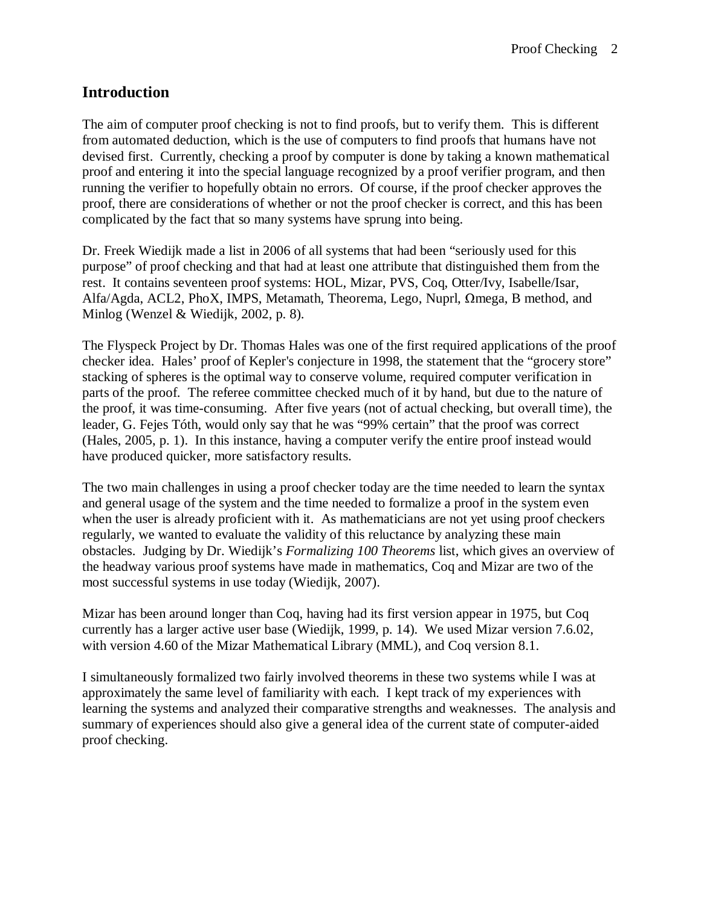## Introduction

The aim of computer proof checking is not to find proofs, but to verify them. This is different from automated deduction, which is the use of computers to find proofs that humans have not devised first. Currently, checking a proof by computer is done by taking a known mathematical proof and entering it into the special language recognized by a proof verifier program, and then running the verifier to hopefully obtain no errors. Of course, if the proof checker approves the proof, there are considerations of whether or not the proof checker is correct, and this has been complicated by the fact that so many systems have sprung into being.

Dr. Freek Wiedijk made a list in 2006 of all systems that had been "seriously used for this purpose" of proof checking and that had at least one attribute that distinguished them from the rest. It contains seventeen proof systems: HOL, Mizar, PVS, Coq, Otter/Ivy, Isabelle/Isar, Alfa/Agda, ACL2, PhoX, IMPS, Metamath, Theorema, Lego, Nuprl, Ωmega, B method, and Minlog (Wenzel & Wiedijk, 2002, p. 8).

The Flyspeck Project by Dr. Thomas Hales was one of the first required applications of the proof checker idea. Hales' proof of Kepler's conjecture in 1998, the statement that the "grocery store" stacking of spheres is the optimal way to conserve volume, required computer verification in parts of the proof. The referee committee checked much of it by hand, but due to the nature of the proof, it was time-consuming. After five years (not of actual checking, but overall time), the leader, G. Fejes Tóth, would only say that he was "99% certain" that the proof was correct (Hales, 2005, p. 1). In this instance, having a computer verify the entire proof instead would have produced quicker, more satisfactory results.

The two main challenges in using a proof checker today are the time needed to learn the syntax and general usage of the system and the time needed to formalize a proof in the system even when the user is already proficient with it. As mathematicians are not yet using proof checkers regularly, we wanted to evaluate the validity of this reluctance by analyzing these main obstacles. Judging by Dr. Wiedijk's *Formalizing 100 Theorems* list, which gives an overview of the headway various proof systems have made in mathematics, Coq and Mizar are two of the most successful systems in use today (Wiedijk, 2007).

Mizar has been around longer than Coq, having had its first version appear in 1975, but Coq currently has a larger active user base (Wiedijk, 1999, p. 14). We used Mizar version 7.6.02, with version 4.60 of the Mizar Mathematical Library (MML), and Coq version 8.1.

I simultaneously formalized two fairly involved theorems in these two systems while I was at approximately the same level of familiarity with each. I kept track of my experiences with learning the systems and analyzed their comparative strengths and weaknesses. The analysis and summary of experiences should also give a general idea of the current state of computer-aided proof checking.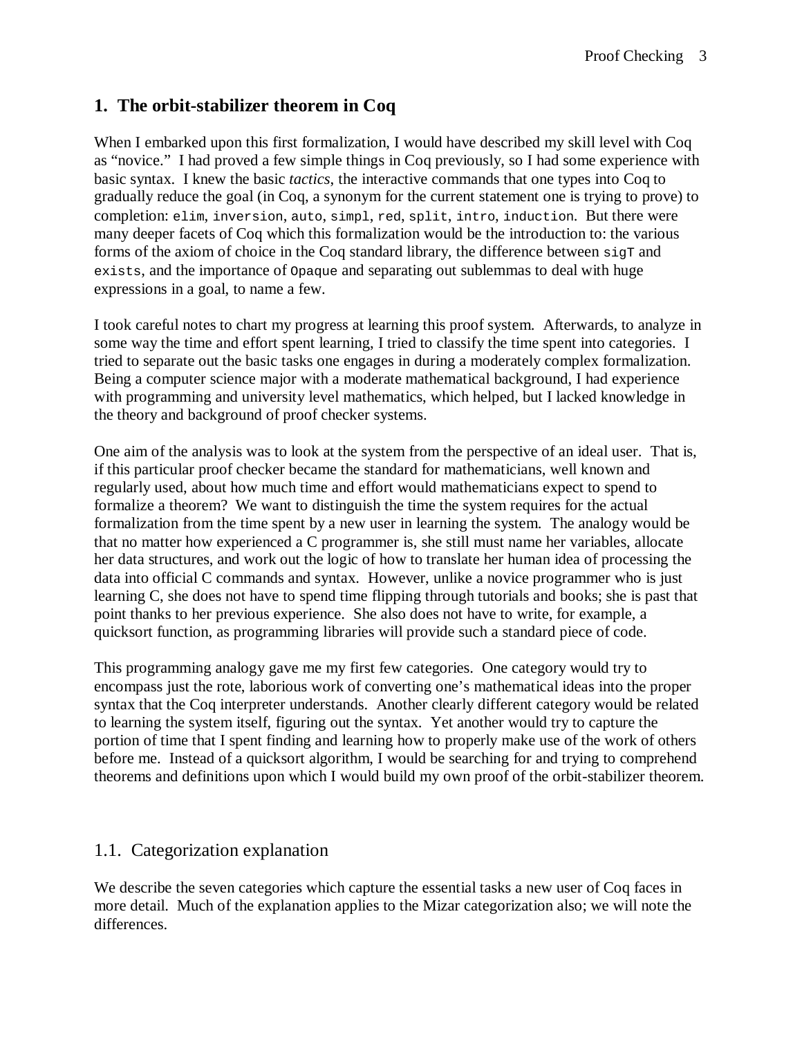## 1. The orbit-stabilizer theorem in Coq

When I embarked upon this first formalization, I would have described my skill level with Coq as "novice." I had proved a few simple things in Coq previously, so I had some experience with basic syntax. I knew the basic *tactics*, the interactive commands that one types into Coq to gradually reduce the goal (in Coq, a synonym for the current statement one is trying to prove) to completion: `elim`, `inversion`, `auto`, `simpl`, `red`, `split`, `intro`, `induction`. But there were many deeper facets of Coq which this formalization would be the introduction to: the various forms of the axiom of choice in the Coq standard library, the difference between `sigT` and `exists`, and the importance of `Opaque` and separating out sublemmas to deal with huge expressions in a goal, to name a few.

I took careful notes to chart my progress at learning this proof system. Afterwards, to analyze in some way the time and effort spent learning, I tried to classify the time spent into categories. I tried to separate out the basic tasks one engages in during a moderately complex formalization. Being a computer science major with a moderate mathematical background, I had experience with programming and university level mathematics, which helped, but I lacked knowledge in the theory and background of proof checker systems.

One aim of the analysis was to look at the system from the perspective of an ideal user. That is, if this particular proof checker became the standard for mathematicians, well known and regularly used, about how much time and effort would mathematicians expect to spend to formalize a theorem? We want to distinguish the time the system requires for the actual formalization from the time spent by a new user in learning the system. The analogy would be that no matter how experienced a C programmer is, she still must name her variables, allocate her data structures, and work out the logic of how to translate her human idea of processing the data into official C commands and syntax. However, unlike a novice programmer who is just learning C, she does not have to spend time flipping through tutorials and books; she is past that point thanks to her previous experience. She also does not have to write, for example, a quicksort function, as programming libraries will provide such a standard piece of code.

This programming analogy gave me my first few categories. One category would try to encompass just the rote, laborious work of converting one's mathematical ideas into the proper syntax that the Coq interpreter understands. Another clearly different category would be related to learning the system itself, figuring out the syntax. Yet another would try to capture the portion of time that I spent finding and learning how to properly make use of the work of others before me. Instead of a quicksort algorithm, I would be searching for and trying to comprehend theorems and definitions upon which I would build my own proof of the orbit-stabilizer theorem.

### 1.1. Categorization explanation

We describe the seven categories which capture the essential tasks a new user of Coq faces in more detail. Much of the explanation applies to the Mizar categorization also; we will note the differences.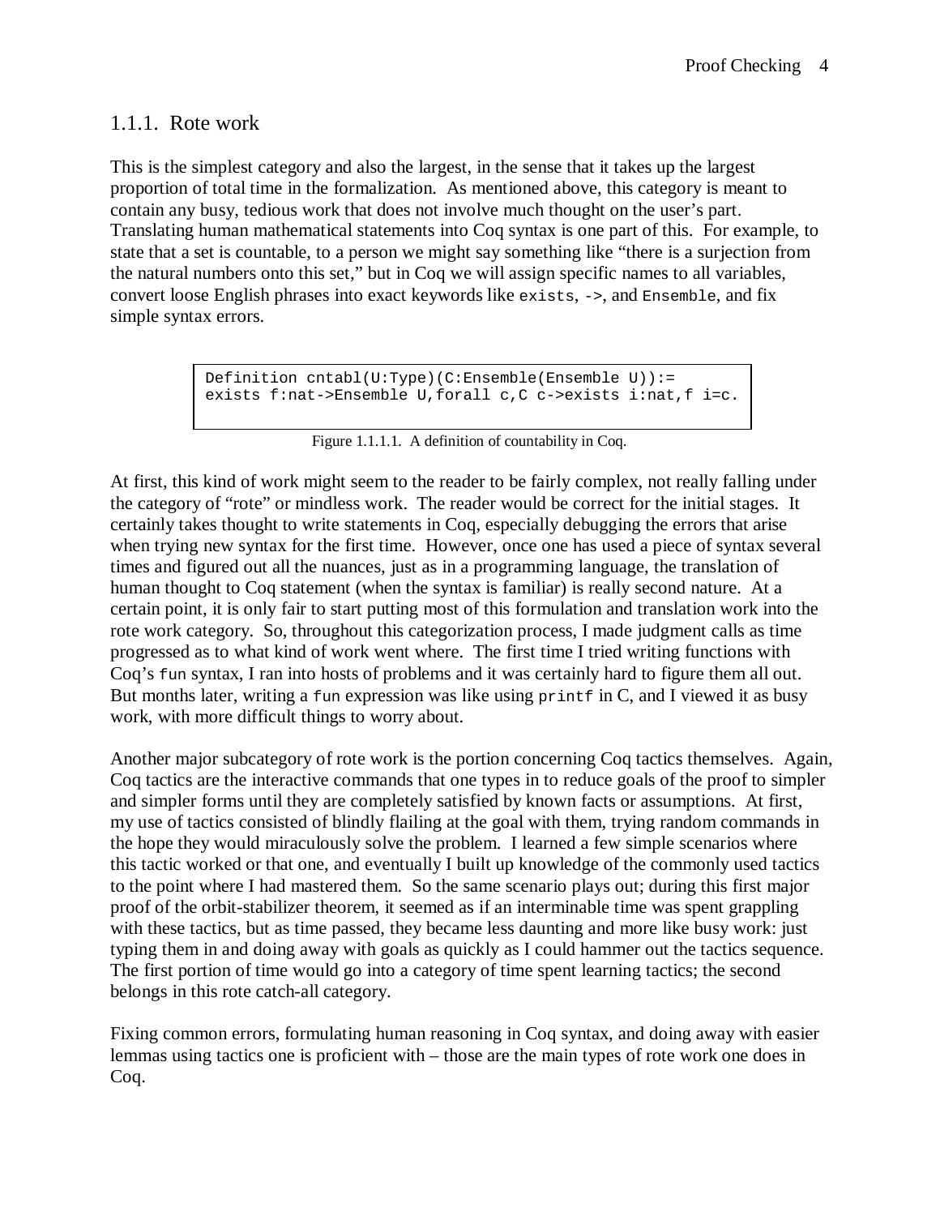### 1.1.1. Rote work

This is the simplest category and also the largest, in the sense that it takes up the largest proportion of total time in the formalization. As mentioned above, this category is meant to contain any busy, tedious work that does not involve much thought on the user's part. Translating human mathematical statements into Coq syntax is one part of this. For example, to state that a set is countable, to a person we might say something like "there is a surjection from the natural numbers onto this set," but in Coq we will assign specific names to all variables, convert loose English phrases into exact keywords like `exists`, `->`, and `Ensemble`, and fix simple syntax errors.

```
Definition cntabl(U:Type)(C:Ensemble(Ensemble U)):=
exists f:nat->Ensemble U,forall c,C c->exists i:nat,f i=c.
```

Figure 1.1.1.1. A definition of countability in Coq.

At first, this kind of work might seem to the reader to be fairly complex, not really falling under the category of "rote" or mindless work. The reader would be correct for the initial stages. It certainly takes thought to write statements in Coq, especially debugging the errors that arise when trying new syntax for the first time. However, once one has used a piece of syntax several times and figured out all the nuances, just as in a programming language, the translation of human thought to Coq statement (when the syntax is familiar) is really second nature. At a certain point, it is only fair to start putting most of this formulation and translation work into the rote work category. So, throughout this categorization process, I made judgment calls as time progressed as to what kind of work went where. The first time I tried writing functions with Coq's `fun` syntax, I ran into hosts of problems and it was certainly hard to figure them all out. But months later, writing a `fun` expression was like using `printf` in C, and I viewed it as busy work, with more difficult things to worry about.

Another major subcategory of rote work is the portion concerning Coq tactics themselves. Again, Coq tactics are the interactive commands that one types in to reduce goals of the proof to simpler and simpler forms until they are completely satisfied by known facts or assumptions. At first, my use of tactics consisted of blindly flailing at the goal with them, trying random commands in the hope they would miraculously solve the problem. I learned a few simple scenarios where this tactic worked or that one, and eventually I built up knowledge of the commonly used tactics to the point where I had mastered them. So the same scenario plays out; during this first major proof of the orbit-stabilizer theorem, it seemed as if an interminable time was spent grappling with these tactics, but as time passed, they became less daunting and more like busy work: just typing them in and doing away with goals as quickly as I could hammer out the tactics sequence. The first portion of time would go into a category of time spent learning tactics; the second belongs in this rote catch-all category.

Fixing common errors, formulating human reasoning in Coq syntax, and doing away with easier lemmas using tactics one is proficient with – those are the main types of rote work one does in Coq.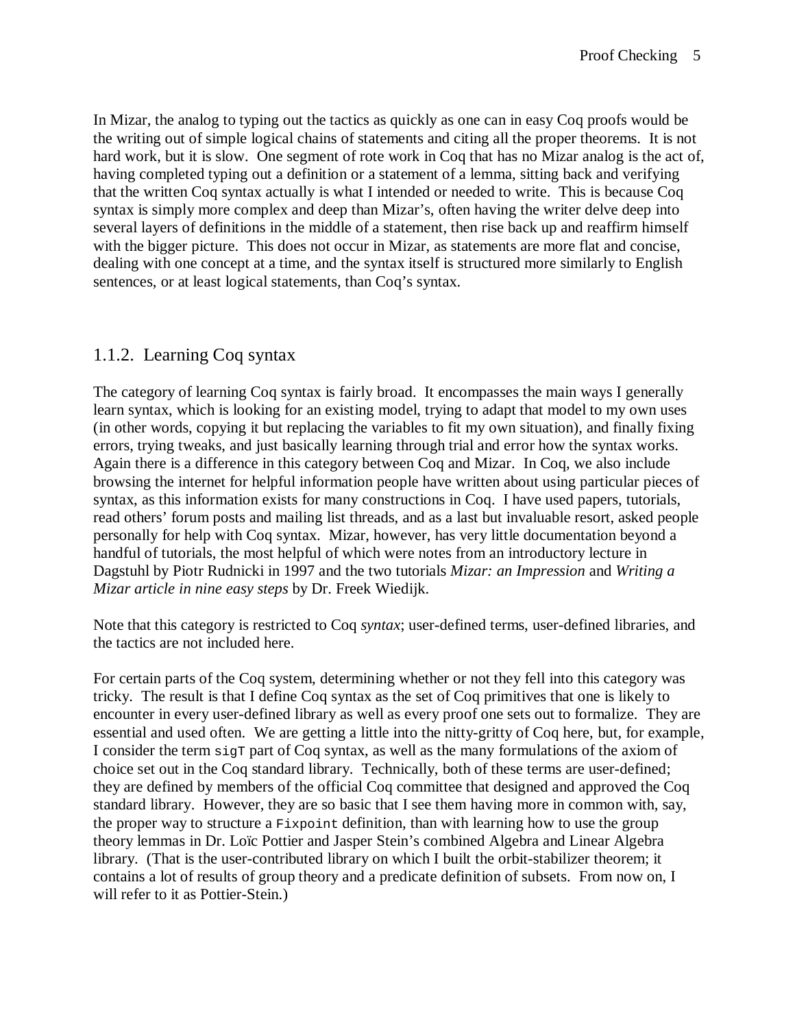In Mizar, the analog to typing out the tactics as quickly as one can in easy Coq proofs would be the writing out of simple logical chains of statements and citing all the proper theorems. It is not hard work, but it is slow. One segment of rote work in Coq that has no Mizar analog is the act of, having completed typing out a definition or a statement of a lemma, sitting back and verifying that the written Coq syntax actually is what I intended or needed to write. This is because Coq syntax is simply more complex and deep than Mizar's, often having the writer delve deep into several layers of definitions in the middle of a statement, then rise back up and reaffirm himself with the bigger picture. This does not occur in Mizar, as statements are more flat and concise, dealing with one concept at a time, and the syntax itself is structured more similarly to English sentences, or at least logical statements, than Coq's syntax.

### 1.1.2. Learning Coq syntax

The category of learning Coq syntax is fairly broad. It encompasses the main ways I generally learn syntax, which is looking for an existing model, trying to adapt that model to my own uses (in other words, copying it but replacing the variables to fit my own situation), and finally fixing errors, trying tweaks, and just basically learning through trial and error how the syntax works. Again there is a difference in this category between Coq and Mizar. In Coq, we also include browsing the internet for helpful information people have written about using particular pieces of syntax, as this information exists for many constructions in Coq. I have used papers, tutorials, read others' forum posts and mailing list threads, and as a last but invaluable resort, asked people personally for help with Coq syntax. Mizar, however, has very little documentation beyond a handful of tutorials, the most helpful of which were notes from an introductory lecture in Dagstuhl by Piotr Rudnicki in 1997 and the two tutorials *Mizar: an Impression* and *Writing a Mizar article in nine easy steps* by Dr. Freek Wiedijk.

Note that this category is restricted to Coq *syntax*; user-defined terms, user-defined libraries, and the tactics are not included here.

For certain parts of the Coq system, determining whether or not they fell into this category was tricky. The result is that I define Coq syntax as the set of Coq primitives that one is likely to encounter in every user-defined library as well as every proof one sets out to formalize. They are essential and used often. We are getting a little into the nitty-gritty of Coq here, but, for example, I consider the term `sigT` part of Coq syntax, as well as the many formulations of the axiom of choice set out in the Coq standard library. Technically, both of these terms are user-defined; they are defined by members of the official Coq committee that designed and approved the Coq standard library. However, they are so basic that I see them having more in common with, say, the proper way to structure a `Fixpoint` definition, than with learning how to use the group theory lemmas in Dr. Loïc Pottier and Jasper Stein's combined Algebra and Linear Algebra library. (That is the user-contributed library on which I built the orbit-stabilizer theorem; it contains a lot of results of group theory and a predicate definition of subsets. From now on, I will refer to it as Pottier-Stein.)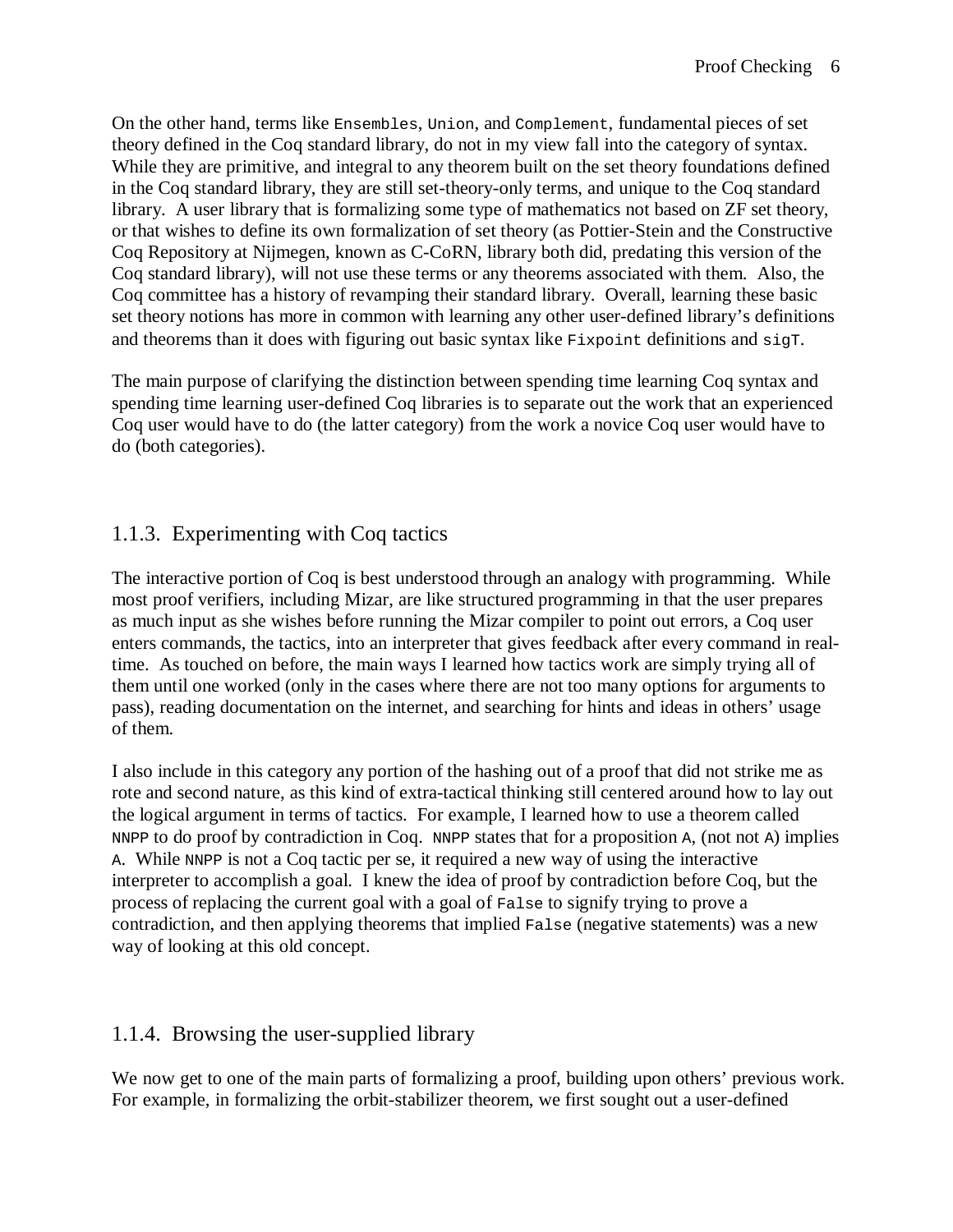On the other hand, terms like `Ensembles`, `Union`, and `Complement`, fundamental pieces of set theory defined in the Coq standard library, do not in my view fall into the category of syntax. While they are primitive, and integral to any theorem built on the set theory foundations defined in the Coq standard library, they are still set-theory-only terms, and unique to the Coq standard library. A user library that is formalizing some type of mathematics not based on ZF set theory, or that wishes to define its own formalization of set theory (as Pottier-Stein and the Constructive Coq Repository at Nijmegen, known as C-CoRN, library both did, predating this version of the Coq standard library), will not use these terms or any theorems associated with them. Also, the Coq committee has a history of revamping their standard library. Overall, learning these basic set theory notions has more in common with learning any other user-defined library's definitions and theorems than it does with figuring out basic syntax like `Fixpoint` definitions and `sigT`.

The main purpose of clarifying the distinction between spending time learning Coq syntax and spending time learning user-defined Coq libraries is to separate out the work that an experienced Coq user would have to do (the latter category) from the work a novice Coq user would have to do (both categories).

### 1.1.3. Experimenting with Coq tactics

The interactive portion of Coq is best understood through an analogy with programming. While most proof verifiers, including Mizar, are like structured programming in that the user prepares as much input as she wishes before running the Mizar compiler to point out errors, a Coq user enters commands, the tactics, into an interpreter that gives feedback after every command in real-time. As touched on before, the main ways I learned how tactics work are simply trying all of them until one worked (only in the cases where there are not too many options for arguments to pass), reading documentation on the internet, and searching for hints and ideas in others' usage of them.

I also include in this category any portion of the hashing out of a proof that did not strike me as rote and second nature, as this kind of extra-tactical thinking still centered around how to lay out the logical argument in terms of tactics. For example, I learned how to use a theorem called `NNPP` to do proof by contradiction in Coq. `NNPP` states that for a proposition `A`, (not not `A`) implies `A`. While `NNPP` is not a Coq tactic per se, it required a new way of using the interactive interpreter to accomplish a goal. I knew the idea of proof by contradiction before Coq, but the process of replacing the current goal with a goal of `False` to signify trying to prove a contradiction, and then applying theorems that implied `False` (negative statements) was a new way of looking at this old concept.

### 1.1.4. Browsing the user-supplied library

We now get to one of the main parts of formalizing a proof, building upon others' previous work. For example, in formalizing the orbit-stabilizer theorem, we first sought out a user-defined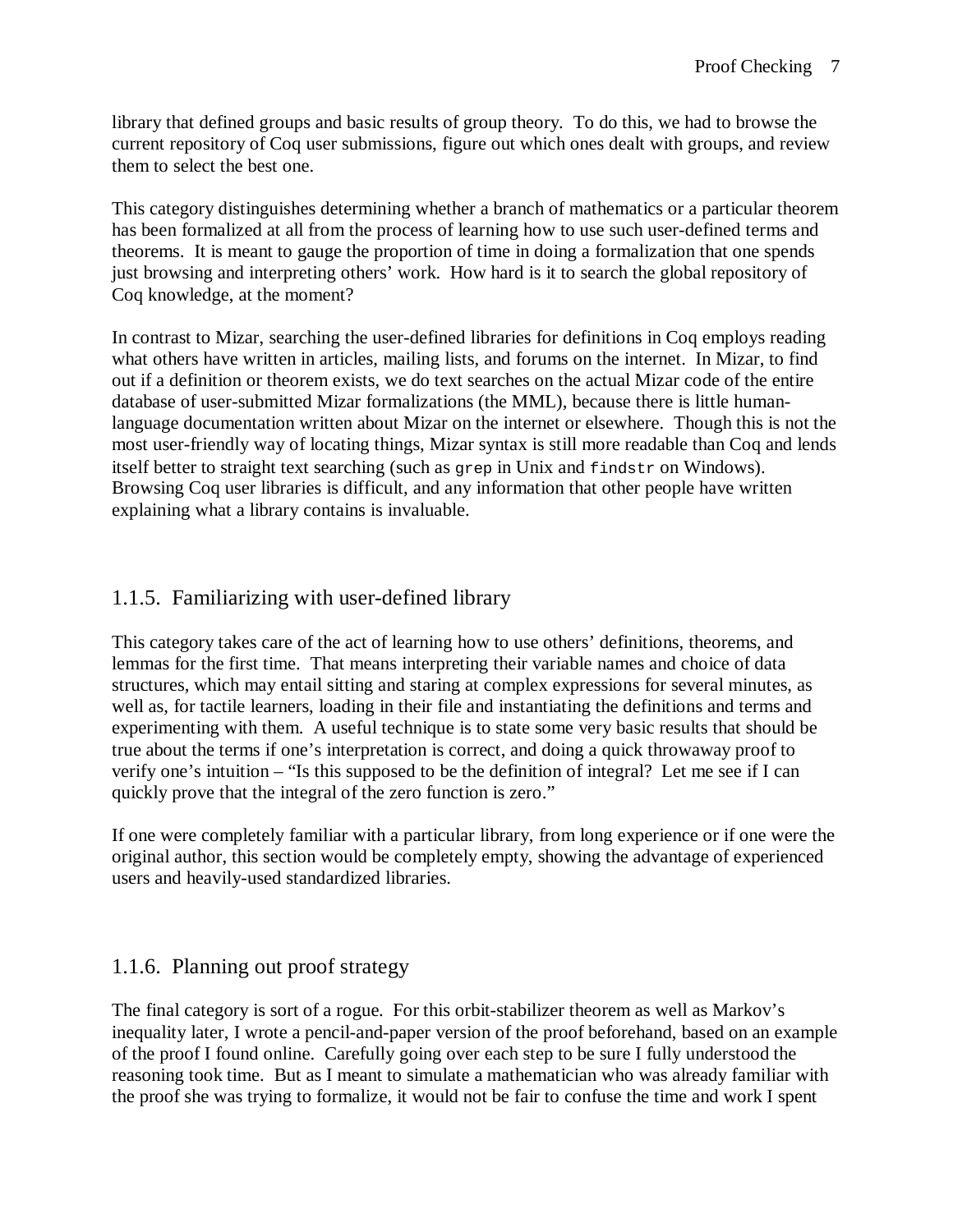library that defined groups and basic results of group theory. To do this, we had to browse the current repository of Coq user submissions, figure out which ones dealt with groups, and review them to select the best one.

This category distinguishes determining whether a branch of mathematics or a particular theorem has been formalized at all from the process of learning how to use such user-defined terms and theorems. It is meant to gauge the proportion of time in doing a formalization that one spends just browsing and interpreting others' work. How hard is it to search the global repository of Coq knowledge, at the moment?

In contrast to Mizar, searching the user-defined libraries for definitions in Coq employs reading what others have written in articles, mailing lists, and forums on the internet. In Mizar, to find out if a definition or theorem exists, we do text searches on the actual Mizar code of the entire database of user-submitted Mizar formalizations (the MML), because there is little human-language documentation written about Mizar on the internet or elsewhere. Though this is not the most user-friendly way of locating things, Mizar syntax is still more readable than Coq and lends itself better to straight text searching (such as `grep` in Unix and `findstr` on Windows). Browsing Coq user libraries is difficult, and any information that other people have written explaining what a library contains is invaluable.

### 1.1.5. Familiarizing with user-defined library

This category takes care of the act of learning how to use others' definitions, theorems, and lemmas for the first time. That means interpreting their variable names and choice of data structures, which may entail sitting and staring at complex expressions for several minutes, as well as, for tactile learners, loading in their file and instantiating the definitions and terms and experimenting with them. A useful technique is to state some very basic results that should be true about the terms if one's interpretation is correct, and doing a quick throwaway proof to verify one's intuition – "Is this supposed to be the definition of integral? Let me see if I can quickly prove that the integral of the zero function is zero."

If one were completely familiar with a particular library, from long experience or if one were the original author, this section would be completely empty, showing the advantage of experienced users and heavily-used standardized libraries.

### 1.1.6. Planning out proof strategy

The final category is sort of a rogue. For this orbit-stabilizer theorem as well as Markov's inequality later, I wrote a pencil-and-paper version of the proof beforehand, based on an example of the proof I found online. Carefully going over each step to be sure I fully understood the reasoning took time. But as I meant to simulate a mathematician who was already familiar with the proof she was trying to formalize, it would not be fair to confuse the time and work I spent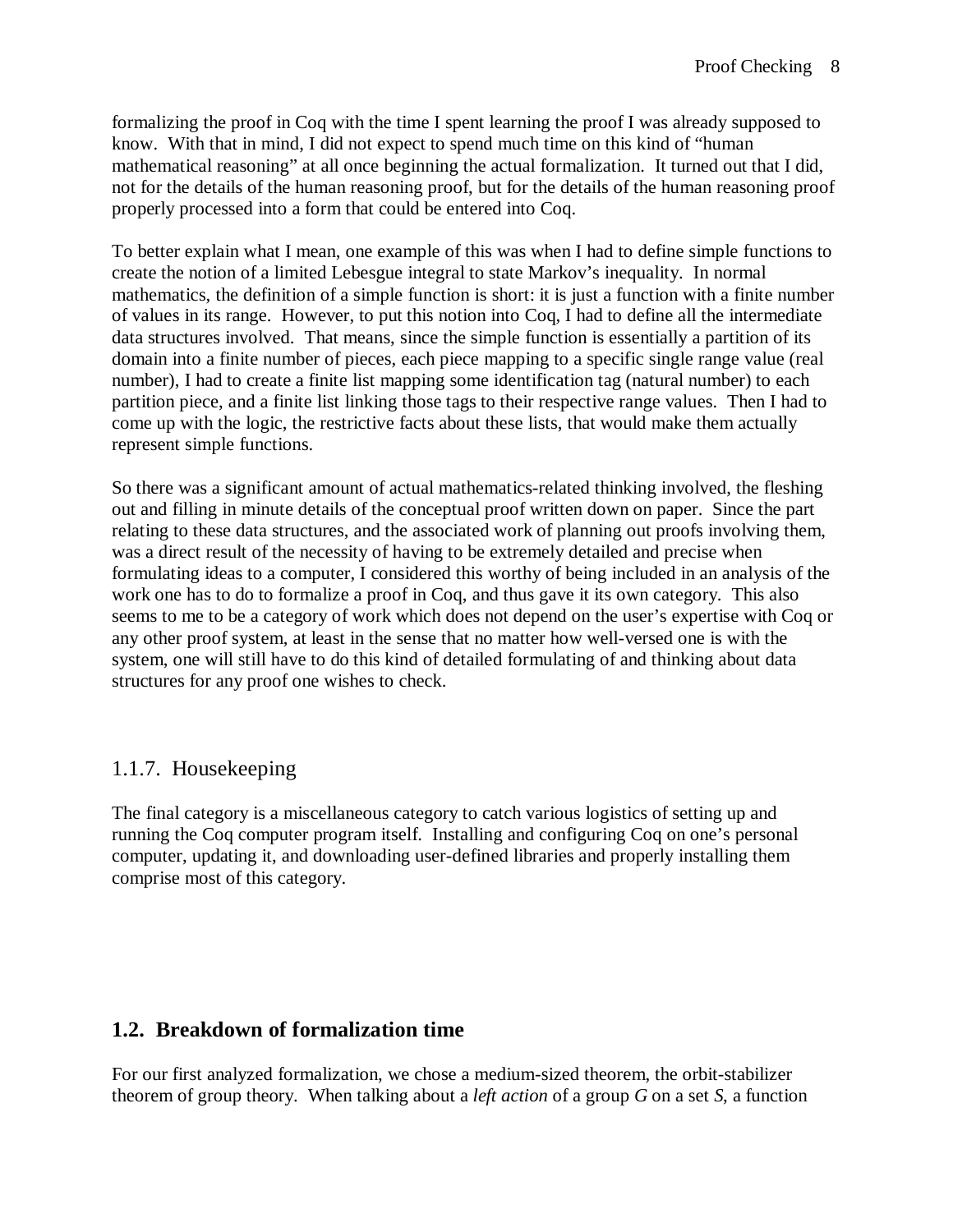formalizing the proof in Coq with the time I spent learning the proof I was already supposed to know. With that in mind, I did not expect to spend much time on this kind of "human mathematical reasoning" at all once beginning the actual formalization. It turned out that I did, not for the details of the human reasoning proof, but for the details of the human reasoning proof properly processed into a form that could be entered into Coq.

To better explain what I mean, one example of this was when I had to define simple functions to create the notion of a limited Lebesgue integral to state Markov's inequality. In normal mathematics, the definition of a simple function is short: it is just a function with a finite number of values in its range. However, to put this notion into Coq, I had to define all the intermediate data structures involved. That means, since the simple function is essentially a partition of its domain into a finite number of pieces, each piece mapping to a specific single range value (real number), I had to create a finite list mapping some identification tag (natural number) to each partition piece, and a finite list linking those tags to their respective range values. Then I had to come up with the logic, the restrictive facts about these lists, that would make them actually represent simple functions.

So there was a significant amount of actual mathematics-related thinking involved, the fleshing out and filling in minute details of the conceptual proof written down on paper. Since the part relating to these data structures, and the associated work of planning out proofs involving them, was a direct result of the necessity of having to be extremely detailed and precise when formulating ideas to a computer, I considered this worthy of being included in an analysis of the work one has to do to formalize a proof in Coq, and thus gave it its own category. This also seems to me to be a category of work which does not depend on the user's expertise with Coq or any other proof system, at least in the sense that no matter how well-versed one is with the system, one will still have to do this kind of detailed formulating of and thinking about data structures for any proof one wishes to check.

### 1.1.7. Housekeeping

The final category is a miscellaneous category to catch various logistics of setting up and running the Coq computer program itself. Installing and configuring Coq on one's personal computer, updating it, and downloading user-defined libraries and properly installing them comprise most of this category.

## 1.2. Breakdown of formalization time

For our first analyzed formalization, we chose a medium-sized theorem, the orbit-stabilizer theorem of group theory. When talking about a *left action* of a group *G* on a set *S*, a function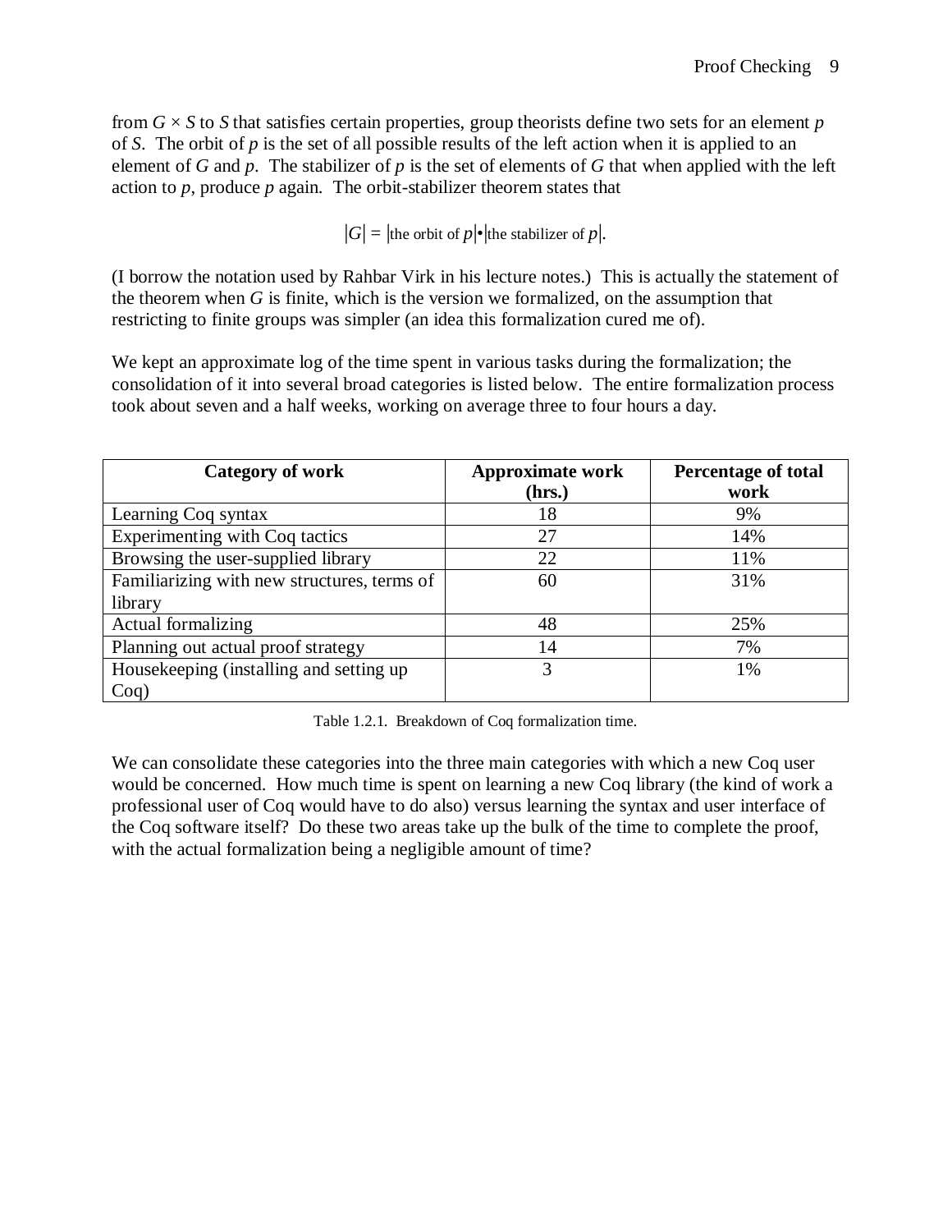from $G \times S$ to $S$ that satisfies certain properties, group theorists define two sets for an element $p$ of $S$. The orbit of $p$ is the set of all possible results of the left action when it is applied to an element of $G$ and $p$. The stabilizer of $p$ is the set of elements of $G$ that when applied with the left action to $p$, produce $p$ again. The orbit-stabilizer theorem states that

$$|G| = |\text{the orbit of } p| \bullet |\text{the stabilizer of } p|.$$

(I borrow the notation used by Rahbar Virk in his lecture notes.) This is actually the statement of the theorem when $G$ is finite, which is the version we formalized, on the assumption that restricting to finite groups was simpler (an idea this formalization cured me of).

We kept an approximate log of the time spent in various tasks during the formalization; the consolidation of it into several broad categories is listed below. The entire formalization process took about seven and a half weeks, working on average three to four hours a day.

| Category of work | Approximate work (hrs.) | Percentage of total work |
|---|---|---|
| Learning Coq syntax | 18 | 9% |
| Experimenting with Coq tactics | 27 | 14% |
| Browsing the user-supplied library | 22 | 11% |
| Familiarizing with new structures, terms of library | 60 | 31% |
| Actual formalizing | 48 | 25% |
| Planning out actual proof strategy | 14 | 7% |
| Housekeeping (installing and setting up Coq) | 3 | 1% |

Table 1.2.1. Breakdown of Coq formalization time.

We can consolidate these categories into the three main categories with which a new Coq user would be concerned. How much time is spent on learning a new Coq library (the kind of work a professional user of Coq would have to do also) versus learning the syntax and user interface of the Coq software itself? Do these two areas take up the bulk of the time to complete the proof, with the actual formalization being a negligible amount of time?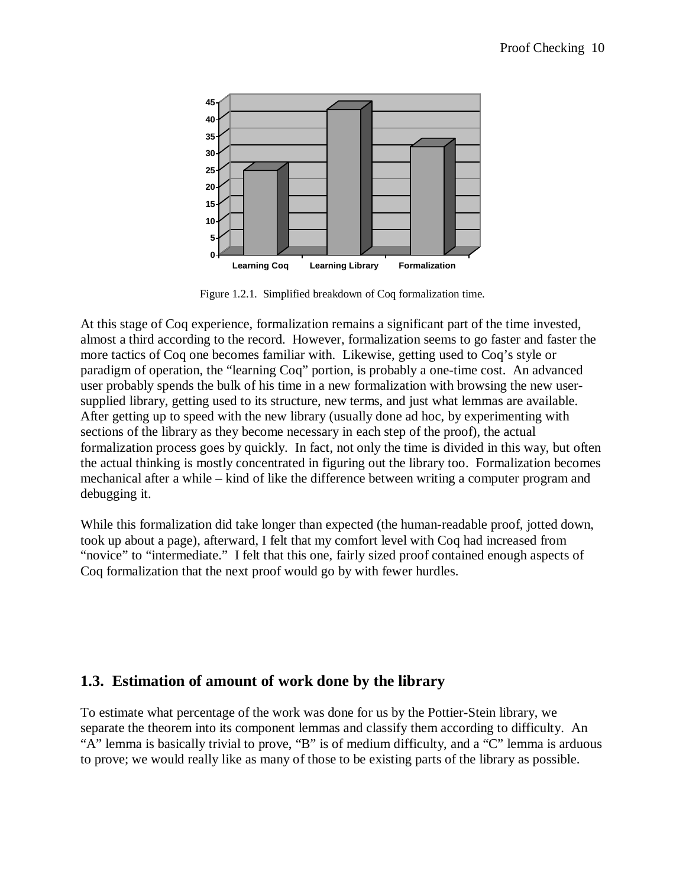Figure 1.2.1. Simplified breakdown of Coq formalization time.

At this stage of Coq experience, formalization remains a significant part of the time invested, almost a third according to the record. However, formalization seems to go faster and faster the more tactics of Coq one becomes familiar with. Likewise, getting used to Coq's style or paradigm of operation, the "learning Coq" portion, is probably a one-time cost. An advanced user probably spends the bulk of his time in a new formalization with browsing the new user-supplied library, getting used to its structure, new terms, and just what lemmas are available. After getting up to speed with the new library (usually done ad hoc, by experimenting with sections of the library as they become necessary in each step of the proof), the actual formalization process goes by quickly. In fact, not only the time is divided in this way, but often the actual thinking is mostly concentrated in figuring out the library too. Formalization becomes mechanical after a while – kind of like the difference between writing a computer program and debugging it.

While this formalization did take longer than expected (the human-readable proof, jotted down, took up about a page), afterward, I felt that my comfort level with Coq had increased from "novice" to "intermediate." I felt that this one, fairly sized proof contained enough aspects of Coq formalization that the next proof would go by with fewer hurdles.

## 1.3. Estimation of amount of work done by the library

To estimate what percentage of the work was done for us by the Pottier-Stein library, we separate the theorem into its component lemmas and classify them according to difficulty. An "A" lemma is basically trivial to prove, "B" is of medium difficulty, and a "C" lemma is arduous to prove; we would really like as many of those to be existing parts of the library as possible.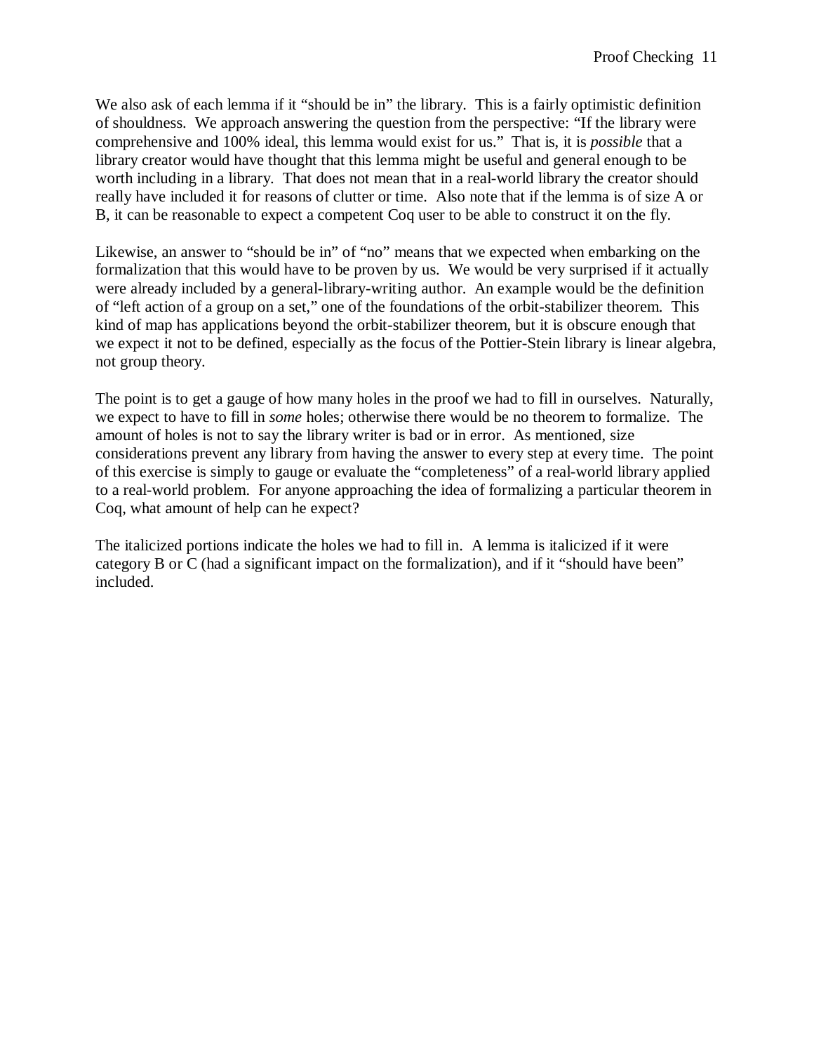We also ask of each lemma if it "should be in" the library. This is a fairly optimistic definition of shouldness. We approach answering the question from the perspective: "If the library were comprehensive and 100% ideal, this lemma would exist for us." That is, it is *possible* that a library creator would have thought that this lemma might be useful and general enough to be worth including in a library. That does not mean that in a real-world library the creator should really have included it for reasons of clutter or time. Also note that if the lemma is of size A or B, it can be reasonable to expect a competent Coq user to be able to construct it on the fly.

Likewise, an answer to "should be in" of "no" means that we expected when embarking on the formalization that this would have to be proven by us. We would be very surprised if it actually were already included by a general-library-writing author. An example would be the definition of "left action of a group on a set," one of the foundations of the orbit-stabilizer theorem. This kind of map has applications beyond the orbit-stabilizer theorem, but it is obscure enough that we expect it not to be defined, especially as the focus of the Pottier-Stein library is linear algebra, not group theory.

The point is to get a gauge of how many holes in the proof we had to fill in ourselves. Naturally, we expect to have to fill in *some* holes; otherwise there would be no theorem to formalize. The amount of holes is not to say the library writer is bad or in error. As mentioned, size considerations prevent any library from having the answer to every step at every time. The point of this exercise is simply to gauge or evaluate the "completeness" of a real-world library applied to a real-world problem. For anyone approaching the idea of formalizing a particular theorem in Coq, what amount of help can he expect?

The italicized portions indicate the holes we had to fill in. A lemma is italicized if it were category B or C (had a significant impact on the formalization), and if it "should have been" included.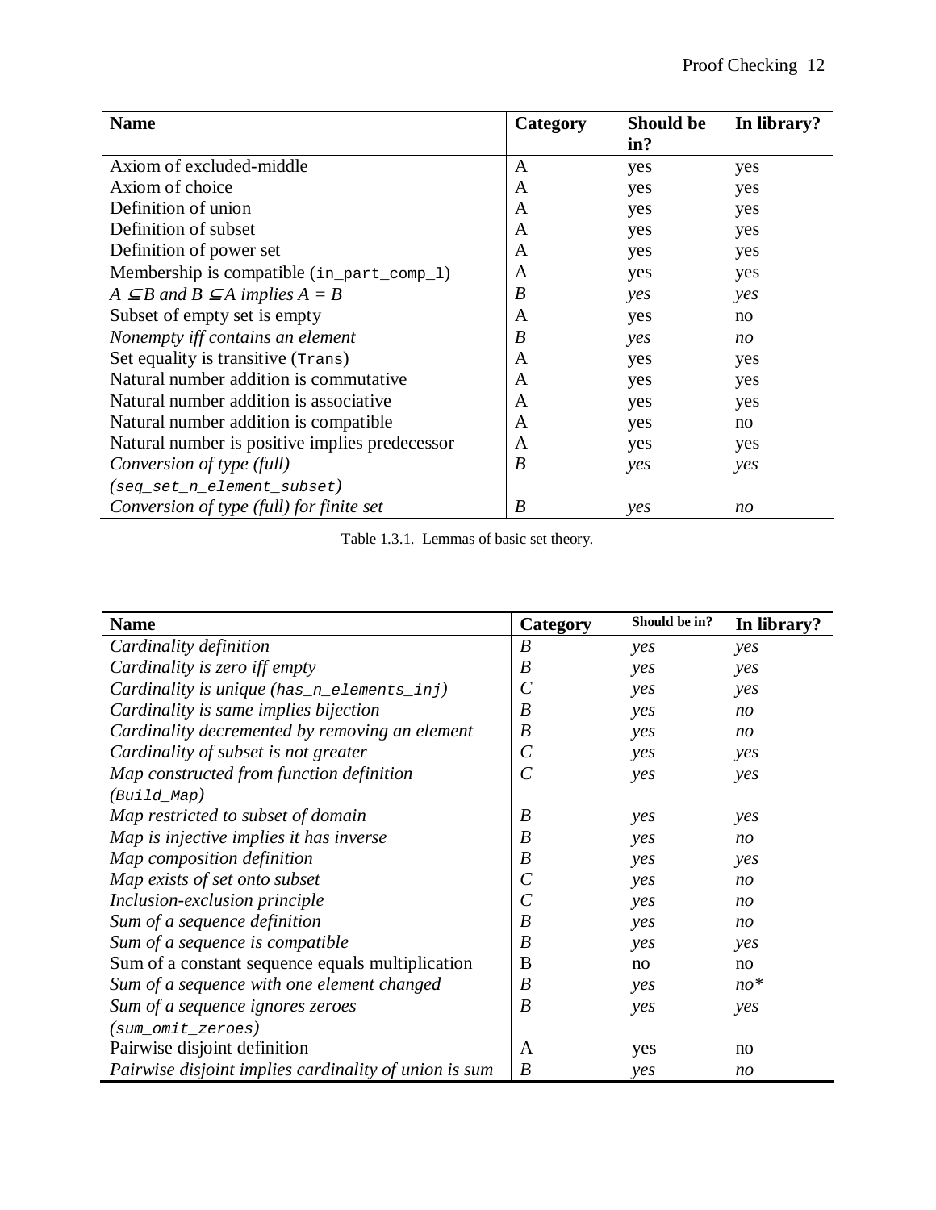| Name | Category | Should be in? | In library? |
|---|---|---|---|
| Axiom of excluded-middle | A | yes | yes |
| Axiom of choice | A | yes | yes |
| Definition of union | A | yes | yes |
| Definition of subset | A | yes | yes |
| Definition of power set | A | yes | yes |
| Membership is compatible (`in_part_comp_l`) | A | yes | yes |
| *$A \subseteq B$ and $B \subseteq A$ implies $A = B$* | *B* | *yes* | *yes* |
| Subset of empty set is empty | A | yes | no |
| *Nonempty iff contains an element* | *B* | *yes* | *no* |
| Set equality is transitive (`Trans`) | A | yes | yes |
| Natural number addition is commutative | A | yes | yes |
| Natural number addition is associative | A | yes | yes |
| Natural number addition is compatible | A | yes | no |
| Natural number is positive implies predecessor | A | yes | yes |
| *Conversion of type (full) (`seq_set_n_element_subset`)* | *B* | *yes* | *yes* |
| *Conversion of type (full) for finite set* | *B* | *yes* | *no* |

Table 1.3.1. Lemmas of basic set theory.

| Name | Category | Should be in? | In library? |
|---|---|---|---|
| *Cardinality definition* | *B* | *yes* | *yes* |
| *Cardinality is zero iff empty* | *B* | *yes* | *yes* |
| *Cardinality is unique (`has_n_elements_inj`)* | *C* | *yes* | *yes* |
| *Cardinality is same implies bijection* | *B* | *yes* | *no* |
| *Cardinality decremented by removing an element* | *B* | *yes* | *no* |
| *Cardinality of subset is not greater* | *C* | *yes* | *yes* |
| *Map constructed from function definition (`Build_Map`)* | *C* | *yes* | *yes* |
| *Map restricted to subset of domain* | *B* | *yes* | *yes* |
| *Map is injective implies it has inverse* | *B* | *yes* | *no* |
| *Map composition definition* | *B* | *yes* | *yes* |
| *Map exists of set onto subset* | *C* | *yes* | *no* |
| *Inclusion-exclusion principle* | *C* | *yes* | *no* |
| *Sum of a sequence definition* | *B* | *yes* | *no* |
| *Sum of a sequence is compatible* | *B* | *yes* | *yes* |
| Sum of a constant sequence equals multiplication | B | no | no |
| *Sum of a sequence with one element changed* | *B* | *yes* | *no\** |
| *Sum of a sequence ignores zeroes (`sum_omit_zeroes`)* | *B* | *yes* | *yes* |
| Pairwise disjoint definition | A | yes | no |
| *Pairwise disjoint implies cardinality of union is sum* | *B* | *yes* | *no* |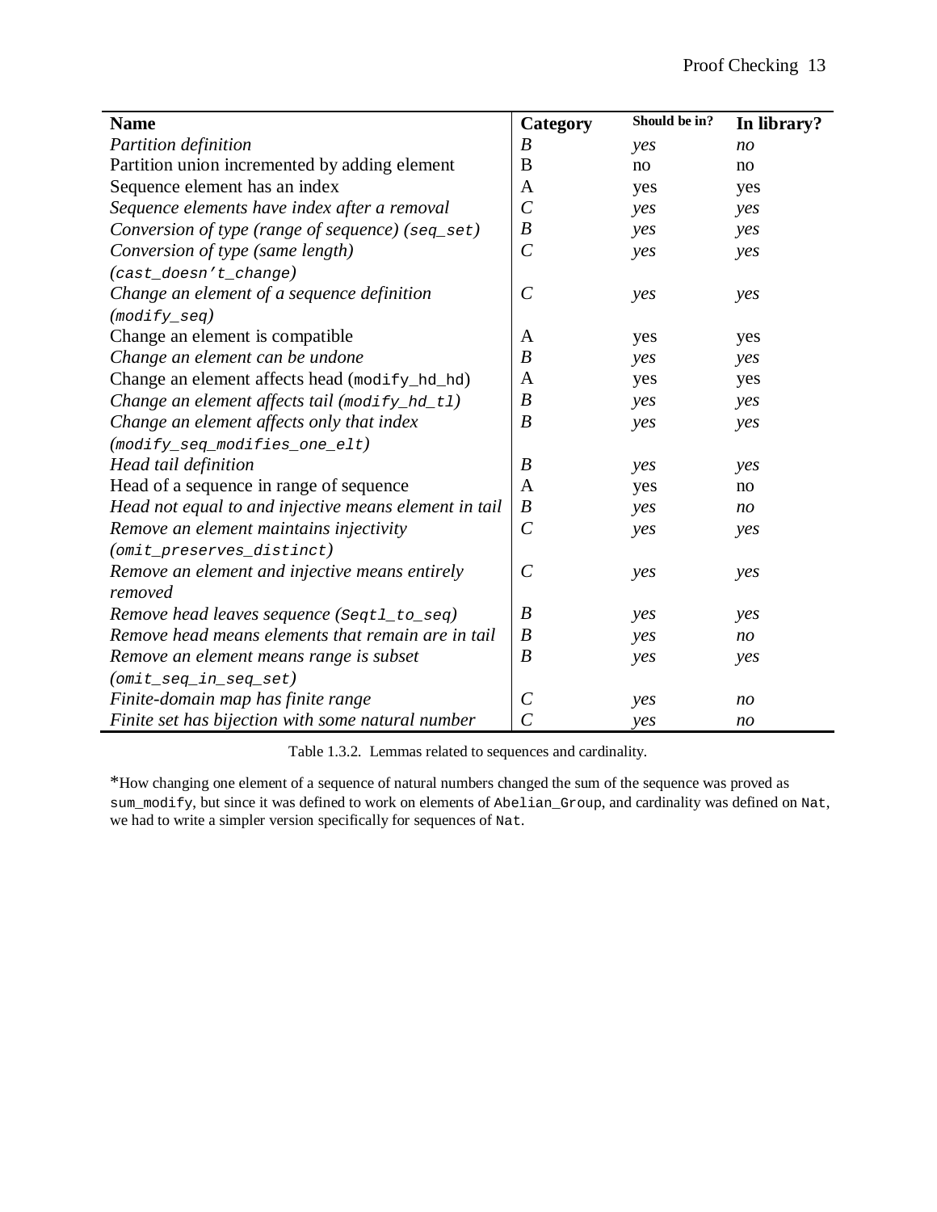| Name | Category | Should be in? | In library? |
|---|---|---|---|
| *Partition definition* | *B* | *yes* | *no* |
| Partition union incremented by adding element | B | no | no |
| Sequence element has an index | A | yes | yes |
| *Sequence elements have index after a removal* | *C* | *yes* | *yes* |
| *Conversion of type (range of sequence) (`seq_set`)* | *B* | *yes* | *yes* |
| *Conversion of type (same length) (`cast_doesn't_change`)* | *C* | *yes* | *yes* |
| *Change an element of a sequence definition (`modify_seq`)* | *C* | *yes* | *yes* |
| Change an element is compatible | A | yes | yes |
| *Change an element can be undone* | *B* | *yes* | *yes* |
| Change an element affects head (`modify_hd_hd`) | A | yes | yes |
| *Change an element affects tail (`modify_hd_tl`)* | *B* | *yes* | *yes* |
| *Change an element affects only that index (`modify_seq_modifies_one_elt`)* | *B* | *yes* | *yes* |
| *Head tail definition* | *B* | *yes* | *yes* |
| Head of a sequence in range of sequence | A | yes | no |
| *Head not equal to and injective means element in tail* | *B* | *yes* | *no* |
| *Remove an element maintains injectivity (`omit_preserves_distinct`)* | *C* | *yes* | *yes* |
| *Remove an element and injective means entirely removed* | *C* | *yes* | *yes* |
| *Remove head leaves sequence (`Seqtl_to_seq`)* | *B* | *yes* | *yes* |
| *Remove head means elements that remain are in tail* | *B* | *yes* | *no* |
| *Remove an element means range is subset (`omit_seq_in_seq_set`)* | *B* | *yes* | *yes* |
| *Finite-domain map has finite range* | *C* | *yes* | *no* |
| *Finite set has bijection with some natural number* | *C* | *yes* | *no* |

Table 1.3.2. Lemmas related to sequences and cardinality.

*How changing one element of a sequence of natural numbers changed the sum of the sequence was proved as `sum_modify`, but since it was defined to work on elements of `Abelian_Group`, and cardinality was defined on `Nat`, we had to write a simpler version specifically for sequences of `Nat`.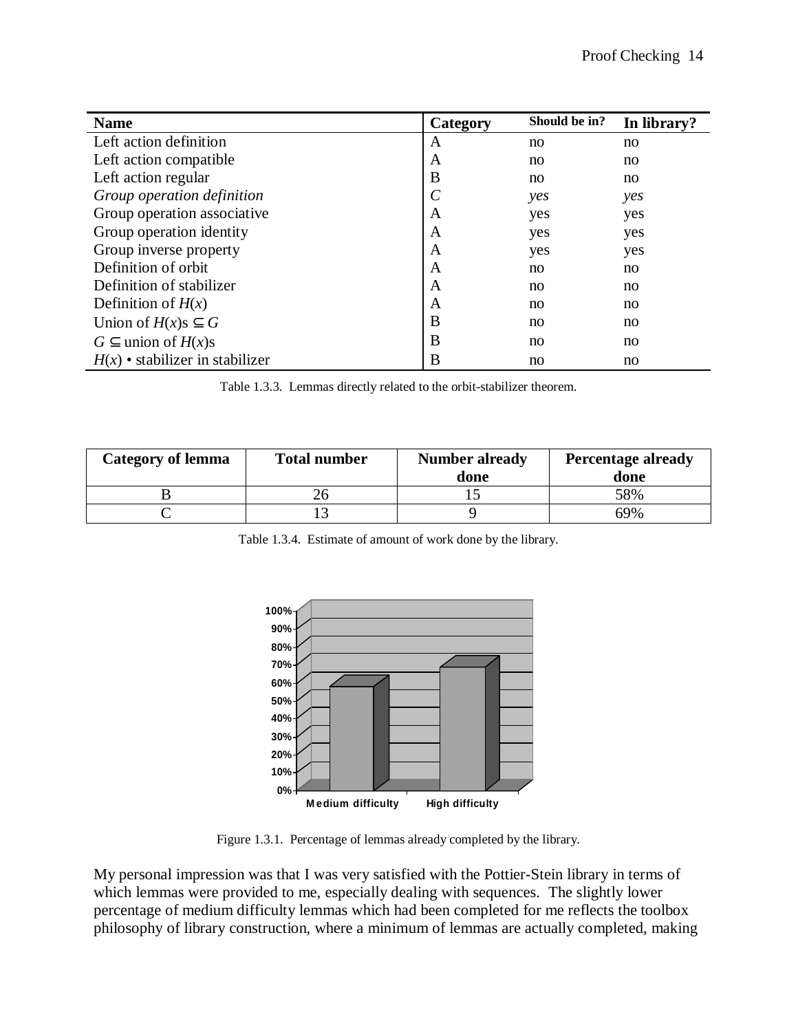| Name | Category | Should be in? | In library? |
|---|---|---|---|
| Left action definition | A | no | no |
| Left action compatible | A | no | no |
| Left action regular | B | no | no |
| *Group operation definition* | *C* | *yes* | *yes* |
| Group operation associative | A | yes | yes |
| Group operation identity | A | yes | yes |
| Group inverse property | A | yes | yes |
| Definition of orbit | A | no | no |
| Definition of stabilizer | A | no | no |
| Definition of $H(x)$ | A | no | no |
| Union of $H(x)$s $\subseteq G$ | B | no | no |
| $G \subseteq$ union of $H(x)$s | B | no | no |
| $H(x) \bullet$ stabilizer in stabilizer | B | no | no |

Table 1.3.3. Lemmas directly related to the orbit-stabilizer theorem.

| Category of lemma | Total number | Number already done | Percentage already done |
|---|---|---|---|
| B | 26 | 15 | 58% |
| C | 13 | 9 | 69% |

Table 1.3.4. Estimate of amount of work done by the library.

| | Medium difficulty | High difficulty |
|---|---|---|
| Percentage completed | 58% | 69% |

Figure 1.3.1. Percentage of lemmas already completed by the library.

My personal impression was that I was very satisfied with the Pottier-Stein library in terms of which lemmas were provided to me, especially dealing with sequences. The slightly lower percentage of medium difficulty lemmas which had been completed for me reflects the toolbox philosophy of library construction, where a minimum of lemmas are actually completed, making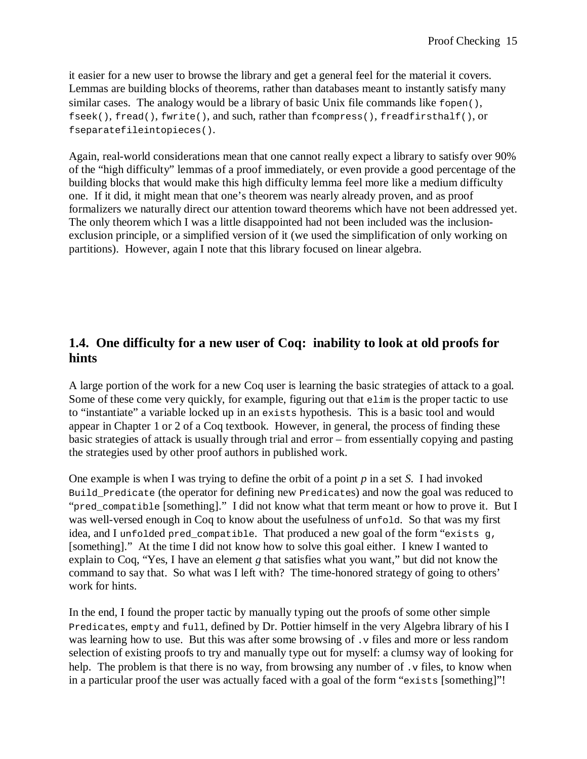it easier for a new user to browse the library and get a general feel for the material it covers. Lemmas are building blocks of theorems, rather than databases meant to instantly satisfy many similar cases. The analogy would be a library of basic Unix file commands like `fopen()`, `fseek()`, `fread()`, `fwrite()`, and such, rather than `fcompress()`, `freadfirsthalf()`, or `fseparatefileintopieces()`.

Again, real-world considerations mean that one cannot really expect a library to satisfy over 90% of the "high difficulty" lemmas of a proof immediately, or even provide a good percentage of the building blocks that would make this high difficulty lemma feel more like a medium difficulty one. If it did, it might mean that one's theorem was nearly already proven, and as proof formalizers we naturally direct our attention toward theorems which have not been addressed yet. The only theorem which I was a little disappointed had not been included was the inclusion-exclusion principle, or a simplified version of it (we used the simplification of only working on partitions). However, again I note that this library focused on linear algebra.

## 1.4. One difficulty for a new user of Coq: inability to look at old proofs for hints

A large portion of the work for a new Coq user is learning the basic strategies of attack to a goal. Some of these come very quickly, for example, figuring out that `elim` is the proper tactic to use to "instantiate" a variable locked up in an `exists` hypothesis. This is a basic tool and would appear in Chapter 1 or 2 of a Coq textbook. However, in general, the process of finding these basic strategies of attack is usually through trial and error – from essentially copying and pasting the strategies used by other proof authors in published work.

One example is when I was trying to define the orbit of a point *p* in a set *S*. I had invoked `Build_Predicate` (the operator for defining new `Predicates`) and now the goal was reduced to "`pred_compatible` [something]." I did not know what that term meant or how to prove it. But I was well-versed enough in Coq to know about the usefulness of `unfold`. So that was my first idea, and I `unfolded` `pred_compatible`. That produced a new goal of the form "`exists g,` [something]." At the time I did not know how to solve this goal either. I knew I wanted to explain to Coq, "Yes, I have an element *g* that satisfies what you want," but did not know the command to say that. So what was I left with? The time-honored strategy of going to others' work for hints.

In the end, I found the proper tactic by manually typing out the proofs of some other simple `Predicates`, `empty` and `full`, defined by Dr. Pottier himself in the very Algebra library of his I was learning how to use. But this was after some browsing of `.v` files and more or less random selection of existing proofs to try and manually type out for myself: a clumsy way of looking for help. The problem is that there is no way, from browsing any number of `.v` files, to know when in a particular proof the user was actually faced with a goal of the form "`exists` [something]"!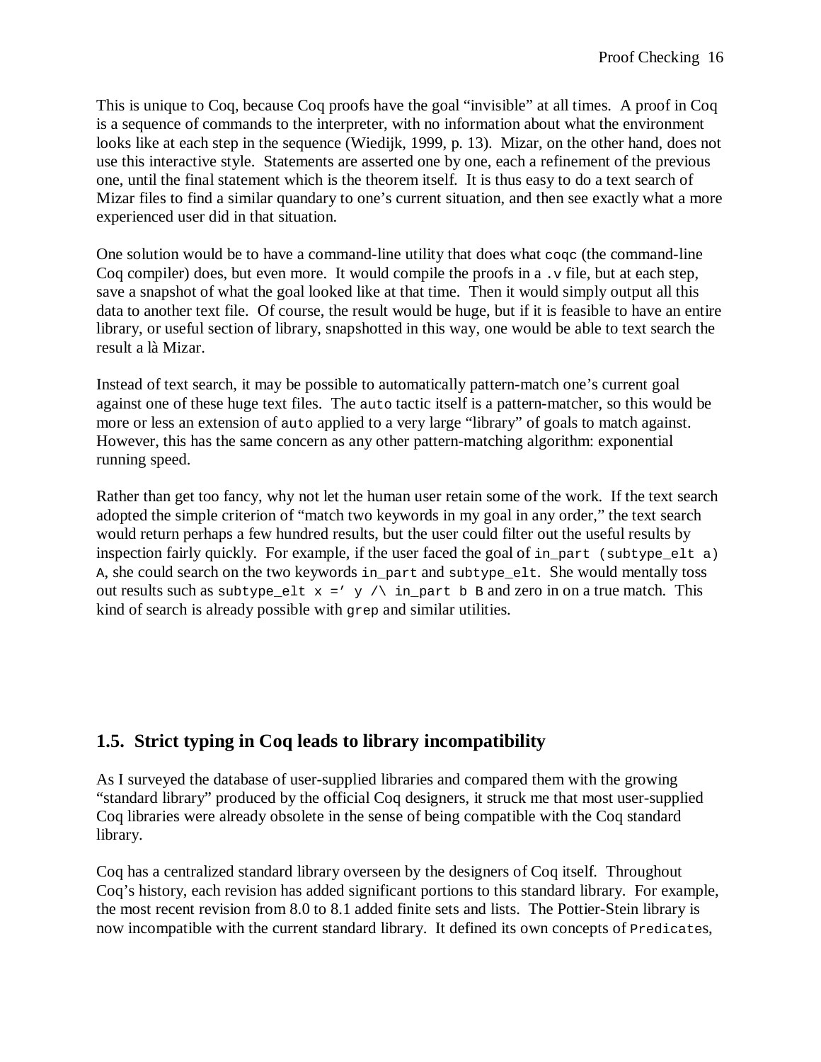This is unique to Coq, because Coq proofs have the goal "invisible" at all times. A proof in Coq is a sequence of commands to the interpreter, with no information about what the environment looks like at each step in the sequence (Wiedijk, 1999, p. 13). Mizar, on the other hand, does not use this interactive style. Statements are asserted one by one, each a refinement of the previous one, until the final statement which is the theorem itself. It is thus easy to do a text search of Mizar files to find a similar quandary to one's current situation, and then see exactly what a more experienced user did in that situation.

One solution would be to have a command-line utility that does what `coqc` (the command-line Coq compiler) does, but even more. It would compile the proofs in a `.v` file, but at each step, save a snapshot of what the goal looked like at that time. Then it would simply output all this data to another text file. Of course, the result would be huge, but if it is feasible to have an entire library, or useful section of library, snapshotted in this way, one would be able to text search the result a là Mizar.

Instead of text search, it may be possible to automatically pattern-match one's current goal against one of these huge text files. The `auto` tactic itself is a pattern-matcher, so this would be more or less an extension of `auto` applied to a very large "library" of goals to match against. However, this has the same concern as any other pattern-matching algorithm: exponential running speed.

Rather than get too fancy, why not let the human user retain some of the work. If the text search adopted the simple criterion of "match two keywords in my goal in any order," the text search would return perhaps a few hundred results, but the user could filter out the useful results by inspection fairly quickly. For example, if the user faced the goal of `in_part (subtype_elt a) A`, she could search on the two keywords `in_part` and `subtype_elt`. She would mentally toss out results such as `subtype_elt x =' y /\ in_part b B` and zero in on a true match. This kind of search is already possible with `grep` and similar utilities.

## 1.5. Strict typing in Coq leads to library incompatibility

As I surveyed the database of user-supplied libraries and compared them with the growing "standard library" produced by the official Coq designers, it struck me that most user-supplied Coq libraries were already obsolete in the sense of being compatible with the Coq standard library.

Coq has a centralized standard library overseen by the designers of Coq itself. Throughout Coq's history, each revision has added significant portions to this standard library. For example, the most recent revision from 8.0 to 8.1 added finite sets and lists. The Pottier-Stein library is now incompatible with the current standard library. It defined its own concepts of `Predicates`,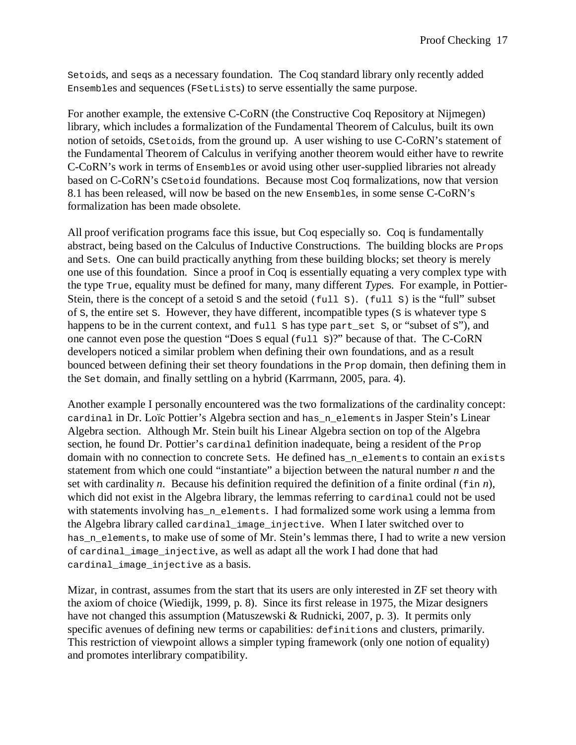`Setoid`s, and `seq`s as a necessary foundation. The Coq standard library only recently added `Ensemble`s and sequences (`FSetList`s) to serve essentially the same purpose.

For another example, the extensive C-CoRN (the Constructive Coq Repository at Nijmegen) library, which includes a formalization of the Fundamental Theorem of Calculus, built its own notion of setoids, `CSetoid`s, from the ground up. A user wishing to use C-CoRN's statement of the Fundamental Theorem of Calculus in verifying another theorem would either have to rewrite C-CoRN's work in terms of `Ensemble`s or avoid using other user-supplied libraries not already based on C-CoRN's `CSetoid` foundations. Because most Coq formalizations, now that version 8.1 has been released, will now be based on the new `Ensemble`s, in some sense C-CoRN's formalization has been made obsolete.

All proof verification programs face this issue, but Coq especially so. Coq is fundamentally abstract, being based on the Calculus of Inductive Constructions. The building blocks are `Prop`s and `Set`s. One can build practically anything from these building blocks; set theory is merely one use of this foundation. Since a proof in Coq is essentially equating a very complex type with the type `True`, equality must be defined for many, many different *Type*s. For example, in Pottier-Stein, there is the concept of a setoid `S` and the setoid `(full S)`. `(full S)` is the "full" subset of `S`, the entire set `S`. However, they have different, incompatible types (`S` is whatever type `S` happens to be in the current context, and `full S` has type `part_set S`, or "subset of `S`"), and one cannot even pose the question "Does `S` equal (`full S`)?" because of that. The C-CoRN developers noticed a similar problem when defining their own foundations, and as a result bounced between defining their set theory foundations in the `Prop` domain, then defining them in the `Set` domain, and finally settling on a hybrid (Karrmann, 2005, para. 4).

Another example I personally encountered was the two formalizations of the cardinality concept: `cardinal` in Dr. Loïc Pottier's Algebra section and `has_n_elements` in Jasper Stein's Linear Algebra section. Although Mr. Stein built his Linear Algebra section on top of the Algebra section, he found Dr. Pottier's `cardinal` definition inadequate, being a resident of the `Prop` domain with no connection to concrete `Set`s. He defined `has_n_elements` to contain an `exists` statement from which one could "instantiate" a bijection between the natural number *n* and the set with cardinality *n*. Because his definition required the definition of a finite ordinal (`fin` *n*), which did not exist in the Algebra library, the lemmas referring to `cardinal` could not be used with statements involving `has_n_elements`. I had formalized some work using a lemma from the Algebra library called `cardinal_image_injective`. When I later switched over to `has_n_elements`, to make use of some of Mr. Stein's lemmas there, I had to write a new version of `cardinal_image_injective`, as well as adapt all the work I had done that had `cardinal_image_injective` as a basis.

Mizar, in contrast, assumes from the start that its users are only interested in ZF set theory with the axiom of choice (Wiedijk, 1999, p. 8). Since its first release in 1975, the Mizar designers have not changed this assumption (Matuszewski & Rudnicki, 2007, p. 3). It permits only specific avenues of defining new terms or capabilities: `definitions` and clusters, primarily. This restriction of viewpoint allows a simpler typing framework (only one notion of equality) and promotes interlibrary compatibility.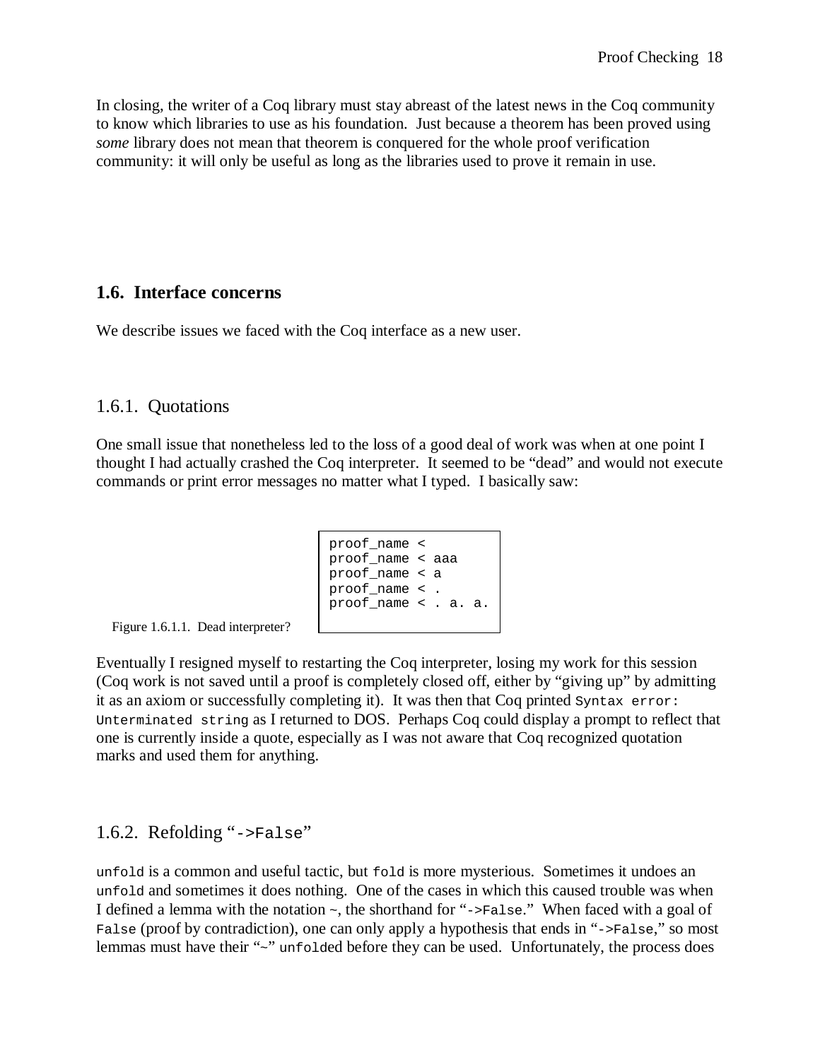In closing, the writer of a Coq library must stay abreast of the latest news in the Coq community to know which libraries to use as his foundation. Just because a theorem has been proved using *some* library does not mean that theorem is conquered for the whole proof verification community: it will only be useful as long as the libraries used to prove it remain in use.

## 1.6. Interface concerns

We describe issues we faced with the Coq interface as a new user.

### 1.6.1. Quotations

One small issue that nonetheless led to the loss of a good deal of work was when at one point I thought I had actually crashed the Coq interpreter. It seemed to be "dead" and would not execute commands or print error messages no matter what I typed. I basically saw:

```
proof_name <
proof_name < aaa
proof_name < a
proof_name < .
proof_name < . a. a.
```

Figure 1.6.1.1. Dead interpreter?

Eventually I resigned myself to restarting the Coq interpreter, losing my work for this session (Coq work is not saved until a proof is completely closed off, either by "giving up" by admitting it as an axiom or successfully completing it). It was then that Coq printed `Syntax error: Unterminated string` as I returned to DOS. Perhaps Coq could display a prompt to reflect that one is currently inside a quote, especially as I was not aware that Coq recognized quotation marks and used them for anything.

### 1.6.2. Refolding "`->False`"

`unfold` is a common and useful tactic, but `fold` is more mysterious. Sometimes it undoes an `unfold` and sometimes it does nothing. One of the cases in which this caused trouble was when I defined a lemma with the notation ~, the shorthand for "`->False`." When faced with a goal of `False` (proof by contradiction), one can only apply a hypothesis that ends in "`->False`," so most lemmas must have their "~" `unfold`ed before they can be used. Unfortunately, the process does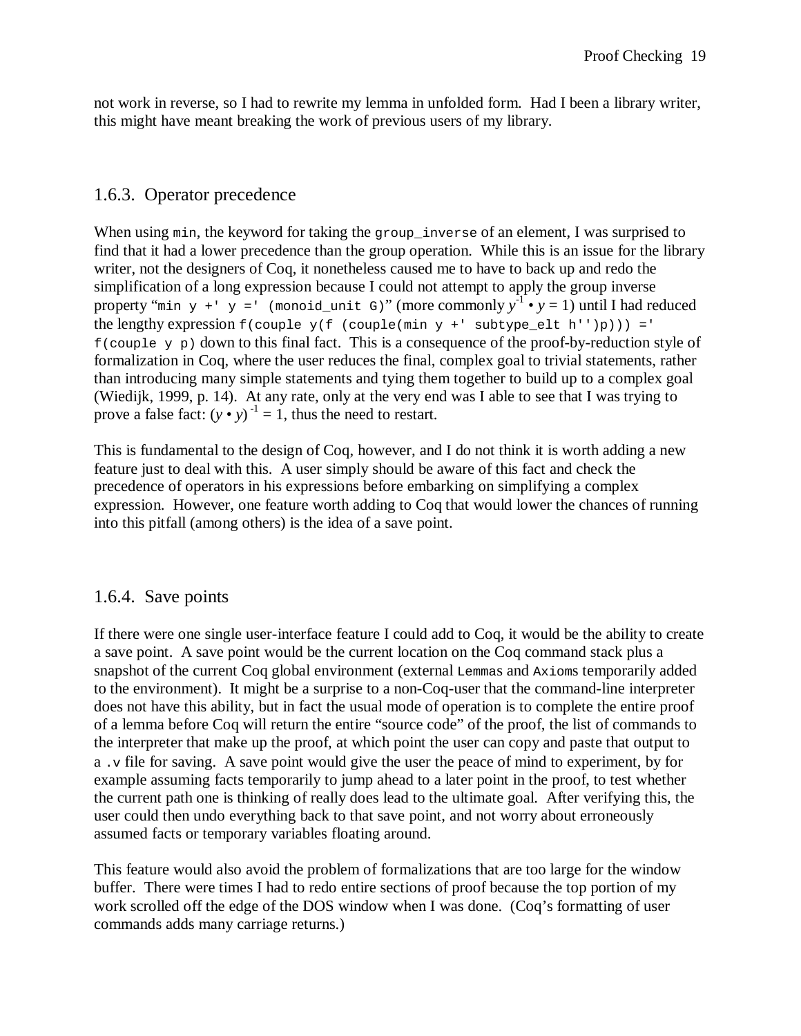not work in reverse, so I had to rewrite my lemma in unfolded form. Had I been a library writer, this might have meant breaking the work of previous users of my library.

### 1.6.3. Operator precedence

When using `min`, the keyword for taking the `group_inverse` of an element, I was surprised to find that it had a lower precedence than the group operation. While this is an issue for the library writer, not the designers of Coq, it nonetheless caused me to have to back up and redo the simplification of a long expression because I could not attempt to apply the group inverse property "`min y +' y =' (monoid_unit G)`" (more commonly $y^{-1} \bullet y = 1$) until I had reduced the lengthy expression `f(couple y(f (couple(min y +' subtype_elt h'')p))) =' f(couple y p)` down to this final fact. This is a consequence of the proof-by-reduction style of formalization in Coq, where the user reduces the final, complex goal to trivial statements, rather than introducing many simple statements and tying them together to build up to a complex goal (Wiedijk, 1999, p. 14). At any rate, only at the very end was I able to see that I was trying to prove a false fact: $(y \bullet y)^{-1} = 1$, thus the need to restart.

This is fundamental to the design of Coq, however, and I do not think it is worth adding a new feature just to deal with this. A user simply should be aware of this fact and check the precedence of operators in his expressions before embarking on simplifying a complex expression. However, one feature worth adding to Coq that would lower the chances of running into this pitfall (among others) is the idea of a save point.

### 1.6.4. Save points

If there were one single user-interface feature I could add to Coq, it would be the ability to create a save point. A save point would be the current location on the Coq command stack plus a snapshot of the current Coq global environment (external `Lemmas` and `Axioms` temporarily added to the environment). It might be a surprise to a non-Coq-user that the command-line interpreter does not have this ability, but in fact the usual mode of operation is to complete the entire proof of a lemma before Coq will return the entire "source code" of the proof, the list of commands to the interpreter that make up the proof, at which point the user can copy and paste that output to a `.v` file for saving. A save point would give the user the peace of mind to experiment, by for example assuming facts temporarily to jump ahead to a later point in the proof, to test whether the current path one is thinking of really does lead to the ultimate goal. After verifying this, the user could then undo everything back to that save point, and not worry about erroneously assumed facts or temporary variables floating around.

This feature would also avoid the problem of formalizations that are too large for the window buffer. There were times I had to redo entire sections of proof because the top portion of my work scrolled off the edge of the DOS window when I was done. (Coq's formatting of user commands adds many carriage returns.)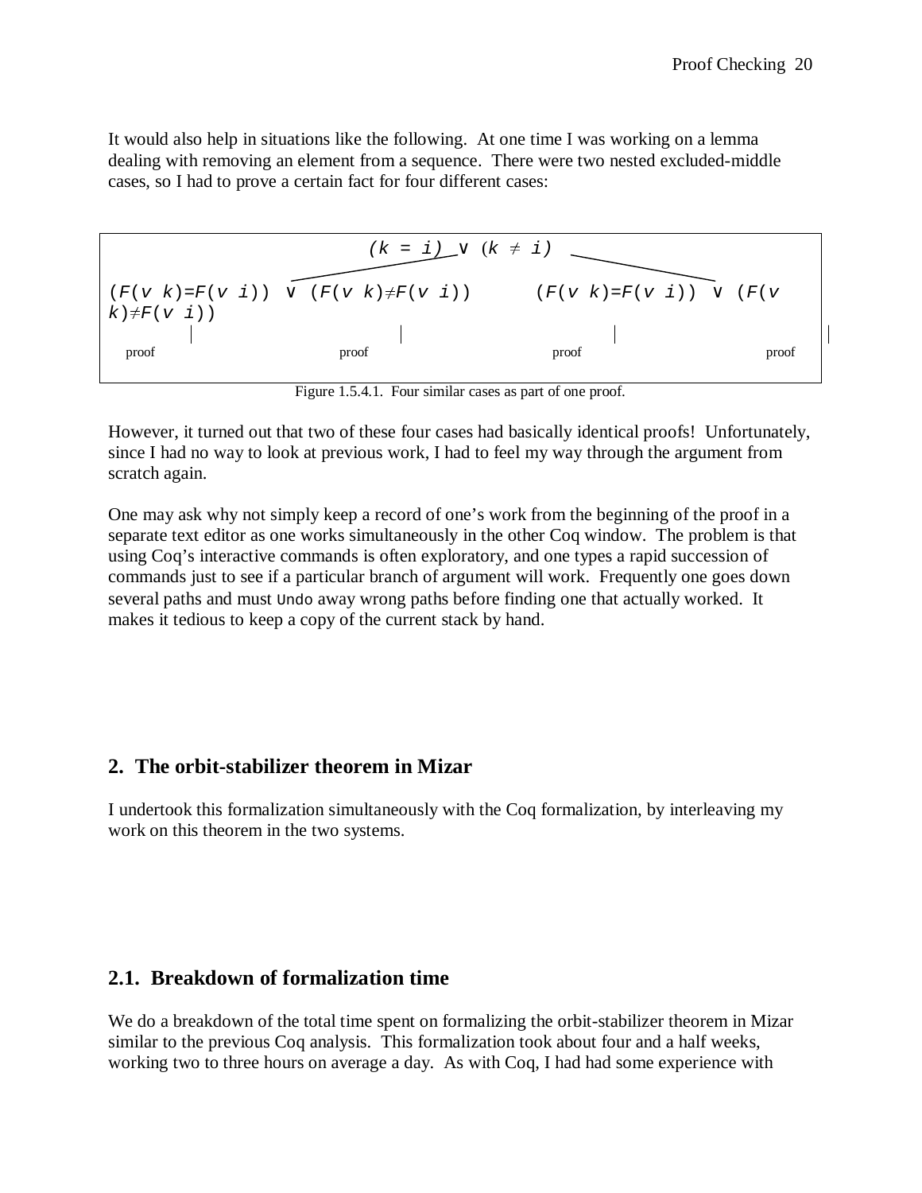It would also help in situations like the following. At one time I was working on a lemma dealing with removing an element from a sequence. There were two nested excluded-middle cases, so I had to prove a certain fact for four different cases:

```
                          (k = i) ∨ (k ≠ i)

(F(v k)=F(v i)) ∨ (F(v k)≠F(v i))      (F(v k)=F(v i)) ∨ (F(v k)≠F(v i))
      |                 |                     |                 |
    proof             proof                 proof             proof
```

Figure 1.5.4.1. Four similar cases as part of one proof.

However, it turned out that two of these four cases had basically identical proofs! Unfortunately, since I had no way to look at previous work, I had to feel my way through the argument from scratch again.

One may ask why not simply keep a record of one's work from the beginning of the proof in a separate text editor as one works simultaneously in the other Coq window. The problem is that using Coq's interactive commands is often exploratory, and one types a rapid succession of commands just to see if a particular branch of argument will work. Frequently one goes down several paths and must `Undo` away wrong paths before finding one that actually worked. It makes it tedious to keep a copy of the current stack by hand.

## 2. The orbit-stabilizer theorem in Mizar

I undertook this formalization simultaneously with the Coq formalization, by interleaving my work on this theorem in the two systems.

## 2.1. Breakdown of formalization time

We do a breakdown of the total time spent on formalizing the orbit-stabilizer theorem in Mizar similar to the previous Coq analysis. This formalization took about four and a half weeks, working two to three hours on average a day. As with Coq, I had had some experience with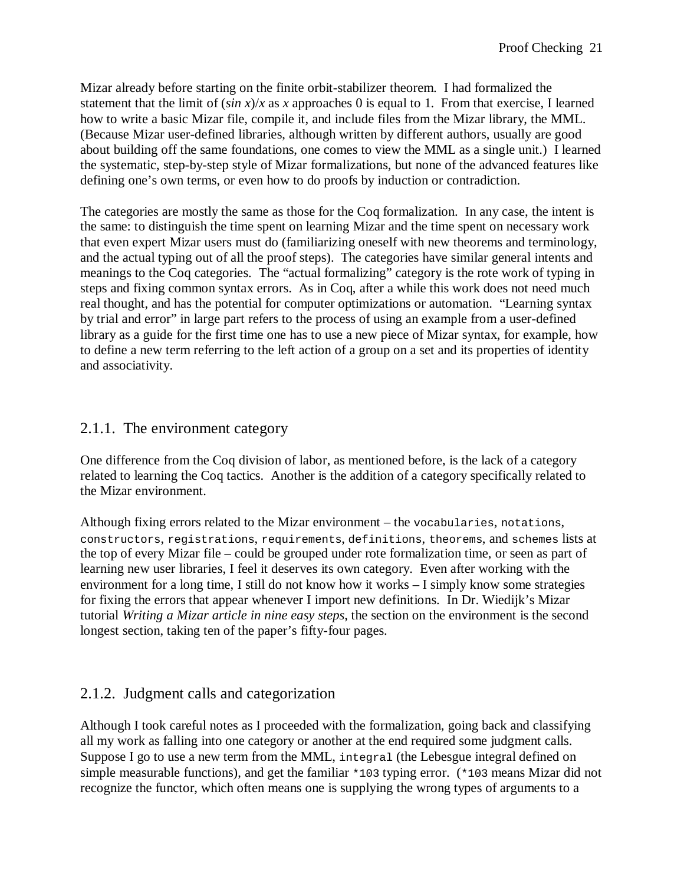Mizar already before starting on the finite orbit-stabilizer theorem. I had formalized the statement that the limit of (*sin x*)/*x* as *x* approaches 0 is equal to 1. From that exercise, I learned how to write a basic Mizar file, compile it, and include files from the Mizar library, the MML. (Because Mizar user-defined libraries, although written by different authors, usually are good about building off the same foundations, one comes to view the MML as a single unit.) I learned the systematic, step-by-step style of Mizar formalizations, but none of the advanced features like defining one's own terms, or even how to do proofs by induction or contradiction.

The categories are mostly the same as those for the Coq formalization. In any case, the intent is the same: to distinguish the time spent on learning Mizar and the time spent on necessary work that even expert Mizar users must do (familiarizing oneself with new theorems and terminology, and the actual typing out of all the proof steps). The categories have similar general intents and meanings to the Coq categories. The "actual formalizing" category is the rote work of typing in steps and fixing common syntax errors. As in Coq, after a while this work does not need much real thought, and has the potential for computer optimizations or automation. "Learning syntax by trial and error" in large part refers to the process of using an example from a user-defined library as a guide for the first time one has to use a new piece of Mizar syntax, for example, how to define a new term referring to the left action of a group on a set and its properties of identity and associativity.

### 2.1.1. The environment category

One difference from the Coq division of labor, as mentioned before, is the lack of a category related to learning the Coq tactics. Another is the addition of a category specifically related to the Mizar environment.

Although fixing errors related to the Mizar environment – the `vocabularies`, `notations`, `constructors`, `registrations`, `requirements`, `definitions`, `theorems`, and `schemes` lists at the top of every Mizar file – could be grouped under rote formalization time, or seen as part of learning new user libraries, I feel it deserves its own category. Even after working with the environment for a long time, I still do not know how it works – I simply know some strategies for fixing the errors that appear whenever I import new definitions. In Dr. Wiedijk's Mizar tutorial *Writing a Mizar article in nine easy steps*, the section on the environment is the second longest section, taking ten of the paper's fifty-four pages.

### 2.1.2. Judgment calls and categorization

Although I took careful notes as I proceeded with the formalization, going back and classifying all my work as falling into one category or another at the end required some judgment calls. Suppose I go to use a new term from the MML, `integral` (the Lebesgue integral defined on simple measurable functions), and get the familiar `*103` typing error. (`*103` means Mizar did not recognize the functor, which often means one is supplying the wrong types of arguments to a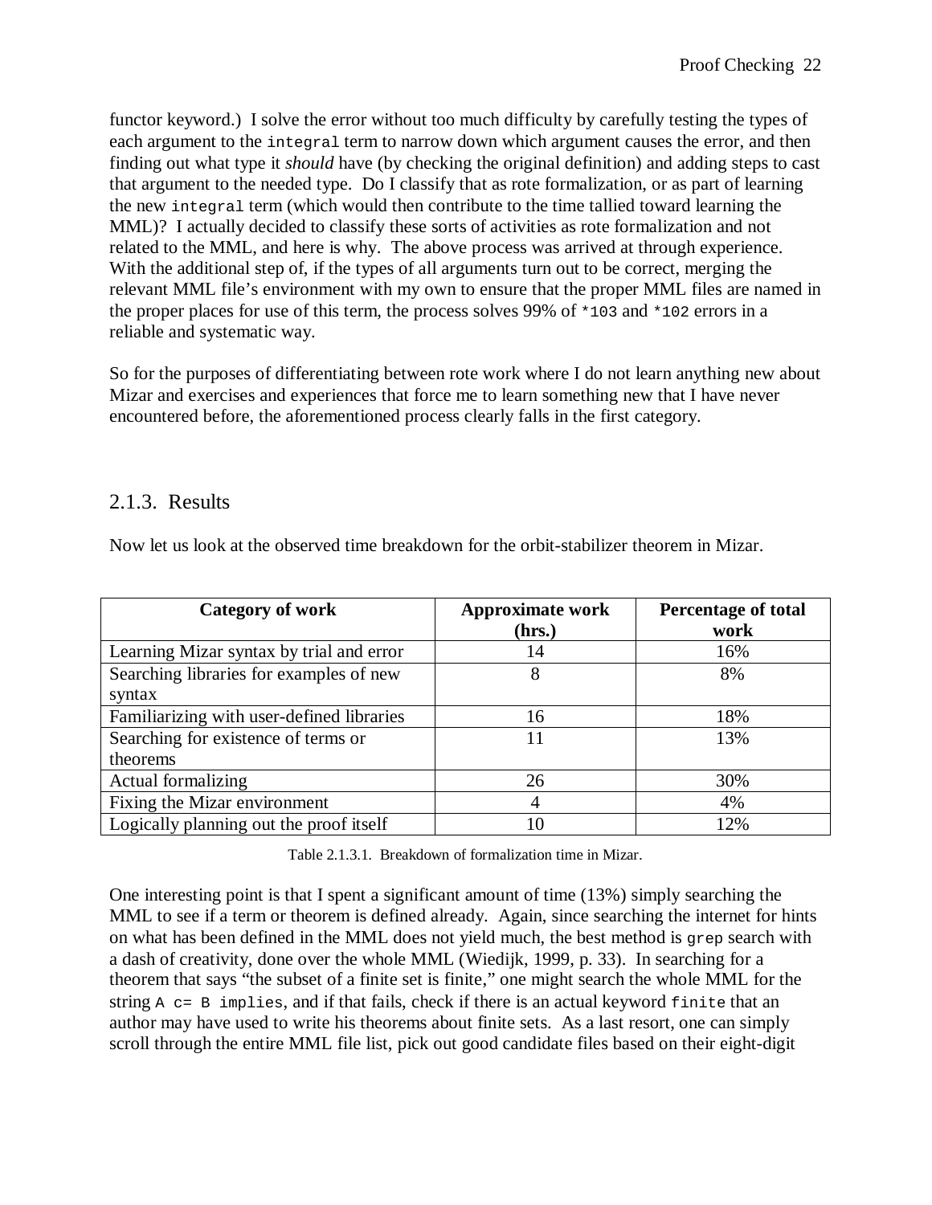functor keyword.) I solve the error without too much difficulty by carefully testing the types of each argument to the `integral` term to narrow down which argument causes the error, and then finding out what type it *should* have (by checking the original definition) and adding steps to cast that argument to the needed type. Do I classify that as rote formalization, or as part of learning the new `integral` term (which would then contribute to the time tallied toward learning the MML)? I actually decided to classify these sorts of activities as rote formalization and not related to the MML, and here is why. The above process was arrived at through experience. With the additional step of, if the types of all arguments turn out to be correct, merging the relevant MML file's environment with my own to ensure that the proper MML files are named in the proper places for use of this term, the process solves 99% of `*103` and `*102` errors in a reliable and systematic way.

So for the purposes of differentiating between rote work where I do not learn anything new about Mizar and exercises and experiences that force me to learn something new that I have never encountered before, the aforementioned process clearly falls in the first category.

## 2.1.3. Results

Now let us look at the observed time breakdown for the orbit-stabilizer theorem in Mizar.

| Category of work | Approximate work (hrs.) | Percentage of total work |
|---|---|---|
| Learning Mizar syntax by trial and error | 14 | 16% |
| Searching libraries for examples of new syntax | 8 | 8% |
| Familiarizing with user-defined libraries | 16 | 18% |
| Searching for existence of terms or theorems | 11 | 13% |
| Actual formalizing | 26 | 30% |
| Fixing the Mizar environment | 4 | 4% |
| Logically planning out the proof itself | 10 | 12% |

Table 2.1.3.1. Breakdown of formalization time in Mizar.

One interesting point is that I spent a significant amount of time (13%) simply searching the MML to see if a term or theorem is defined already. Again, since searching the internet for hints on what has been defined in the MML does not yield much, the best method is `grep` search with a dash of creativity, done over the whole MML (Wiedijk, 1999, p. 33). In searching for a theorem that says "the subset of a finite set is finite," one might search the whole MML for the string `A c= B implies`, and if that fails, check if there is an actual keyword `finite` that an author may have used to write his theorems about finite sets. As a last resort, one can simply scroll through the entire MML file list, pick out good candidate files based on their eight-digit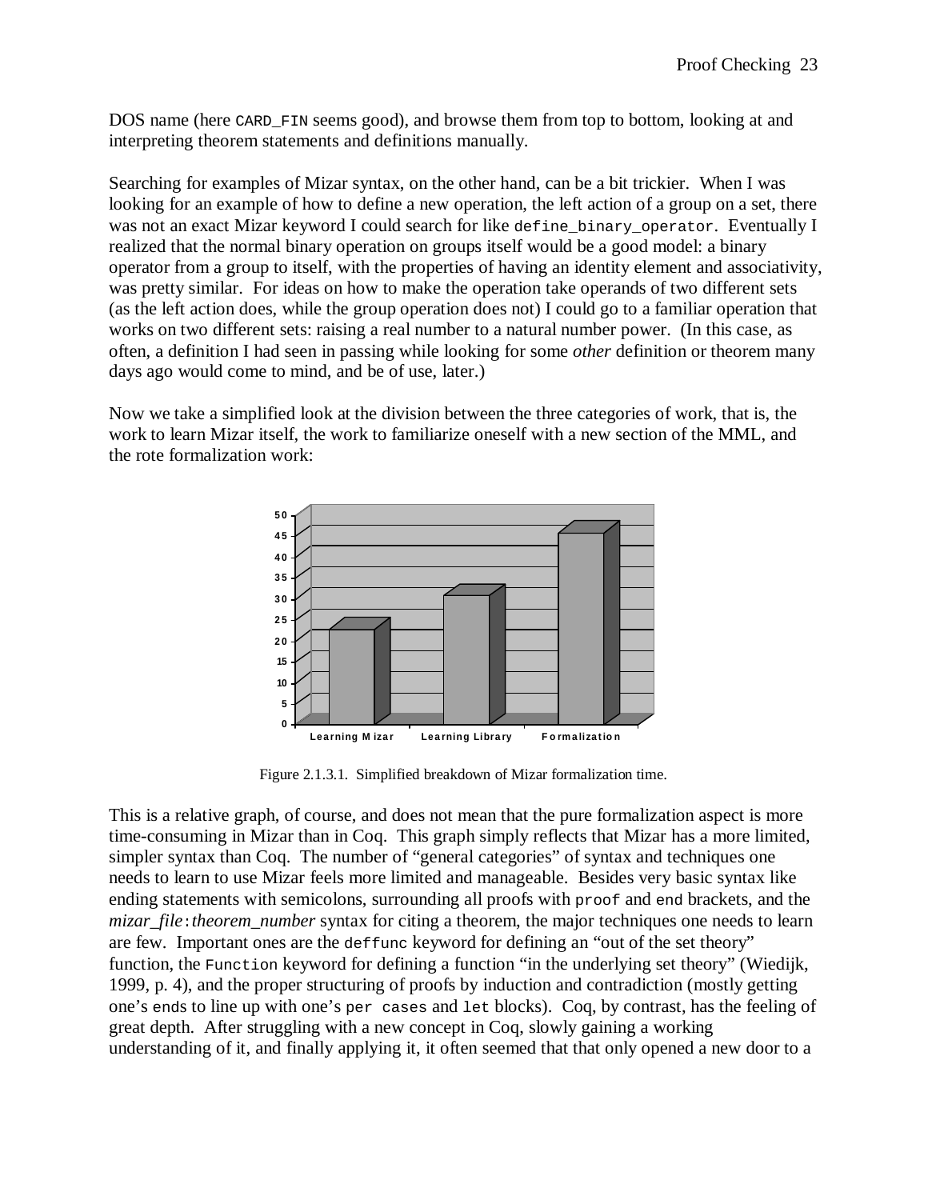DOS name (here `CARD_FIN` seems good), and browse them from top to bottom, looking at and interpreting theorem statements and definitions manually.

Searching for examples of Mizar syntax, on the other hand, can be a bit trickier. When I was looking for an example of how to define a new operation, the left action of a group on a set, there was not an exact Mizar keyword I could search for like `define_binary_operator`. Eventually I realized that the normal binary operation on groups itself would be a good model: a binary operator from a group to itself, with the properties of having an identity element and associativity, was pretty similar. For ideas on how to make the operation take operands of two different sets (as the left action does, while the group operation does not) I could go to a familiar operation that works on two different sets: raising a real number to a natural number power. (In this case, as often, a definition I had seen in passing while looking for some *other* definition or theorem many days ago would come to mind, and be of use, later.)

Now we take a simplified look at the division between the three categories of work, that is, the work to learn Mizar itself, the work to familiarize oneself with a new section of the MML, and the rote formalization work:

Figure 2.1.3.1. Simplified breakdown of Mizar formalization time.

This is a relative graph, of course, and does not mean that the pure formalization aspect is more time-consuming in Mizar than in Coq. This graph simply reflects that Mizar has a more limited, simpler syntax than Coq. The number of "general categories" of syntax and techniques one needs to learn to use Mizar feels more limited and manageable. Besides very basic syntax like ending statements with semicolons, surrounding all proofs with `proof` and `end` brackets, and the *mizar_file*:*theorem_number* syntax for citing a theorem, the major techniques one needs to learn are few. Important ones are the `deffunc` keyword for defining an "out of the set theory" function, the `Function` keyword for defining a function "in the underlying set theory" (Wiedijk, 1999, p. 4), and the proper structuring of proofs by induction and contradiction (mostly getting one's `end`s to line up with one's `per cases` and `let` blocks). Coq, by contrast, has the feeling of great depth. After struggling with a new concept in Coq, slowly gaining a working understanding of it, and finally applying it, it often seemed that that only opened a new door to a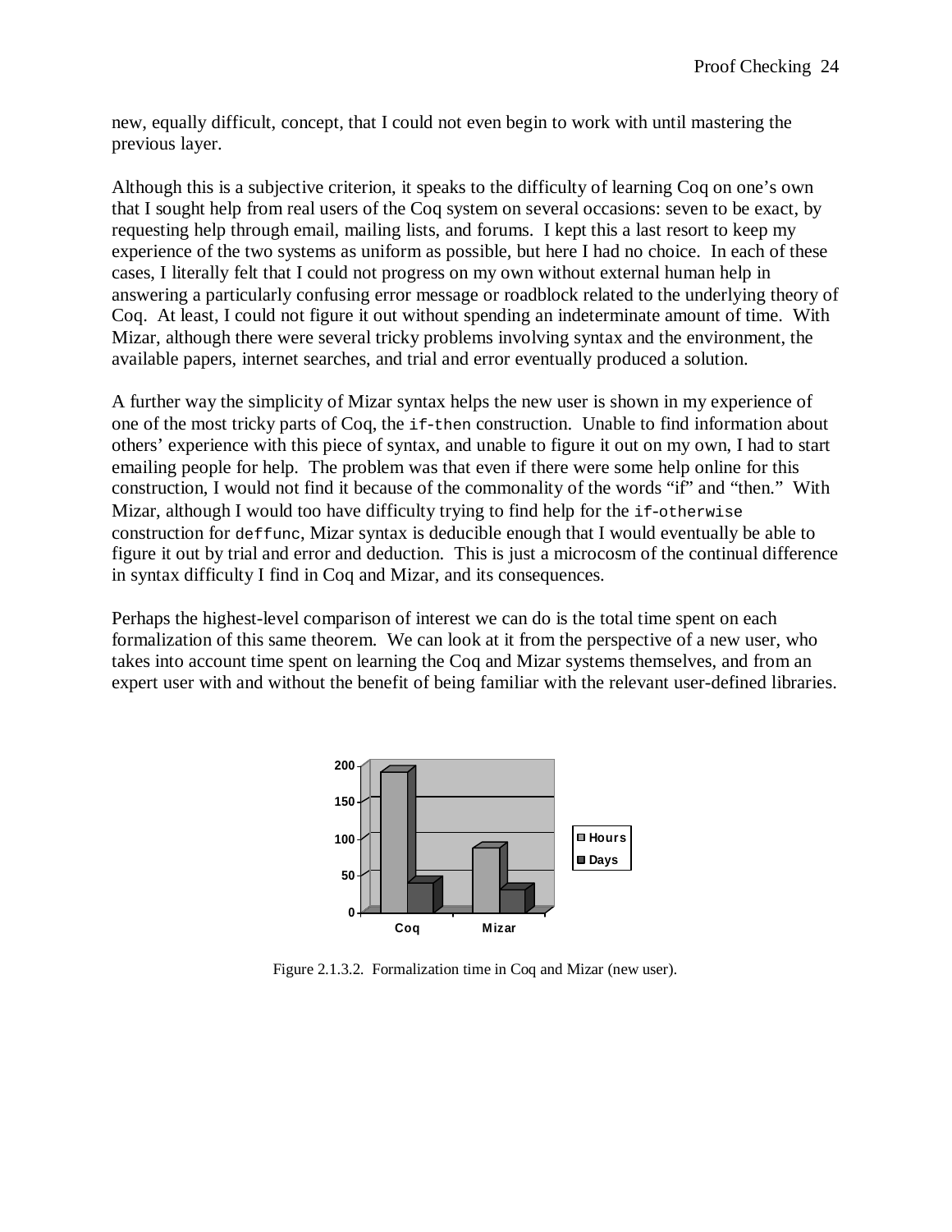new, equally difficult, concept, that I could not even begin to work with until mastering the previous layer.

Although this is a subjective criterion, it speaks to the difficulty of learning Coq on one's own that I sought help from real users of the Coq system on several occasions: seven to be exact, by requesting help through email, mailing lists, and forums. I kept this a last resort to keep my experience of the two systems as uniform as possible, but here I had no choice. In each of these cases, I literally felt that I could not progress on my own without external human help in answering a particularly confusing error message or roadblock related to the underlying theory of Coq. At least, I could not figure it out without spending an indeterminate amount of time. With Mizar, although there were several tricky problems involving syntax and the environment, the available papers, internet searches, and trial and error eventually produced a solution.

A further way the simplicity of Mizar syntax helps the new user is shown in my experience of one of the most tricky parts of Coq, the `if-then` construction. Unable to find information about others' experience with this piece of syntax, and unable to figure it out on my own, I had to start emailing people for help. The problem was that even if there were some help online for this construction, I would not find it because of the commonality of the words "if" and "then." With Mizar, although I would too have difficulty trying to find help for the `if-otherwise` construction for `deffunc`, Mizar syntax is deducible enough that I would eventually be able to figure it out by trial and error and deduction. This is just a microcosm of the continual difference in syntax difficulty I find in Coq and Mizar, and its consequences.

Perhaps the highest-level comparison of interest we can do is the total time spent on each formalization of this same theorem. We can look at it from the perspective of a new user, who takes into account time spent on learning the Coq and Mizar systems themselves, and from an expert user with and without the benefit of being familiar with the relevant user-defined libraries.

Figure 2.1.3.2. Formalization time in Coq and Mizar (new user).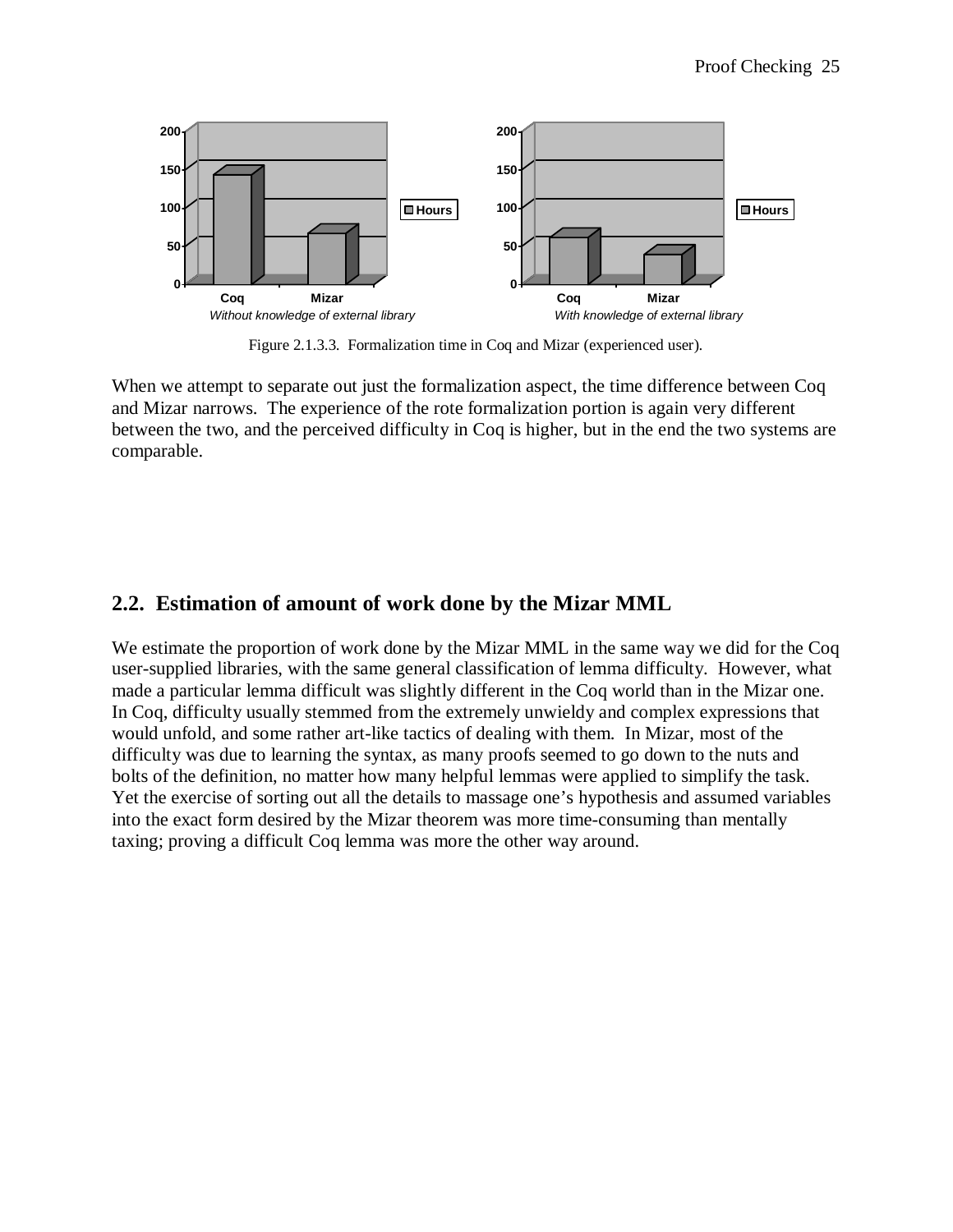Figure 2.1.3.3. Formalization time in Coq and Mizar (experienced user).

When we attempt to separate out just the formalization aspect, the time difference between Coq and Mizar narrows. The experience of the rote formalization portion is again very different between the two, and the perceived difficulty in Coq is higher, but in the end the two systems are comparable.

## 2.2. Estimation of amount of work done by the Mizar MML

We estimate the proportion of work done by the Mizar MML in the same way we did for the Coq user-supplied libraries, with the same general classification of lemma difficulty. However, what made a particular lemma difficult was slightly different in the Coq world than in the Mizar one. In Coq, difficulty usually stemmed from the extremely unwieldy and complex expressions that would unfold, and some rather art-like tactics of dealing with them. In Mizar, most of the difficulty was due to learning the syntax, as many proofs seemed to go down to the nuts and bolts of the definition, no matter how many helpful lemmas were applied to simplify the task. Yet the exercise of sorting out all the details to massage one's hypothesis and assumed variables into the exact form desired by the Mizar theorem was more time-consuming than mentally taxing; proving a difficult Coq lemma was more the other way around.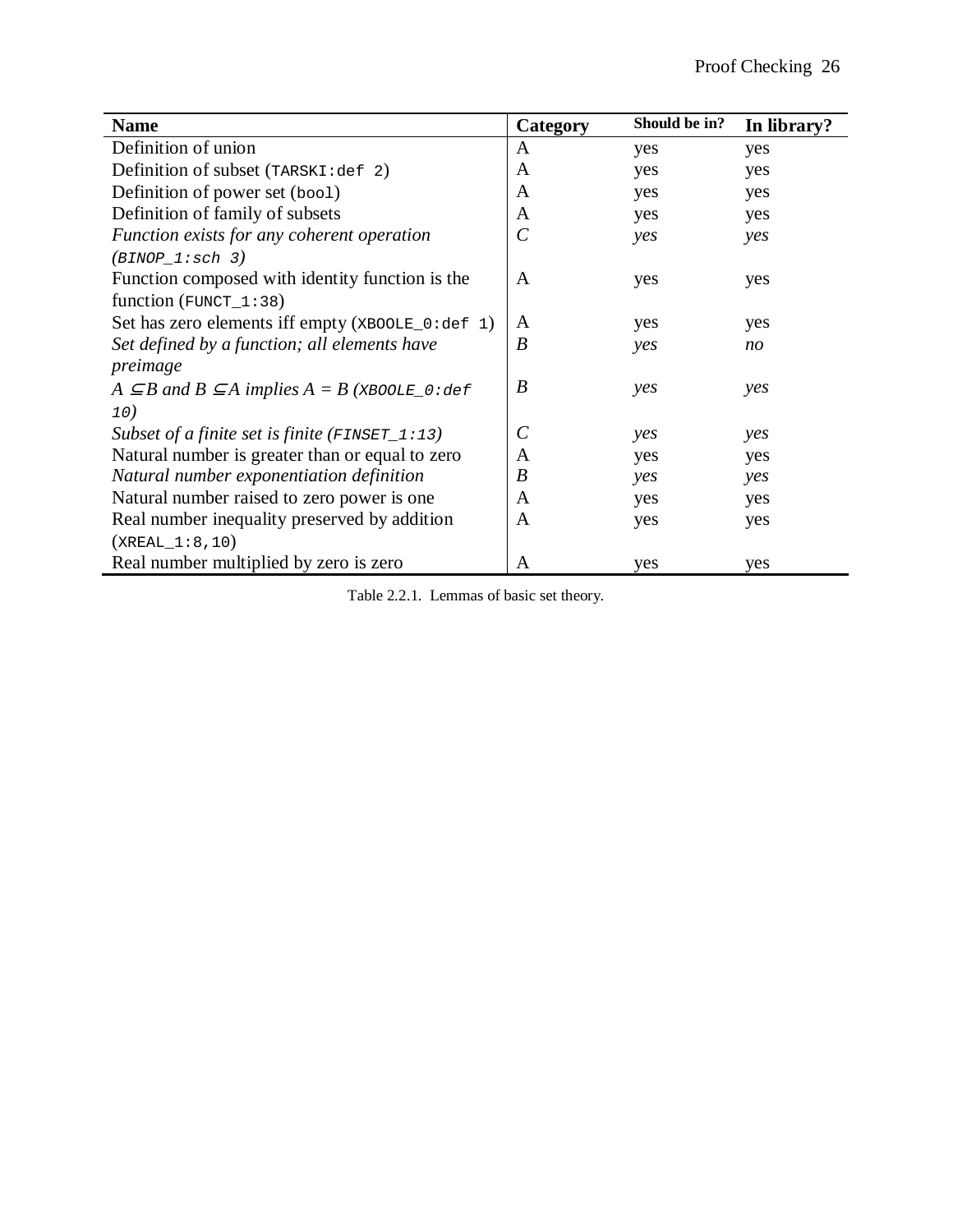| **Name** | **Category** | **Should be in?** | **In library?** |
|---|---|---|---|
| Definition of union | A | yes | yes |
| Definition of subset (`TARSKI:def 2`) | A | yes | yes |
| Definition of power set (`bool`) | A | yes | yes |
| Definition of family of subsets | A | yes | yes |
| *Function exists for any coherent operation (`BINOP_1:sch 3`)* | *C* | *yes* | *yes* |
| Function composed with identity function is the function (`FUNCT_1:38`) | A | yes | yes |
| Set has zero elements iff empty (`XBOOLE_0:def 1`) | A | yes | yes |
| *Set defined by a function; all elements have preimage* | *B* | *yes* | *no* |
| *$A \subseteq B$ and $B \subseteq A$ implies $A = B$ (`XBOOLE_0:def 10`)* | *B* | *yes* | *yes* |
| *Subset of a finite set is finite (`FINSET_1:13`)* | *C* | *yes* | *yes* |
| Natural number is greater than or equal to zero | A | yes | yes |
| *Natural number exponentiation definition* | *B* | *yes* | *yes* |
| Natural number raised to zero power is one | A | yes | yes |
| Real number inequality preserved by addition (`XREAL_1:8,10`) | A | yes | yes |
| Real number multiplied by zero is zero | A | yes | yes |

Table 2.2.1. Lemmas of basic set theory.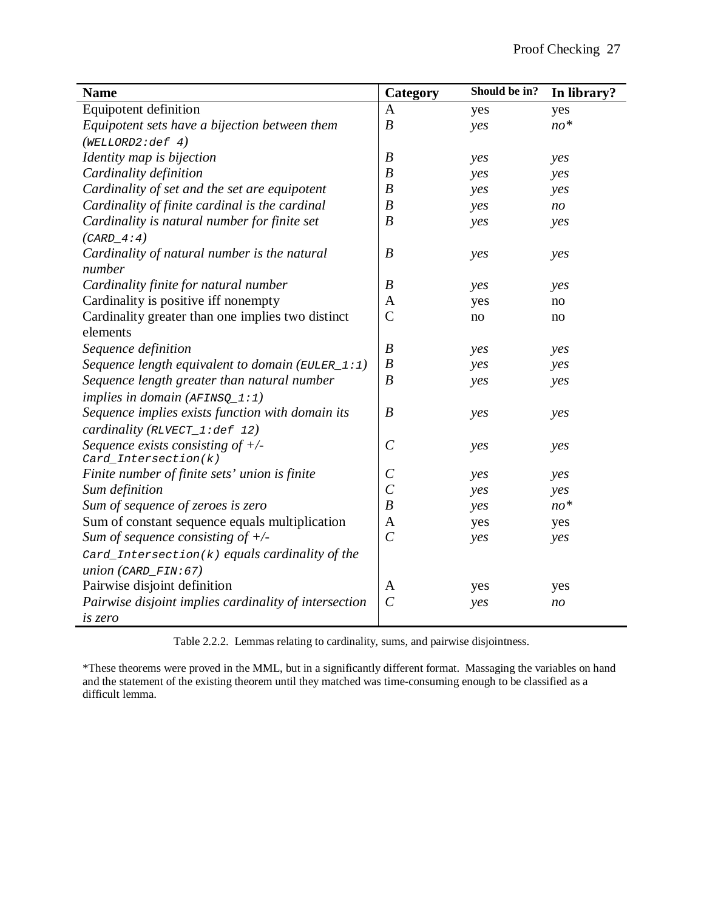| Name | Category | Should be in? | In library? |
|---|---|---|---|
| Equipotent definition | A | yes | yes |
| *Equipotent sets have a bijection between them (`WELLORD2:def 4`)* | *B* | *yes* | *no** |
| *Identity map is bijection* | *B* | *yes* | *yes* |
| *Cardinality definition* | *B* | *yes* | *yes* |
| *Cardinality of set and the set are equipotent* | *B* | *yes* | *yes* |
| *Cardinality of finite cardinal is the cardinal* | *B* | *yes* | *no* |
| *Cardinality is natural number for finite set (`CARD_4:4`)* | *B* | *yes* | *yes* |
| *Cardinality of natural number is the natural number* | *B* | *yes* | *yes* |
| *Cardinality finite for natural number* | *B* | *yes* | *yes* |
| Cardinality is positive iff nonempty | A | yes | no |
| Cardinality greater than one implies two distinct elements | C | no | no |
| *Sequence definition* | *B* | *yes* | *yes* |
| *Sequence length equivalent to domain (`EULER_1:1`)* | *B* | *yes* | *yes* |
| *Sequence length greater than natural number implies in domain (`AFINSQ_1:1`)* | *B* | *yes* | *yes* |
| *Sequence implies exists function with domain its cardinality (`RLVECT_1:def 12`)* | *B* | *yes* | *yes* |
| *Sequence exists consisting of +/- `Card_Intersection(k)`* | *C* | *yes* | *yes* |
| *Finite number of finite sets' union is finite* | *C* | *yes* | *yes* |
| *Sum definition* | *C* | *yes* | *yes* |
| *Sum of sequence of zeroes is zero* | *B* | *yes* | *no** |
| Sum of constant sequence equals multiplication | A | yes | yes |
| *Sum of sequence consisting of +/- `Card_Intersection(k)` equals cardinality of the union (`CARD_FIN:67`)* | *C* | *yes* | *yes* |
| Pairwise disjoint definition | A | yes | yes |
| *Pairwise disjoint implies cardinality of intersection is zero* | *C* | *yes* | *no* |

Table 2.2.2. Lemmas relating to cardinality, sums, and pairwise disjointness.

*These theorems were proved in the MML, but in a significantly different format. Massaging the variables on hand and the statement of the existing theorem until they matched was time-consuming enough to be classified as a difficult lemma.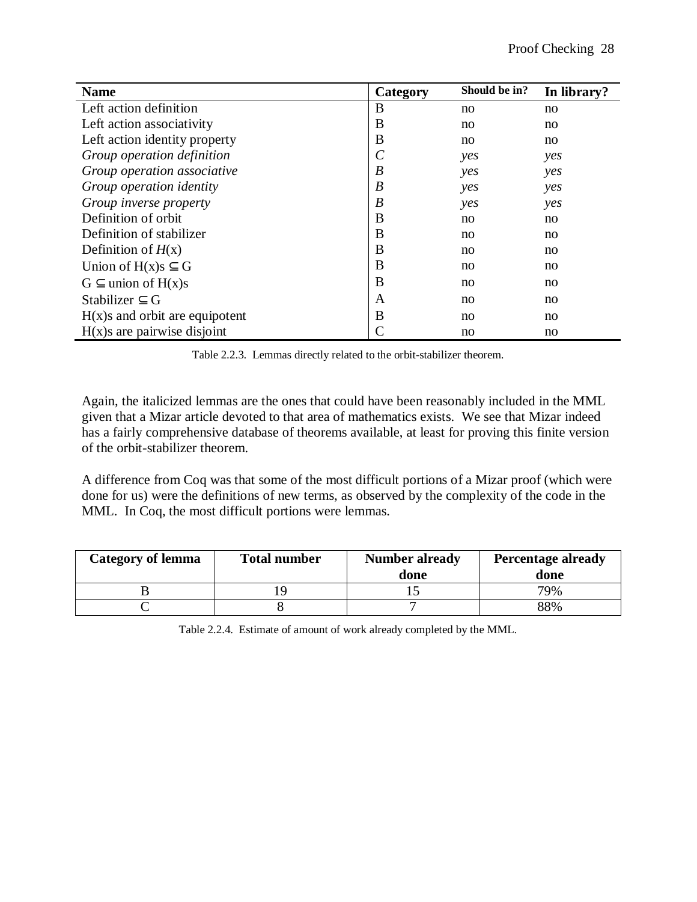| **Name** | **Category** | **Should be in?** | **In library?** |
|---|---|---|---|
| Left action definition | B | no | no |
| Left action associativity | B | no | no |
| Left action identity property | B | no | no |
| *Group operation definition* | *C* | *yes* | *yes* |
| *Group operation associative* | *B* | *yes* | *yes* |
| *Group operation identity* | *B* | *yes* | *yes* |
| *Group inverse property* | *B* | *yes* | *yes* |
| Definition of orbit | B | no | no |
| Definition of stabilizer | B | no | no |
| Definition of $H$(x) | B | no | no |
| Union of H(x)s $\subseteq$ G | B | no | no |
| G $\subseteq$ union of H(x)s | B | no | no |
| Stabilizer $\subseteq$ G | A | no | no |
| H(x)s and orbit are equipotent | B | no | no |
| H(x)s are pairwise disjoint | C | no | no |

Table 2.2.3. Lemmas directly related to the orbit-stabilizer theorem.

Again, the italicized lemmas are the ones that could have been reasonably included in the MML given that a Mizar article devoted to that area of mathematics exists. We see that Mizar indeed has a fairly comprehensive database of theorems available, at least for proving this finite version of the orbit-stabilizer theorem.

A difference from Coq was that some of the most difficult portions of a Mizar proof (which were done for us) were the definitions of new terms, as observed by the complexity of the code in the MML. In Coq, the most difficult portions were lemmas.

| **Category of lemma** | **Total number** | **Number already done** | **Percentage already done** |
|---|---|---|---|
| B | 19 | 15 | 79% |
| C | 8 | 7 | 88% |

Table 2.2.4. Estimate of amount of work already completed by the MML.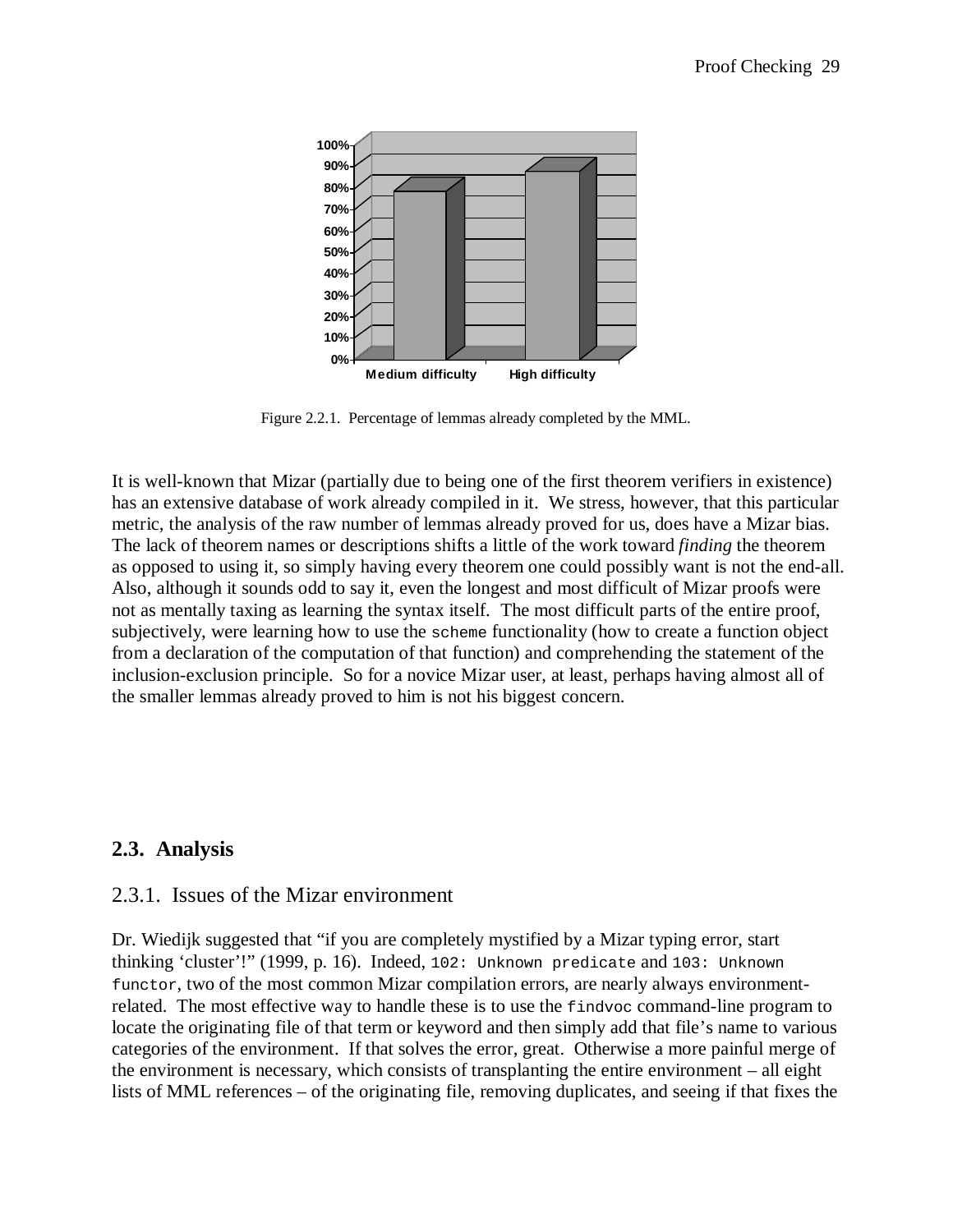Figure 2.2.1. Percentage of lemmas already completed by the MML.

It is well-known that Mizar (partially due to being one of the first theorem verifiers in existence) has an extensive database of work already compiled in it. We stress, however, that this particular metric, the analysis of the raw number of lemmas already proved for us, does have a Mizar bias. The lack of theorem names or descriptions shifts a little of the work toward *finding* the theorem as opposed to using it, so simply having every theorem one could possibly want is not the end-all. Also, although it sounds odd to say it, even the longest and most difficult of Mizar proofs were not as mentally taxing as learning the syntax itself. The most difficult parts of the entire proof, subjectively, were learning how to use the `scheme` functionality (how to create a function object from a declaration of the computation of that function) and comprehending the statement of the inclusion-exclusion principle. So for a novice Mizar user, at least, perhaps having almost all of the smaller lemmas already proved to him is not his biggest concern.

## 2.3. Analysis

### 2.3.1. Issues of the Mizar environment

Dr. Wiedijk suggested that "if you are completely mystified by a Mizar typing error, start thinking 'cluster'!" (1999, p. 16). Indeed, `102: Unknown predicate` and `103: Unknown functor`, two of the most common Mizar compilation errors, are nearly always environment-related. The most effective way to handle these is to use the `findvoc` command-line program to locate the originating file of that term or keyword and then simply add that file's name to various categories of the environment. If that solves the error, great. Otherwise a more painful merge of the environment is necessary, which consists of transplanting the entire environment – all eight lists of MML references – of the originating file, removing duplicates, and seeing if that fixes the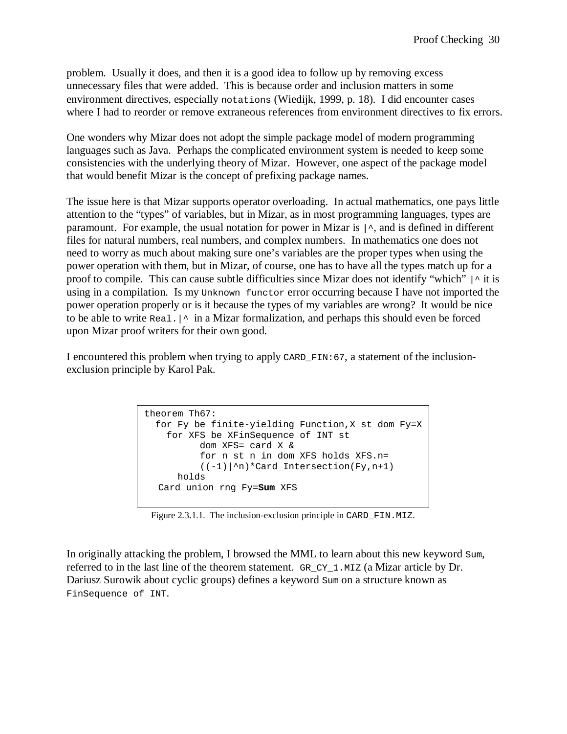problem. Usually it does, and then it is a good idea to follow up by removing excess unnecessary files that were added. This is because order and inclusion matters in some environment directives, especially `notations` (Wiedijk, 1999, p. 18). I did encounter cases where I had to reorder or remove extraneous references from environment directives to fix errors.

One wonders why Mizar does not adopt the simple package model of modern programming languages such as Java. Perhaps the complicated environment system is needed to keep some consistencies with the underlying theory of Mizar. However, one aspect of the package model that would benefit Mizar is the concept of prefixing package names.

The issue here is that Mizar supports operator overloading. In actual mathematics, one pays little attention to the “types” of variables, but in Mizar, as in most programming languages, types are paramount. For example, the usual notation for power in Mizar is `|^`, and is defined in different files for natural numbers, real numbers, and complex numbers. In mathematics one does not need to worry as much about making sure one’s variables are the proper types when using the power operation with them, but in Mizar, of course, one has to have all the types match up for a proof to compile. This can cause subtle difficulties since Mizar does not identify “which” `|^` it is using in a compilation. Is my `Unknown functor` error occurring because I have not imported the power operation properly or is it because the types of my variables are wrong? It would be nice to be able to write `Real.|^` in a Mizar formalization, and perhaps this should even be forced upon Mizar proof writers for their own good.

I encountered this problem when trying to apply `CARD_FIN:67`, a statement of the inclusion-exclusion principle by Karol Pak.

```
theorem Th67:
  for Fy be finite-yielding Function,X st dom Fy=X
    for XFS be XFinSequence of INT st
          dom XFS= card X &
          for n st n in dom XFS holds XFS.n=
          ((-1)|^n)*Card_Intersection(Fy,n+1)
      holds
   Card union rng Fy=Sum XFS
```

Figure 2.3.1.1. The inclusion-exclusion principle in `CARD_FIN.MIZ`.

In originally attacking the problem, I browsed the MML to learn about this new keyword `Sum`, referred to in the last line of the theorem statement. `GR_CY_1.MIZ` (a Mizar article by Dr. Dariusz Surowik about cyclic groups) defines a keyword `Sum` on a structure known as `FinSequence of INT`.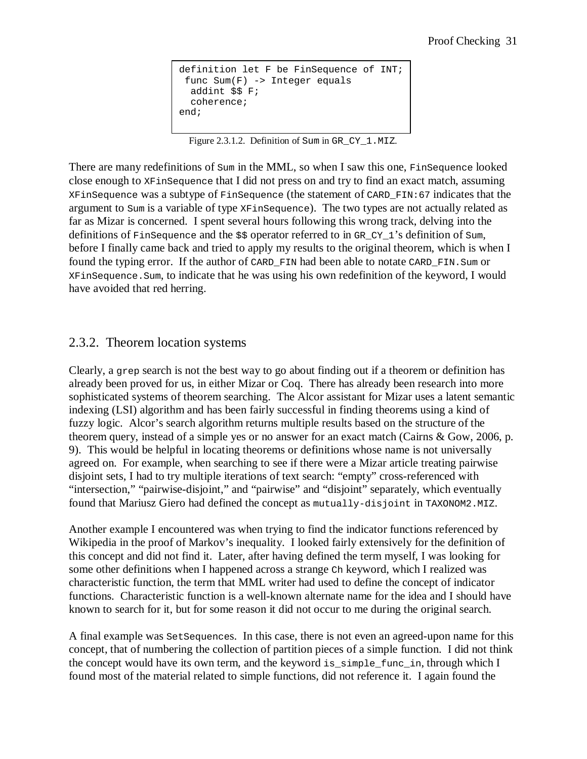```
definition let F be FinSequence of INT;
 func Sum(F) -> Integer equals
  addint $$ F;
  coherence;
end;
```

Figure 2.3.1.2. Definition of Sum in GR_CY_1.MIZ.

There are many redefinitions of Sum in the MML, so when I saw this one, FinSequence looked close enough to XFinSequence that I did not press on and try to find an exact match, assuming XFinSequence was a subtype of FinSequence (the statement of CARD_FIN:67 indicates that the argument to Sum is a variable of type XFinSequence). The two types are not actually related as far as Mizar is concerned. I spent several hours following this wrong track, delving into the definitions of FinSequence and the $$ operator referred to in GR_CY_1's definition of Sum, before I finally came back and tried to apply my results to the original theorem, which is when I found the typing error. If the author of CARD_FIN had been able to notate CARD_FIN.Sum or XFinSequence.Sum, to indicate that he was using his own redefinition of the keyword, I would have avoided that red herring.

## 2.3.2. Theorem location systems

Clearly, a grep search is not the best way to go about finding out if a theorem or definition has already been proved for us, in either Mizar or Coq. There has already been research into more sophisticated systems of theorem searching. The Alcor assistant for Mizar uses a latent semantic indexing (LSI) algorithm and has been fairly successful in finding theorems using a kind of fuzzy logic. Alcor's search algorithm returns multiple results based on the structure of the theorem query, instead of a simple yes or no answer for an exact match (Cairns & Gow, 2006, p. 9). This would be helpful in locating theorems or definitions whose name is not universally agreed on. For example, when searching to see if there were a Mizar article treating pairwise disjoint sets, I had to try multiple iterations of text search: "empty" cross-referenced with "intersection," "pairwise-disjoint," and "pairwise" and "disjoint" separately, which eventually found that Mariusz Giero had defined the concept as mutually-disjoint in TAXONOM2.MIZ.

Another example I encountered was when trying to find the indicator functions referenced by Wikipedia in the proof of Markov's inequality. I looked fairly extensively for the definition of this concept and did not find it. Later, after having defined the term myself, I was looking for some other definitions when I happened across a strange Ch keyword, which I realized was characteristic function, the term that MML writer had used to define the concept of indicator functions. Characteristic function is a well-known alternate name for the idea and I should have known to search for it, but for some reason it did not occur to me during the original search.

A final example was SetSequences. In this case, there is not even an agreed-upon name for this concept, that of numbering the collection of partition pieces of a simple function. I did not think the concept would have its own term, and the keyword is_simple_func_in, through which I found most of the material related to simple functions, did not reference it. I again found the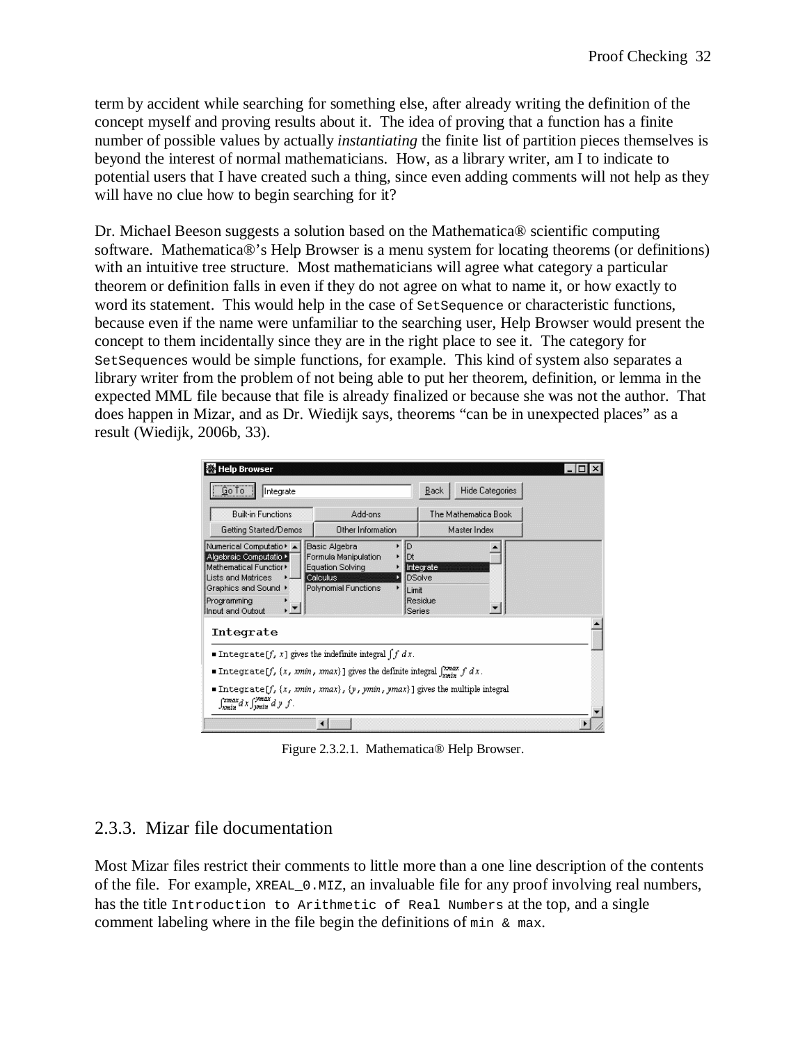term by accident while searching for something else, after already writing the definition of the concept myself and proving results about it. The idea of proving that a function has a finite number of possible values by actually *instantiating* the finite list of partition pieces themselves is beyond the interest of normal mathematicians. How, as a library writer, am I to indicate to potential users that I have created such a thing, since even adding comments will not help as they will have no clue how to begin searching for it?

Dr. Michael Beeson suggests a solution based on the Mathematica® scientific computing software. Mathematica®'s Help Browser is a menu system for locating theorems (or definitions) with an intuitive tree structure. Most mathematicians will agree what category a particular theorem or definition falls in even if they do not agree on what to name it, or how exactly to word its statement. This would help in the case of `SetSequence` or characteristic functions, because even if the name were unfamiliar to the searching user, Help Browser would present the concept to them incidentally since they are in the right place to see it. The category for `SetSequences` would be simple functions, for example. This kind of system also separates a library writer from the problem of not being able to put her theorem, definition, or lemma in the expected MML file because that file is already finalized or because she was not the author. That does happen in Mizar, and as Dr. Wiedijk says, theorems "can be in unexpected places" as a result (Wiedijk, 2006b, 33).

Figure 2.3.2.1. Mathematica® Help Browser.

## 2.3.3. Mizar file documentation

Most Mizar files restrict their comments to little more than a one line description of the contents of the file. For example, `XREAL_0.MIZ`, an invaluable file for any proof involving real numbers, has the title `Introduction to Arithmetic of Real Numbers` at the top, and a single comment labeling where in the file begin the definitions of `min & max`.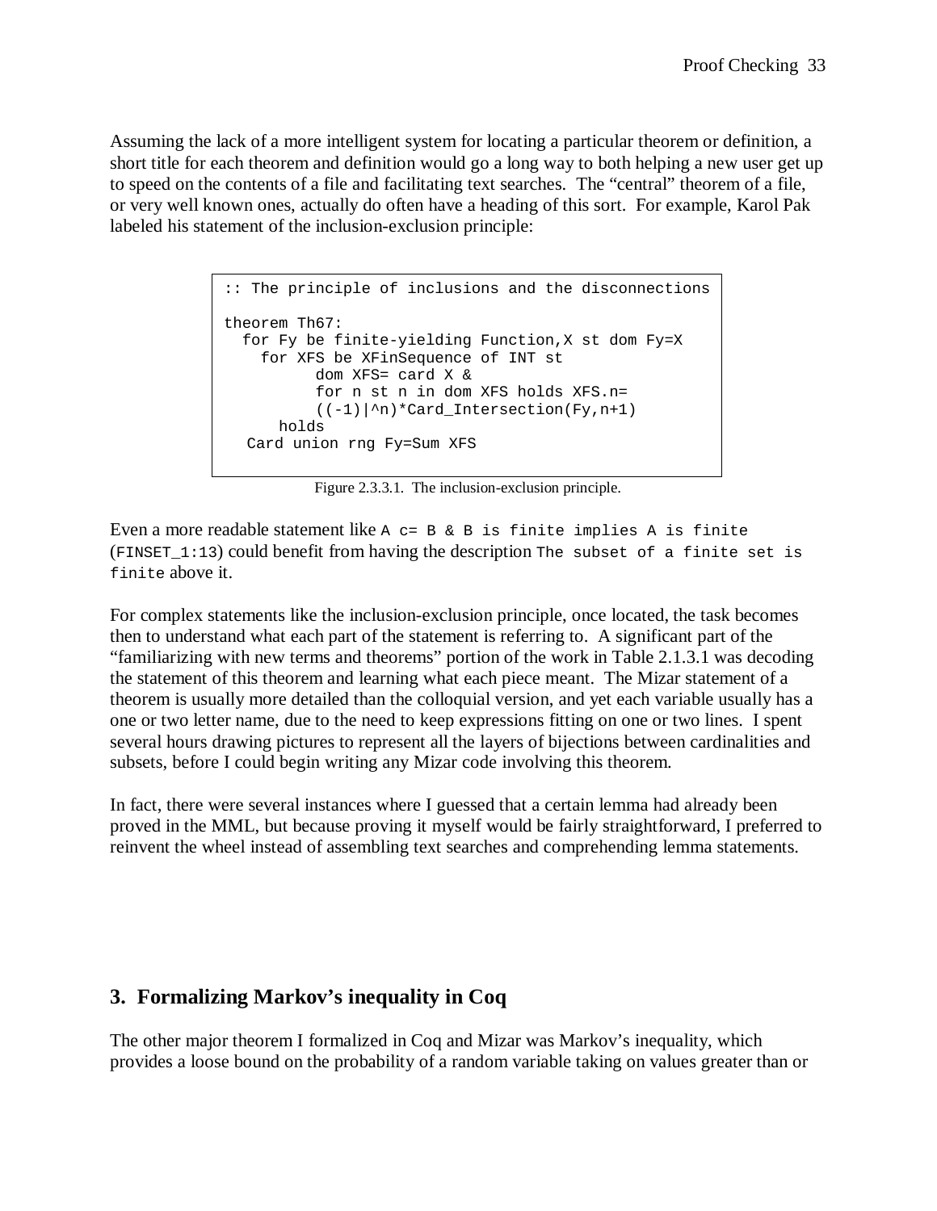Assuming the lack of a more intelligent system for locating a particular theorem or definition, a short title for each theorem and definition would go a long way to both helping a new user get up to speed on the contents of a file and facilitating text searches. The "central" theorem of a file, or very well known ones, actually do often have a heading of this sort. For example, Karol Pak labeled his statement of the inclusion-exclusion principle:

```
:: The principle of inclusions and the disconnections

theorem Th67:
  for Fy be finite-yielding Function,X st dom Fy=X
    for XFS be XFinSequence of INT st
          dom XFS= card X &
          for n st n in dom XFS holds XFS.n=
          ((-1)|^n)*Card_Intersection(Fy,n+1)
      holds
   Card union rng Fy=Sum XFS
```

Figure 2.3.3.1. The inclusion-exclusion principle.

Even a more readable statement like `A c= B & B is finite implies A is finite` (`FINSET_1:13`) could benefit from having the description `The subset of a finite set is finite` above it.

For complex statements like the inclusion-exclusion principle, once located, the task becomes then to understand what each part of the statement is referring to. A significant part of the "familiarizing with new terms and theorems" portion of the work in Table 2.1.3.1 was decoding the statement of this theorem and learning what each piece meant. The Mizar statement of a theorem is usually more detailed than the colloquial version, and yet each variable usually has a one or two letter name, due to the need to keep expressions fitting on one or two lines. I spent several hours drawing pictures to represent all the layers of bijections between cardinalities and subsets, before I could begin writing any Mizar code involving this theorem.

In fact, there were several instances where I guessed that a certain lemma had already been proved in the MML, but because proving it myself would be fairly straightforward, I preferred to reinvent the wheel instead of assembling text searches and comprehending lemma statements.

## 3. Formalizing Markov's inequality in Coq

The other major theorem I formalized in Coq and Mizar was Markov's inequality, which provides a loose bound on the probability of a random variable taking on values greater than or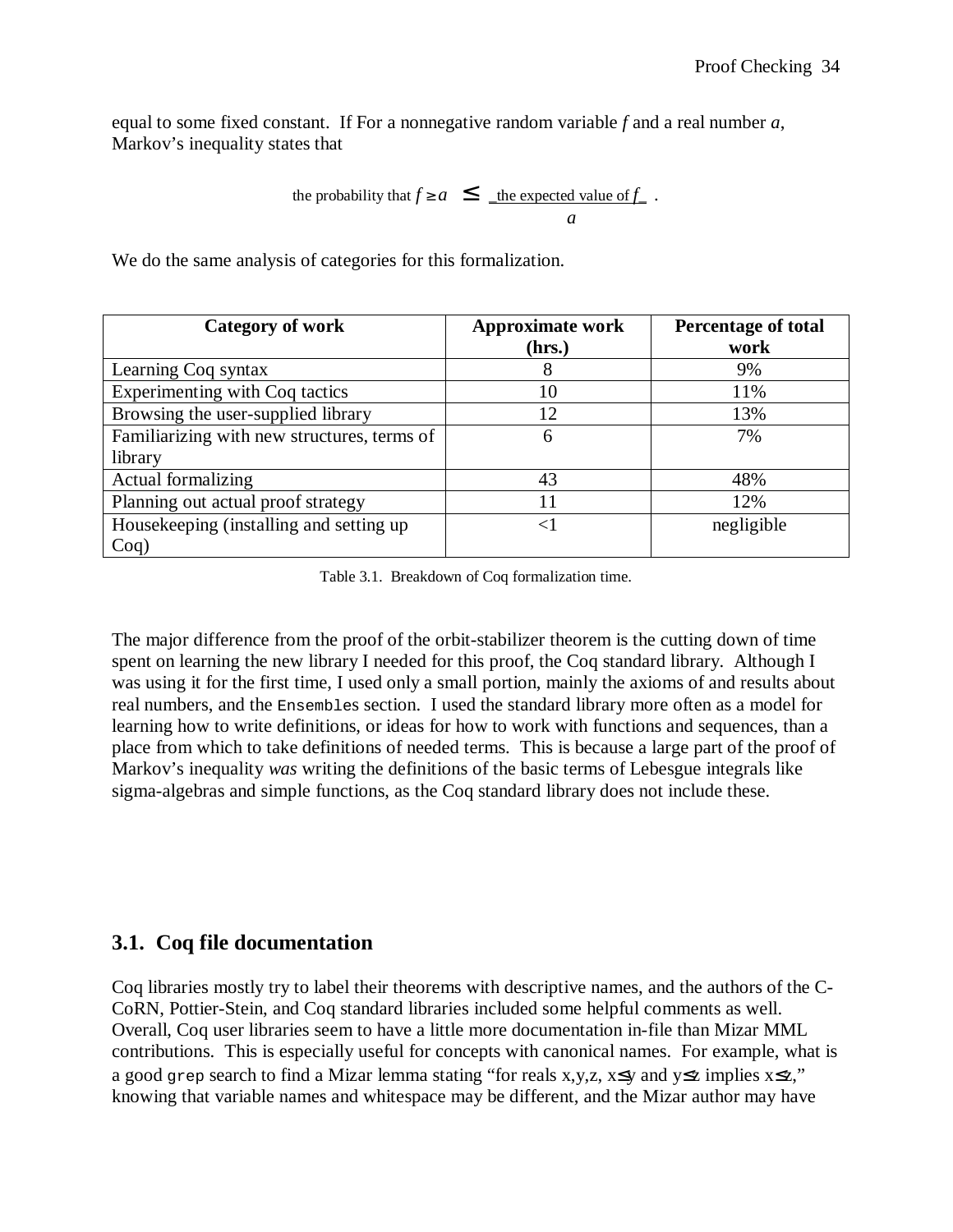equal to some fixed constant. If For a nonnegative random variable *f* and a real number *a*, Markov's inequality states that

$$\text{the probability that } f \geq a \;\leq\; \frac{\text{the expected value of } f}{a}.$$

We do the same analysis of categories for this formalization.

| Category of work | Approximate work (hrs.) | Percentage of total work |
|---|---|---|
| Learning Coq syntax | 8 | 9% |
| Experimenting with Coq tactics | 10 | 11% |
| Browsing the user-supplied library | 12 | 13% |
| Familiarizing with new structures, terms of library | 6 | 7% |
| Actual formalizing | 43 | 48% |
| Planning out actual proof strategy | 11 | 12% |
| Housekeeping (installing and setting up Coq) | <1 | negligible |

Table 3.1. Breakdown of Coq formalization time.

The major difference from the proof of the orbit-stabilizer theorem is the cutting down of time spent on learning the new library I needed for this proof, the Coq standard library. Although I was using it for the first time, I used only a small portion, mainly the axioms of and results about real numbers, and the `Ensembles` section. I used the standard library more often as a model for learning how to write definitions, or ideas for how to work with functions and sequences, than a place from which to take definitions of needed terms. This is because a large part of the proof of Markov's inequality *was* writing the definitions of the basic terms of Lebesgue integrals like sigma-algebras and simple functions, as the Coq standard library does not include these.

## 3.1. Coq file documentation

Coq libraries mostly try to label their theorems with descriptive names, and the authors of the C-CoRN, Pottier-Stein, and Coq standard libraries included some helpful comments as well. Overall, Coq user libraries seem to have a little more documentation in-file than Mizar MML contributions. This is especially useful for concepts with canonical names. For example, what is a good `grep` search to find a Mizar lemma stating "for reals x,y,z, x≤y and y≤z implies x≤z," knowing that variable names and whitespace may be different, and the Mizar author may have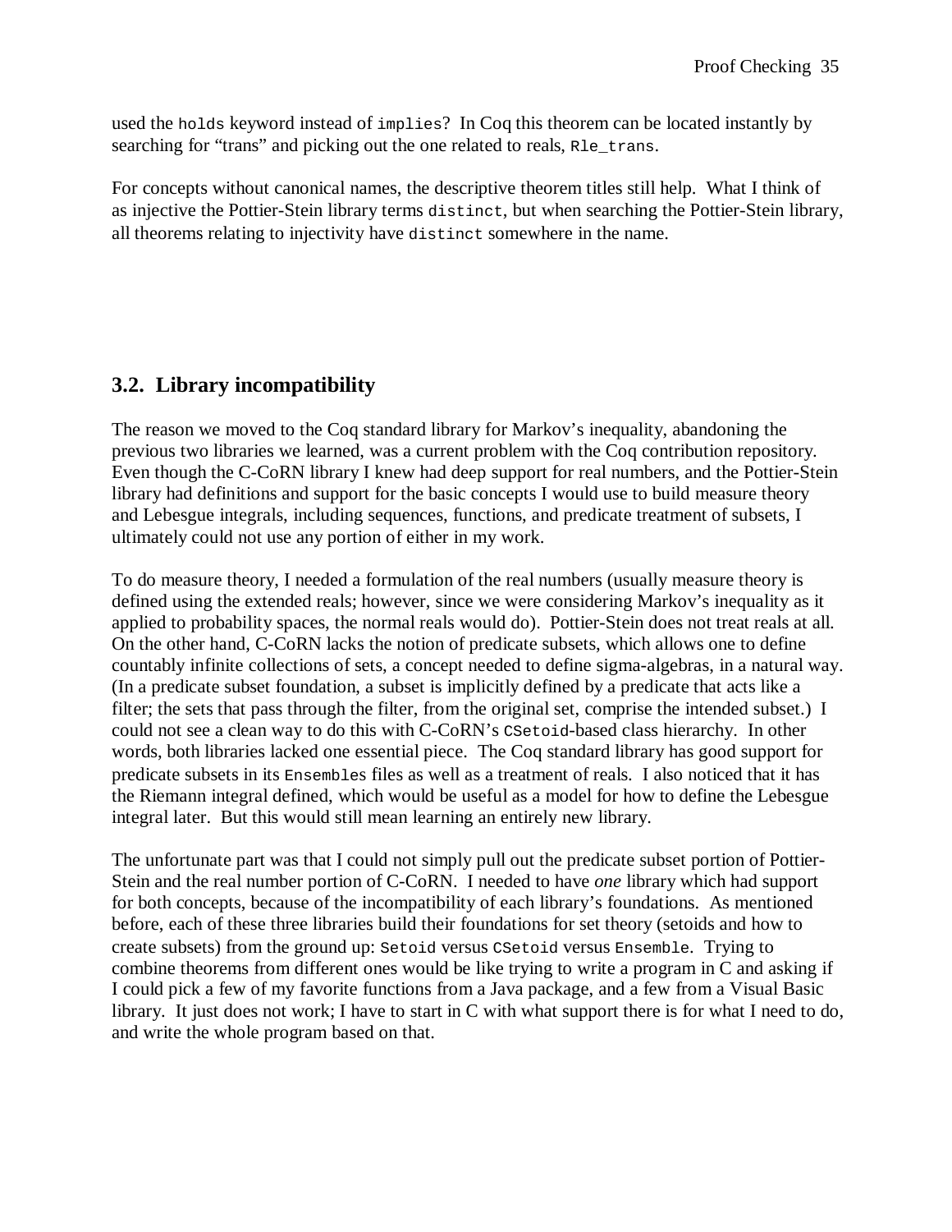used the `holds` keyword instead of `implies`? In Coq this theorem can be located instantly by searching for "trans" and picking out the one related to reals, `Rle_trans`.

For concepts without canonical names, the descriptive theorem titles still help. What I think of as injective the Pottier-Stein library terms `distinct`, but when searching the Pottier-Stein library, all theorems relating to injectivity have `distinct` somewhere in the name.

### 3.2. Library incompatibility

The reason we moved to the Coq standard library for Markov's inequality, abandoning the previous two libraries we learned, was a current problem with the Coq contribution repository. Even though the C-CoRN library I knew had deep support for real numbers, and the Pottier-Stein library had definitions and support for the basic concepts I would use to build measure theory and Lebesgue integrals, including sequences, functions, and predicate treatment of subsets, I ultimately could not use any portion of either in my work.

To do measure theory, I needed a formulation of the real numbers (usually measure theory is defined using the extended reals; however, since we were considering Markov's inequality as it applied to probability spaces, the normal reals would do). Pottier-Stein does not treat reals at all. On the other hand, C-CoRN lacks the notion of predicate subsets, which allows one to define countably infinite collections of sets, a concept needed to define sigma-algebras, in a natural way. (In a predicate subset foundation, a subset is implicitly defined by a predicate that acts like a filter; the sets that pass through the filter, from the original set, comprise the intended subset.) I could not see a clean way to do this with C-CoRN's `CSetoid`-based class hierarchy. In other words, both libraries lacked one essential piece. The Coq standard library has good support for predicate subsets in its `Ensembles` files as well as a treatment of reals. I also noticed that it has the Riemann integral defined, which would be useful as a model for how to define the Lebesgue integral later. But this would still mean learning an entirely new library.

The unfortunate part was that I could not simply pull out the predicate subset portion of Pottier-Stein and the real number portion of C-CoRN. I needed to have *one* library which had support for both concepts, because of the incompatibility of each library's foundations. As mentioned before, each of these three libraries build their foundations for set theory (setoids and how to create subsets) from the ground up: `Setoid` versus `CSetoid` versus `Ensemble`. Trying to combine theorems from different ones would be like trying to write a program in C and asking if I could pick a few of my favorite functions from a Java package, and a few from a Visual Basic library. It just does not work; I have to start in C with what support there is for what I need to do, and write the whole program based on that.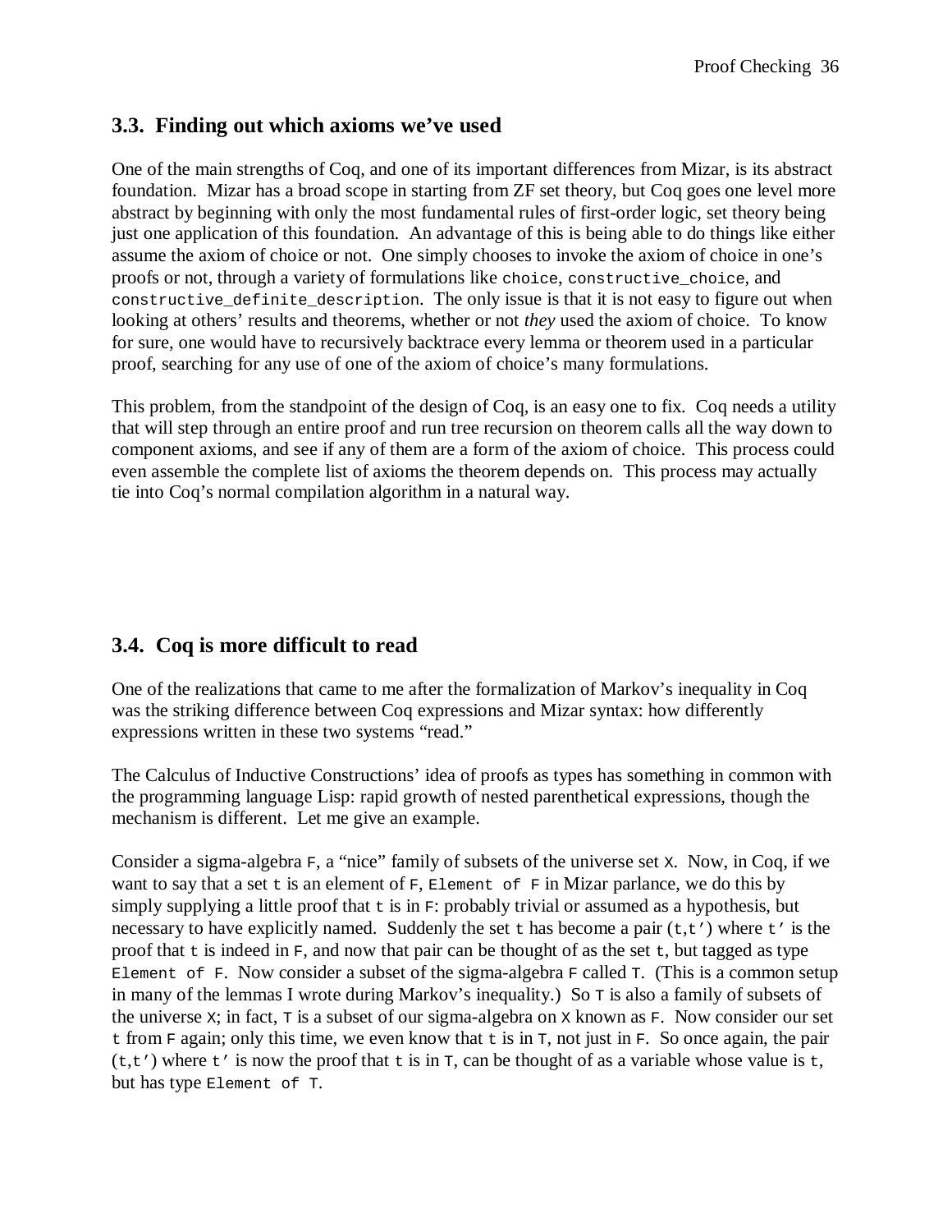## 3.3. Finding out which axioms we've used

One of the main strengths of Coq, and one of its important differences from Mizar, is its abstract foundation. Mizar has a broad scope in starting from ZF set theory, but Coq goes one level more abstract by beginning with only the most fundamental rules of first-order logic, set theory being just one application of this foundation. An advantage of this is being able to do things like either assume the axiom of choice or not. One simply chooses to invoke the axiom of choice in one's proofs or not, through a variety of formulations like `choice`, `constructive_choice`, and `constructive_definite_description`. The only issue is that it is not easy to figure out when looking at others' results and theorems, whether or not *they* used the axiom of choice. To know for sure, one would have to recursively backtrace every lemma or theorem used in a particular proof, searching for any use of one of the axiom of choice's many formulations.

This problem, from the standpoint of the design of Coq, is an easy one to fix. Coq needs a utility that will step through an entire proof and run tree recursion on theorem calls all the way down to component axioms, and see if any of them are a form of the axiom of choice. This process could even assemble the complete list of axioms the theorem depends on. This process may actually tie into Coq's normal compilation algorithm in a natural way.

## 3.4. Coq is more difficult to read

One of the realizations that came to me after the formalization of Markov's inequality in Coq was the striking difference between Coq expressions and Mizar syntax: how differently expressions written in these two systems "read."

The Calculus of Inductive Constructions' idea of proofs as types has something in common with the programming language Lisp: rapid growth of nested parenthetical expressions, though the mechanism is different. Let me give an example.

Consider a sigma-algebra `F`, a "nice" family of subsets of the universe set `X`. Now, in Coq, if we want to say that a set `t` is an element of `F`, `Element of F` in Mizar parlance, we do this by simply supplying a little proof that `t` is in `F`: probably trivial or assumed as a hypothesis, but necessary to have explicitly named. Suddenly the set `t` has become a pair `(t,t')` where `t'` is the proof that `t` is indeed in `F`, and now that pair can be thought of as the set `t`, but tagged as type `Element of F`. Now consider a subset of the sigma-algebra `F` called `T`. (This is a common setup in many of the lemmas I wrote during Markov's inequality.) So `T` is also a family of subsets of the universe `X`; in fact, `T` is a subset of our sigma-algebra on `X` known as `F`. Now consider our set `t` from `F` again; only this time, we even know that `t` is in `T`, not just in `F`. So once again, the pair `(t,t')` where `t'` is now the proof that `t` is in `T`, can be thought of as a variable whose value is `t`, but has type `Element of T`.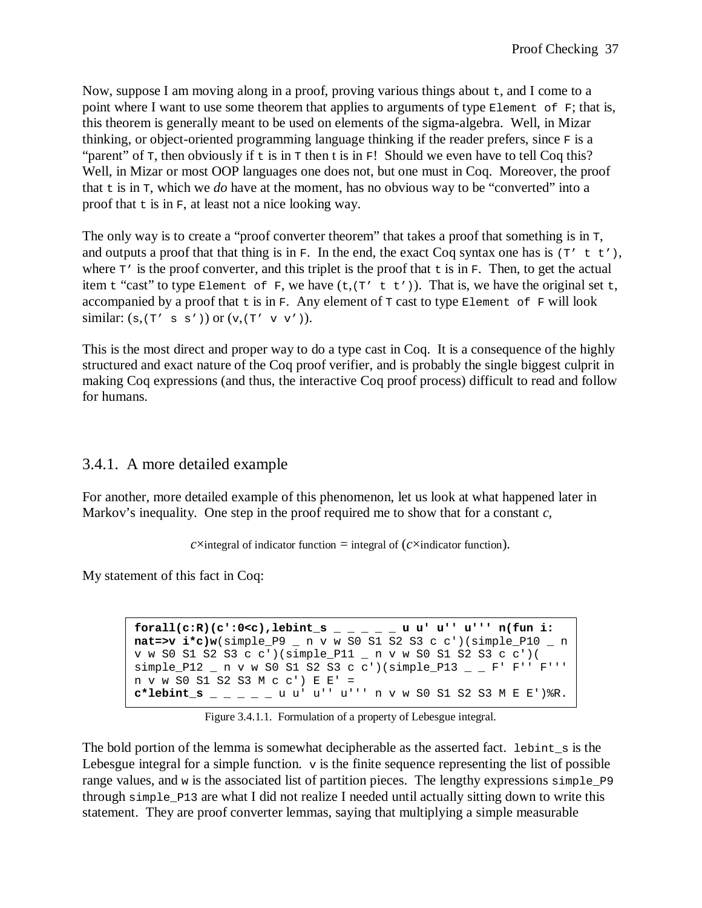Now, suppose I am moving along in a proof, proving various things about `t`, and I come to a point where I want to use some theorem that applies to arguments of type `Element of F`; that is, this theorem is generally meant to be used on elements of the sigma-algebra. Well, in Mizar thinking, or object-oriented programming language thinking if the reader prefers, since `F` is a "parent" of `T`, then obviously if `t` is in `T` then t is in `F`! Should we even have to tell Coq this? Well, in Mizar or most OOP languages one does not, but one must in Coq. Moreover, the proof that `t` is in `T`, which we *do* have at the moment, has no obvious way to be "converted" into a proof that `t` is in `F`, at least not a nice looking way.

The only way is to create a "proof converter theorem" that takes a proof that something is in `T`, and outputs a proof that that thing is in `F`. In the end, the exact Coq syntax one has is `(T' t t')`, where `T'` is the proof converter, and this triplet is the proof that `t` is in `F`. Then, to get the actual item `t` "cast" to type `Element of F`, we have `(t,(T' t t'))`. That is, we have the original set `t`, accompanied by a proof that `t` is in `F`. Any element of `T` cast to type `Element of F` will look similar: `(s,(T' s s'))` or `(v,(T' v v'))`.

This is the most direct and proper way to do a type cast in Coq. It is a consequence of the highly structured and exact nature of the Coq proof verifier, and is probably the single biggest culprit in making Coq expressions (and thus, the interactive Coq proof process) difficult to read and follow for humans.

## 3.4.1. A more detailed example

For another, more detailed example of this phenomenon, let us look at what happened later in Markov's inequality. One step in the proof required me to show that for a constant *c*,

$$c \times \text{integral of indicator function} = \text{integral of } (c \times \text{indicator function}).$$

My statement of this fact in Coq:

```
forall(c:R)(c':0<c),lebint_s _ _ _ _ _ u u' u'' u''' n(fun i:
nat=>v i*c)w(simple_P9 _ n v w S0 S1 S2 S3 c c')(simple_P10 _ n
v w S0 S1 S2 S3 c c')(simple_P11 _ n v w S0 S1 S2 S3 c c')(
simple_P12 _ n v w S0 S1 S2 S3 c c')(simple_P13 _ _ F' F'' F'''
n v w S0 S1 S2 S3 M c c') E E' =
c*lebint_s _ _ _ _ _ u u' u'' u''' n v w S0 S1 S2 S3 M E E')%R.
```

Figure 3.4.1.1. Formulation of a property of Lebesgue integral.

The bold portion of the lemma is somewhat decipherable as the asserted fact. `lebint_s` is the Lebesgue integral for a simple function. `v` is the finite sequence representing the list of possible range values, and `w` is the associated list of partition pieces. The lengthy expressions `simple_P9` through `simple_P13` are what I did not realize I needed until actually sitting down to write this statement. They are proof converter lemmas, saying that multiplying a simple measurable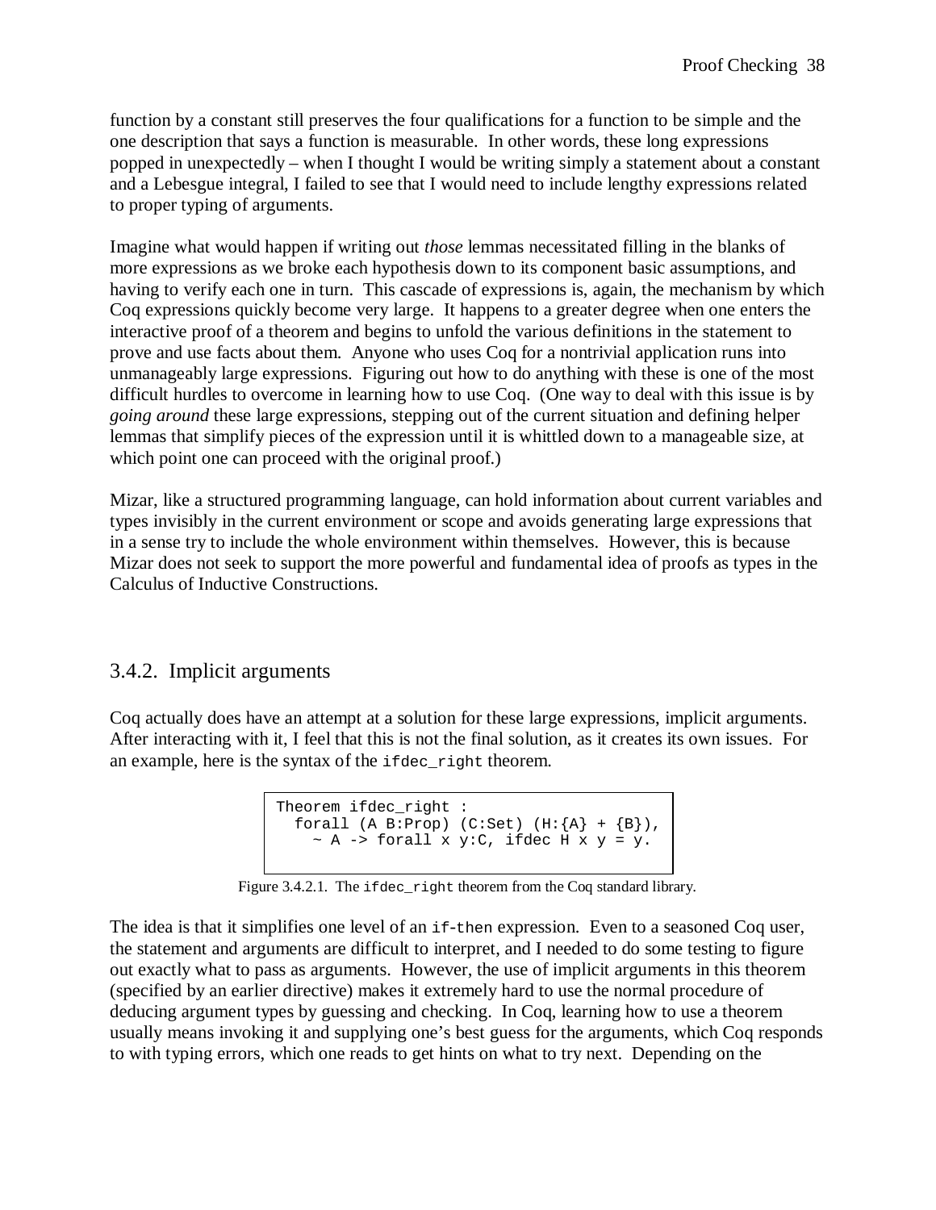function by a constant still preserves the four qualifications for a function to be simple and the one description that says a function is measurable. In other words, these long expressions popped in unexpectedly – when I thought I would be writing simply a statement about a constant and a Lebesgue integral, I failed to see that I would need to include lengthy expressions related to proper typing of arguments.

Imagine what would happen if writing out *those* lemmas necessitated filling in the blanks of more expressions as we broke each hypothesis down to its component basic assumptions, and having to verify each one in turn. This cascade of expressions is, again, the mechanism by which Coq expressions quickly become very large. It happens to a greater degree when one enters the interactive proof of a theorem and begins to unfold the various definitions in the statement to prove and use facts about them. Anyone who uses Coq for a nontrivial application runs into unmanageably large expressions. Figuring out how to do anything with these is one of the most difficult hurdles to overcome in learning how to use Coq. (One way to deal with this issue is by *going around* these large expressions, stepping out of the current situation and defining helper lemmas that simplify pieces of the expression until it is whittled down to a manageable size, at which point one can proceed with the original proof.)

Mizar, like a structured programming language, can hold information about current variables and types invisibly in the current environment or scope and avoids generating large expressions that in a sense try to include the whole environment within themselves. However, this is because Mizar does not seek to support the more powerful and fundamental idea of proofs as types in the Calculus of Inductive Constructions.

### 3.4.2. Implicit arguments

Coq actually does have an attempt at a solution for these large expressions, implicit arguments. After interacting with it, I feel that this is not the final solution, as it creates its own issues. For an example, here is the syntax of the `ifdec_right` theorem.

```
Theorem ifdec_right :
  forall (A B:Prop) (C:Set) (H:{A} + {B}),
    ~ A -> forall x y:C, ifdec H x y = y.
```

Figure 3.4.2.1. The `ifdec_right` theorem from the Coq standard library.

The idea is that it simplifies one level of an `if-then` expression. Even to a seasoned Coq user, the statement and arguments are difficult to interpret, and I needed to do some testing to figure out exactly what to pass as arguments. However, the use of implicit arguments in this theorem (specified by an earlier directive) makes it extremely hard to use the normal procedure of deducing argument types by guessing and checking. In Coq, learning how to use a theorem usually means invoking it and supplying one's best guess for the arguments, which Coq responds to with typing errors, which one reads to get hints on what to try next. Depending on the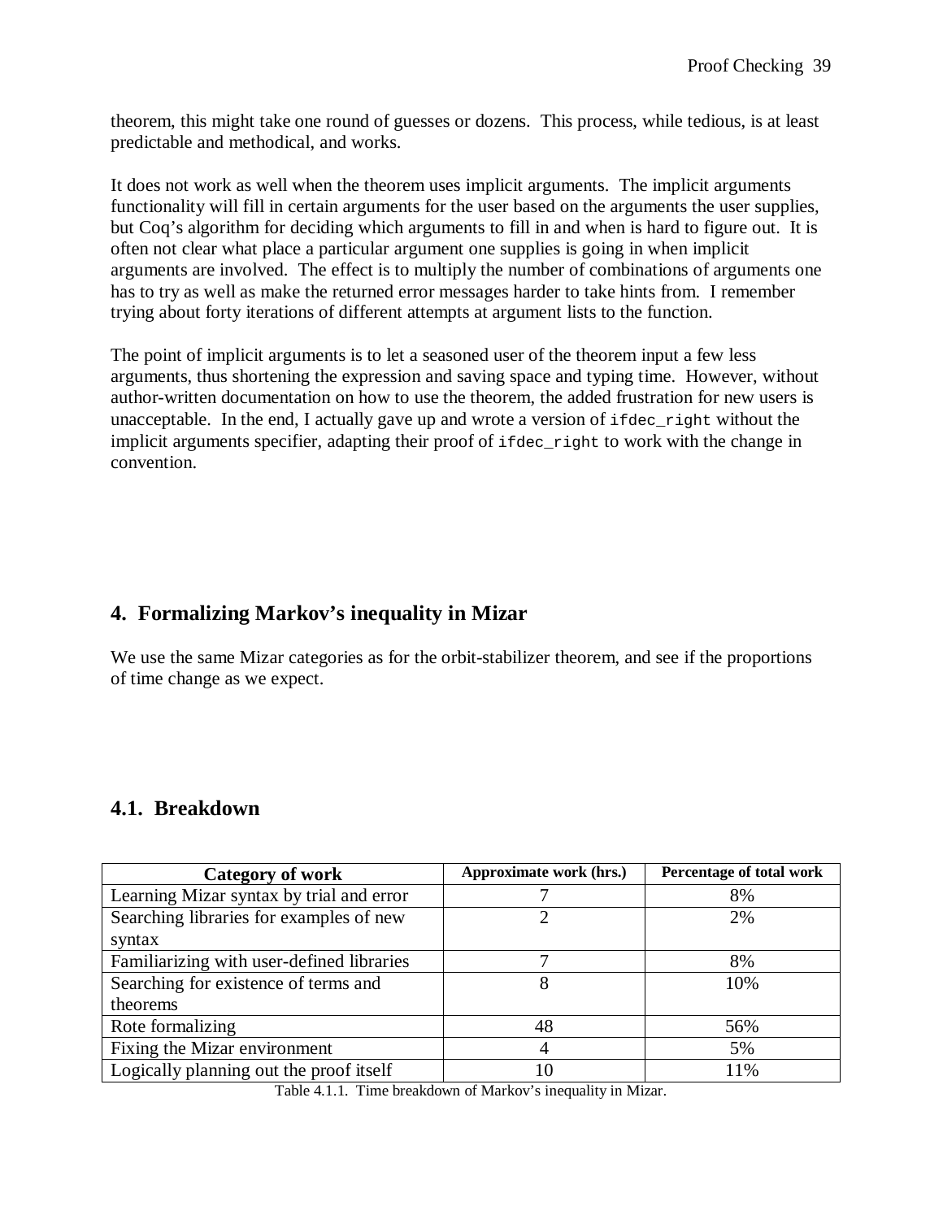theorem, this might take one round of guesses or dozens. This process, while tedious, is at least predictable and methodical, and works.

It does not work as well when the theorem uses implicit arguments. The implicit arguments functionality will fill in certain arguments for the user based on the arguments the user supplies, but Coq's algorithm for deciding which arguments to fill in and when is hard to figure out. It is often not clear what place a particular argument one supplies is going in when implicit arguments are involved. The effect is to multiply the number of combinations of arguments one has to try as well as make the returned error messages harder to take hints from. I remember trying about forty iterations of different attempts at argument lists to the function.

The point of implicit arguments is to let a seasoned user of the theorem input a few less arguments, thus shortening the expression and saving space and typing time. However, without author-written documentation on how to use the theorem, the added frustration for new users is unacceptable. In the end, I actually gave up and wrote a version of `ifdec_right` without the implicit arguments specifier, adapting their proof of `ifdec_right` to work with the change in convention.

## 4. Formalizing Markov's inequality in Mizar

We use the same Mizar categories as for the orbit-stabilizer theorem, and see if the proportions of time change as we expect.

### 4.1. Breakdown

| Category of work | Approximate work (hrs.) | Percentage of total work |
|---|---|---|
| Learning Mizar syntax by trial and error | 7 | 8% |
| Searching libraries for examples of new syntax | 2 | 2% |
| Familiarizing with user-defined libraries | 7 | 8% |
| Searching for existence of terms and theorems | 8 | 10% |
| Rote formalizing | 48 | 56% |
| Fixing the Mizar environment | 4 | 5% |
| Logically planning out the proof itself | 10 | 11% |

Table 4.1.1. Time breakdown of Markov's inequality in Mizar.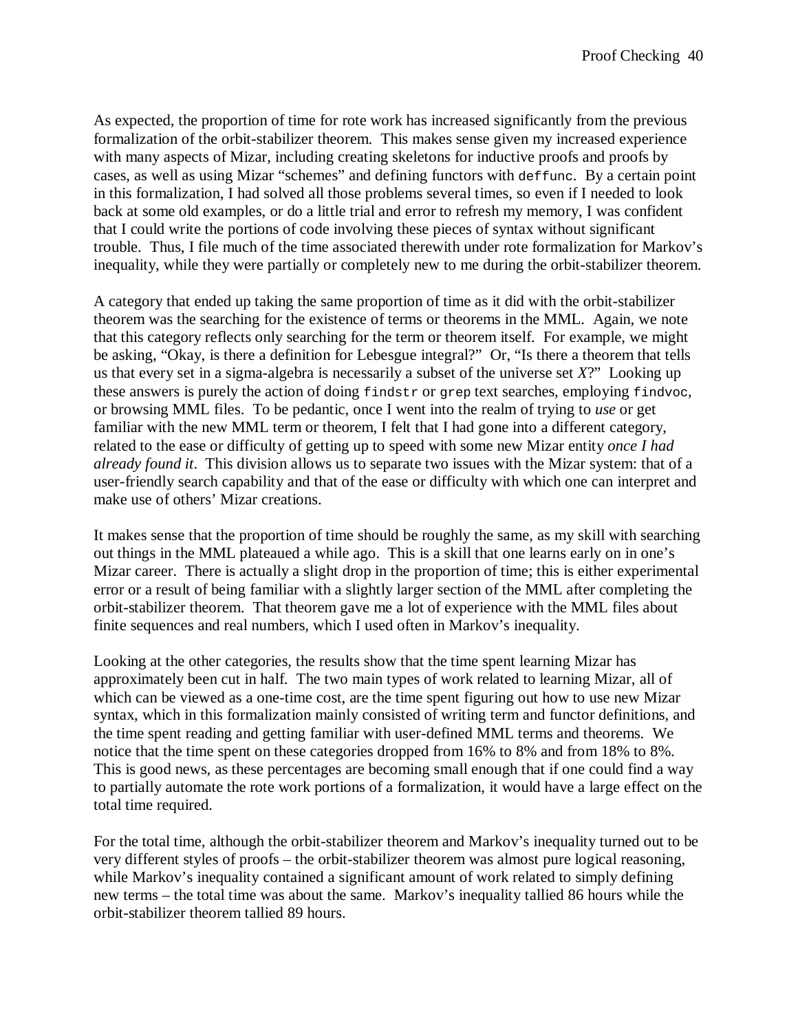As expected, the proportion of time for rote work has increased significantly from the previous formalization of the orbit-stabilizer theorem. This makes sense given my increased experience with many aspects of Mizar, including creating skeletons for inductive proofs and proofs by cases, as well as using Mizar "schemes" and defining functors with `deffunc`. By a certain point in this formalization, I had solved all those problems several times, so even if I needed to look back at some old examples, or do a little trial and error to refresh my memory, I was confident that I could write the portions of code involving these pieces of syntax without significant trouble. Thus, I file much of the time associated therewith under rote formalization for Markov's inequality, while they were partially or completely new to me during the orbit-stabilizer theorem.

A category that ended up taking the same proportion of time as it did with the orbit-stabilizer theorem was the searching for the existence of terms or theorems in the MML. Again, we note that this category reflects only searching for the term or theorem itself. For example, we might be asking, "Okay, is there a definition for Lebesgue integral?" Or, "Is there a theorem that tells us that every set in a sigma-algebra is necessarily a subset of the universe set *X*?" Looking up these answers is purely the action of doing `findstr` or `grep` text searches, employing `findvoc`, or browsing MML files. To be pedantic, once I went into the realm of trying to *use* or get familiar with the new MML term or theorem, I felt that I had gone into a different category, related to the ease or difficulty of getting up to speed with some new Mizar entity *once I had already found it*. This division allows us to separate two issues with the Mizar system: that of a user-friendly search capability and that of the ease or difficulty with which one can interpret and make use of others' Mizar creations.

It makes sense that the proportion of time should be roughly the same, as my skill with searching out things in the MML plateaued a while ago. This is a skill that one learns early on in one's Mizar career. There is actually a slight drop in the proportion of time; this is either experimental error or a result of being familiar with a slightly larger section of the MML after completing the orbit-stabilizer theorem. That theorem gave me a lot of experience with the MML files about finite sequences and real numbers, which I used often in Markov's inequality.

Looking at the other categories, the results show that the time spent learning Mizar has approximately been cut in half. The two main types of work related to learning Mizar, all of which can be viewed as a one-time cost, are the time spent figuring out how to use new Mizar syntax, which in this formalization mainly consisted of writing term and functor definitions, and the time spent reading and getting familiar with user-defined MML terms and theorems. We notice that the time spent on these categories dropped from 16% to 8% and from 18% to 8%. This is good news, as these percentages are becoming small enough that if one could find a way to partially automate the rote work portions of a formalization, it would have a large effect on the total time required.

For the total time, although the orbit-stabilizer theorem and Markov's inequality turned out to be very different styles of proofs – the orbit-stabilizer theorem was almost pure logical reasoning, while Markov's inequality contained a significant amount of work related to simply defining new terms – the total time was about the same. Markov's inequality tallied 86 hours while the orbit-stabilizer theorem tallied 89 hours.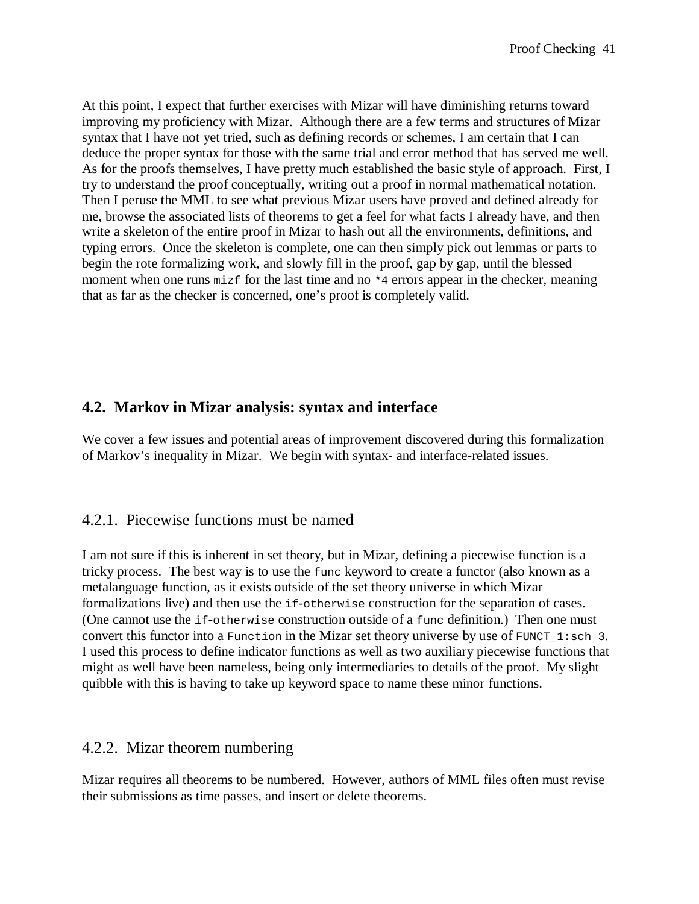At this point, I expect that further exercises with Mizar will have diminishing returns toward improving my proficiency with Mizar. Although there are a few terms and structures of Mizar syntax that I have not yet tried, such as defining records or schemes, I am certain that I can deduce the proper syntax for those with the same trial and error method that has served me well. As for the proofs themselves, I have pretty much established the basic style of approach. First, I try to understand the proof conceptually, writing out a proof in normal mathematical notation. Then I peruse the MML to see what previous Mizar users have proved and defined already for me, browse the associated lists of theorems to get a feel for what facts I already have, and then write a skeleton of the entire proof in Mizar to hash out all the environments, definitions, and typing errors. Once the skeleton is complete, one can then simply pick out lemmas or parts to begin the rote formalizing work, and slowly fill in the proof, gap by gap, until the blessed moment when one runs `mizf` for the last time and no `*4` errors appear in the checker, meaning that as far as the checker is concerned, one's proof is completely valid.

## 4.2. Markov in Mizar analysis: syntax and interface

We cover a few issues and potential areas of improvement discovered during this formalization of Markov's inequality in Mizar. We begin with syntax- and interface-related issues.

### 4.2.1. Piecewise functions must be named

I am not sure if this is inherent in set theory, but in Mizar, defining a piecewise function is a tricky process. The best way is to use the `func` keyword to create a functor (also known as a metalanguage function, as it exists outside of the set theory universe in which Mizar formalizations live) and then use the `if-otherwise` construction for the separation of cases. (One cannot use the `if-otherwise` construction outside of a `func` definition.) Then one must convert this functor into a `Function` in the Mizar set theory universe by use of `FUNCT_1:sch 3`. I used this process to define indicator functions as well as two auxiliary piecewise functions that might as well have been nameless, being only intermediaries to details of the proof. My slight quibble with this is having to take up keyword space to name these minor functions.

### 4.2.2. Mizar theorem numbering

Mizar requires all theorems to be numbered. However, authors of MML files often must revise their submissions as time passes, and insert or delete theorems.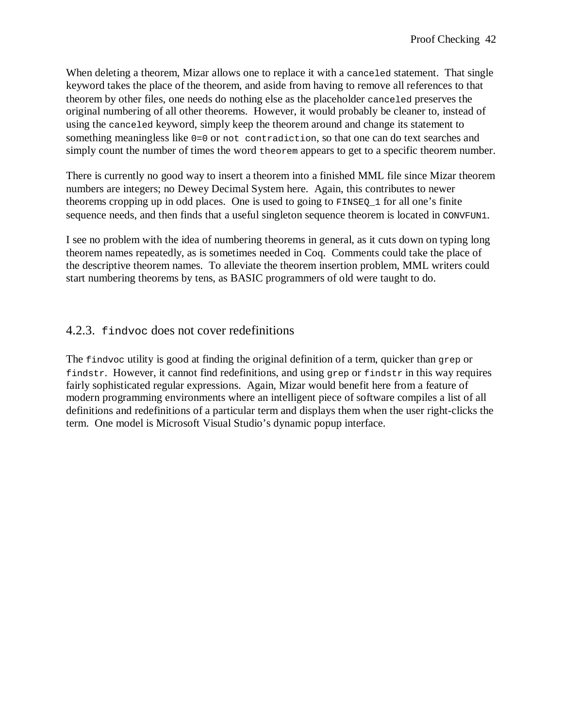When deleting a theorem, Mizar allows one to replace it with a `canceled` statement. That single keyword takes the place of the theorem, and aside from having to remove all references to that theorem by other files, one needs do nothing else as the placeholder `canceled` preserves the original numbering of all other theorems. However, it would probably be cleaner to, instead of using the `canceled` keyword, simply keep the theorem around and change its statement to something meaningless like `0=0` or `not contradiction`, so that one can do text searches and simply count the number of times the word `theorem` appears to get to a specific theorem number.

There is currently no good way to insert a theorem into a finished MML file since Mizar theorem numbers are integers; no Dewey Decimal System here. Again, this contributes to newer theorems cropping up in odd places. One is used to going to `FINSEQ_1` for all one's finite sequence needs, and then finds that a useful singleton sequence theorem is located in `CONVFUN1`.

I see no problem with the idea of numbering theorems in general, as it cuts down on typing long theorem names repeatedly, as is sometimes needed in Coq. Comments could take the place of the descriptive theorem names. To alleviate the theorem insertion problem, MML writers could start numbering theorems by tens, as BASIC programmers of old were taught to do.

### 4.2.3. `findvoc` does not cover redefinitions

The `findvoc` utility is good at finding the original definition of a term, quicker than `grep` or `findstr`. However, it cannot find redefinitions, and using `grep` or `findstr` in this way requires fairly sophisticated regular expressions. Again, Mizar would benefit here from a feature of modern programming environments where an intelligent piece of software compiles a list of all definitions and redefinitions of a particular term and displays them when the user right-clicks the term. One model is Microsoft Visual Studio's dynamic popup interface.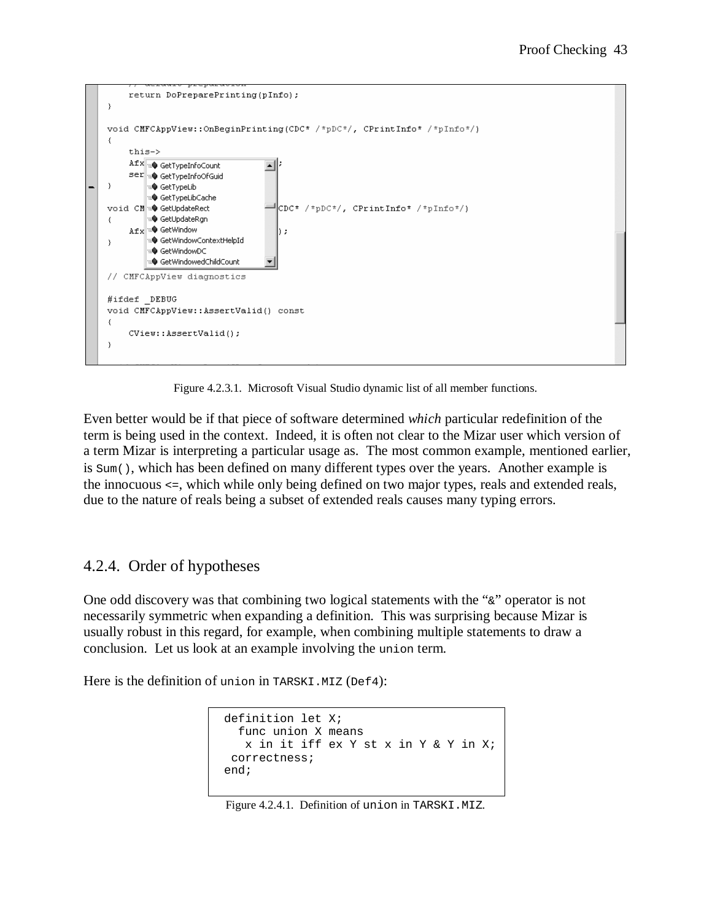Figure 4.2.3.1. Microsoft Visual Studio dynamic list of all member functions.

Even better would be if that piece of software determined *which* particular redefinition of the term is being used in the context. Indeed, it is often not clear to the Mizar user which version of a term Mizar is interpreting a particular usage as. The most common example, mentioned earlier, is `Sum()`, which has been defined on many different types over the years. Another example is the innocuous <=, which while only being defined on two major types, reals and extended reals, due to the nature of reals being a subset of extended reals causes many typing errors.

### 4.2.4. Order of hypotheses

One odd discovery was that combining two logical statements with the "&" operator is not necessarily symmetric when expanding a definition. This was surprising because Mizar is usually robust in this regard, for example, when combining multiple statements to draw a conclusion. Let us look at an example involving the `union` term.

Here is the definition of `union` in `TARSKI.MIZ` (`Def4`):

```
definition let X;
  func union X means
   x in it iff ex Y st x in Y & Y in X;
 correctness;
end;
```

Figure 4.2.4.1. Definition of `union` in `TARSKI.MIZ`.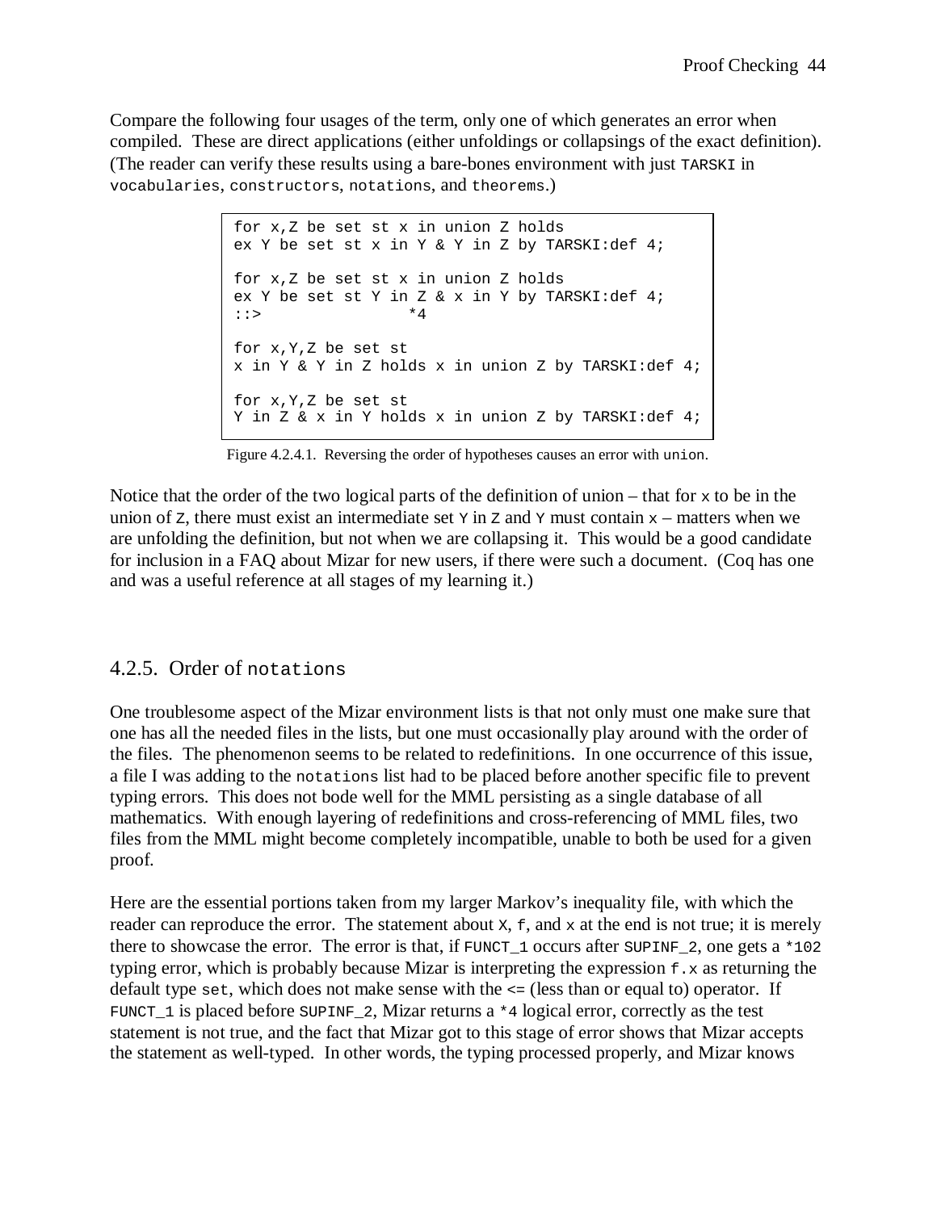Compare the following four usages of the term, only one of which generates an error when compiled. These are direct applications (either unfoldings or collapsings of the exact definition). (The reader can verify these results using a bare-bones environment with just `TARSKI` in `vocabularies`, `constructors`, `notations`, and `theorems`.)

```
for x,Z be set st x in union Z holds
ex Y be set st x in Y & Y in Z by TARSKI:def 4;

for x,Z be set st x in union Z holds
ex Y be set st Y in Z & x in Y by TARSKI:def 4;
::>                *4

for x,Y,Z be set st
x in Y & Y in Z holds x in union Z by TARSKI:def 4;

for x,Y,Z be set st
Y in Z & x in Y holds x in union Z by TARSKI:def 4;
```

Figure 4.2.4.1. Reversing the order of hypotheses causes an error with `union`.

Notice that the order of the two logical parts of the definition of union – that for `x` to be in the union of `Z`, there must exist an intermediate set `Y` in `Z` and `Y` must contain `x` – matters when we are unfolding the definition, but not when we are collapsing it. This would be a good candidate for inclusion in a FAQ about Mizar for new users, if there were such a document. (Coq has one and was a useful reference at all stages of my learning it.)

### 4.2.5. Order of `notations`

One troublesome aspect of the Mizar environment lists is that not only must one make sure that one has all the needed files in the lists, but one must occasionally play around with the order of the files. The phenomenon seems to be related to redefinitions. In one occurrence of this issue, a file I was adding to the `notations` list had to be placed before another specific file to prevent typing errors. This does not bode well for the MML persisting as a single database of all mathematics. With enough layering of redefinitions and cross-referencing of MML files, two files from the MML might become completely incompatible, unable to both be used for a given proof.

Here are the essential portions taken from my larger Markov's inequality file, with which the reader can reproduce the error. The statement about `X`, `f`, and `x` at the end is not true; it is merely there to showcase the error. The error is that, if `FUNCT_1` occurs after `SUPINF_2`, one gets a `*102` typing error, which is probably because Mizar is interpreting the expression `f.x` as returning the default type `set`, which does not make sense with the `<=` (less than or equal to) operator. If `FUNCT_1` is placed before `SUPINF_2`, Mizar returns a `*4` logical error, correctly as the test statement is not true, and the fact that Mizar got to this stage of error shows that Mizar accepts the statement as well-typed. In other words, the typing processed properly, and Mizar knows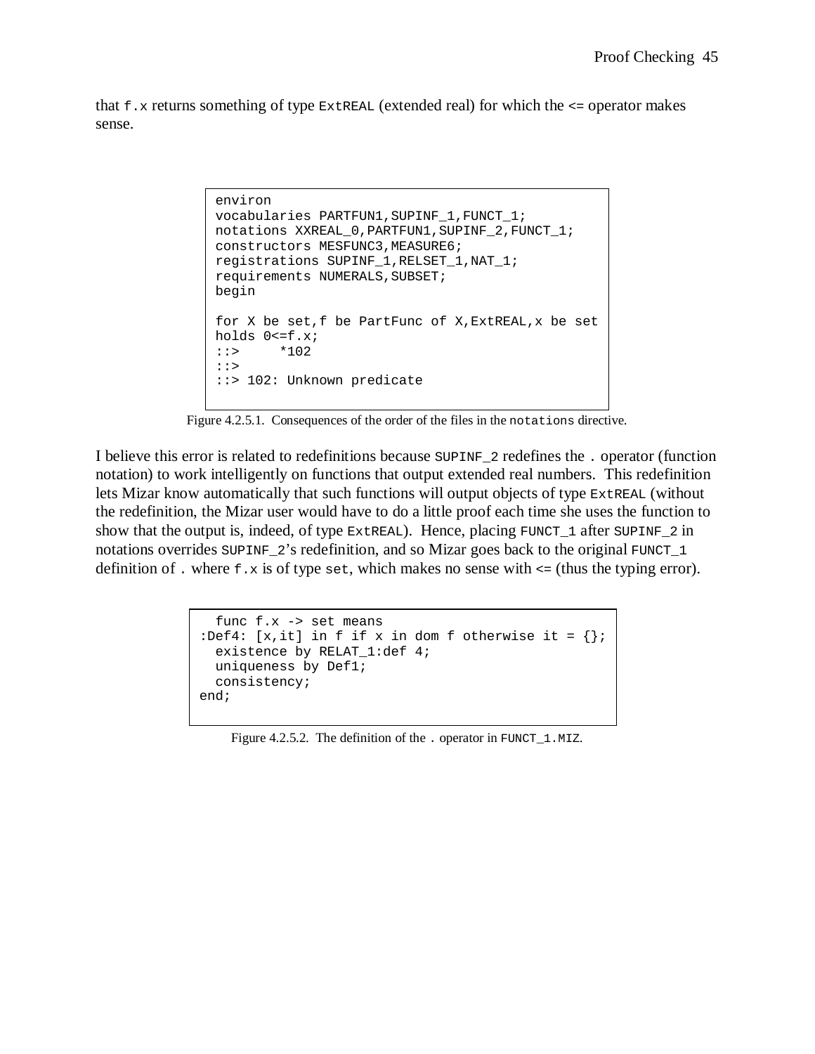that `f.x` returns something of type `ExtREAL` (extended real) for which the <= operator makes sense.

```
environ
vocabularies PARTFUN1,SUPINF_1,FUNCT_1;
notations XXREAL_0,PARTFUN1,SUPINF_2,FUNCT_1;
constructors MESFUNC3,MEASURE6;
registrations SUPINF_1,RELSET_1,NAT_1;
requirements NUMERALS,SUBSET;
begin

for X be set,f be PartFunc of X,ExtREAL,x be set
holds 0<=f.x;
::>     *102
::>
::> 102: Unknown predicate
```

Figure 4.2.5.1. Consequences of the order of the files in the `notations` directive.

I believe this error is related to redefinitions because `SUPINF_2` redefines the `.` operator (function notation) to work intelligently on functions that output extended real numbers. This redefinition lets Mizar know automatically that such functions will output objects of type `ExtREAL` (without the redefinition, the Mizar user would have to do a little proof each time she uses the function to show that the output is, indeed, of type `ExtREAL`). Hence, placing `FUNCT_1` after `SUPINF_2` in notations overrides `SUPINF_2`'s redefinition, and so Mizar goes back to the original `FUNCT_1` definition of `.` where `f.x` is of type `set`, which makes no sense with <= (thus the typing error).

```
  func f.x -> set means
:Def4: [x,it] in f if x in dom f otherwise it = {};
  existence by RELAT_1:def 4;
  uniqueness by Def1;
  consistency;
end;
```

Figure 4.2.5.2. The definition of the `.` operator in `FUNCT_1.MIZ`.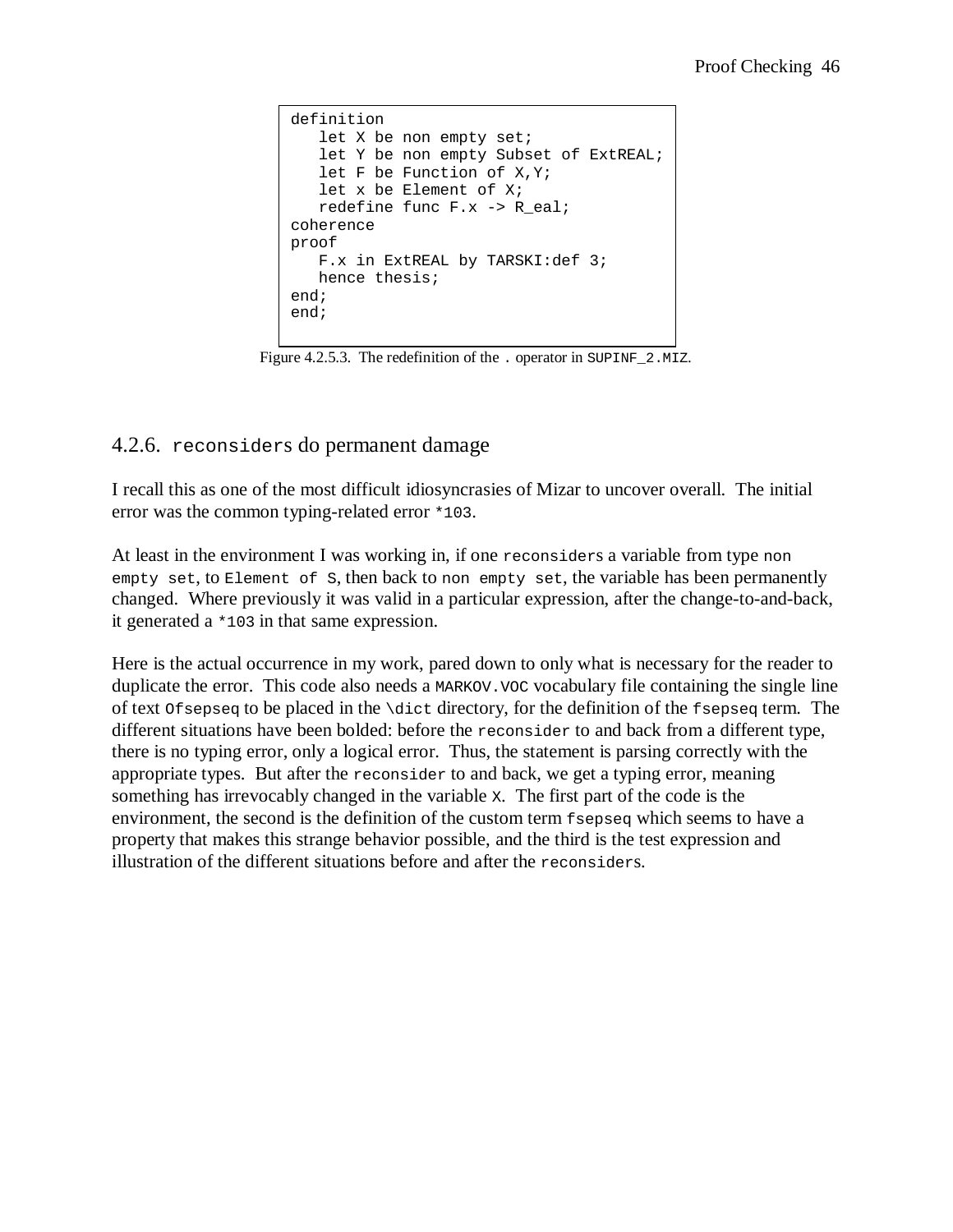```
definition
   let X be non empty set;
   let Y be non empty Subset of ExtREAL;
   let F be Function of X,Y;
   let x be Element of X;
   redefine func F.x -> R_eal;
coherence
proof
   F.x in ExtREAL by TARSKI:def 3;
   hence thesis;
end;
end;
```

Figure 4.2.5.3. The redefinition of the `.` operator in `SUPINF_2.MIZ`.

## 4.2.6. `reconsiders` do permanent damage

I recall this as one of the most difficult idiosyncrasies of Mizar to uncover overall. The initial error was the common typing-related error `*103`.

At least in the environment I was working in, if one `reconsiders` a variable from type `non empty set`, to `Element of S`, then back to `non empty set`, the variable has been permanently changed. Where previously it was valid in a particular expression, after the change-to-and-back, it generated a `*103` in that same expression.

Here is the actual occurrence in my work, pared down to only what is necessary for the reader to duplicate the error. This code also needs a `MARKOV.VOC` vocabulary file containing the single line of text `Ofsepseq` to be placed in the `\dict` directory, for the definition of the `fsepseq` term. The different situations have been bolded: before the `reconsider` to and back from a different type, there is no typing error, only a logical error. Thus, the statement is parsing correctly with the appropriate types. But after the `reconsider` to and back, we get a typing error, meaning something has irrevocably changed in the variable `X`. The first part of the code is the environment, the second is the definition of the custom term `fsepseq` which seems to have a property that makes this strange behavior possible, and the third is the test expression and illustration of the different situations before and after the `reconsiders`.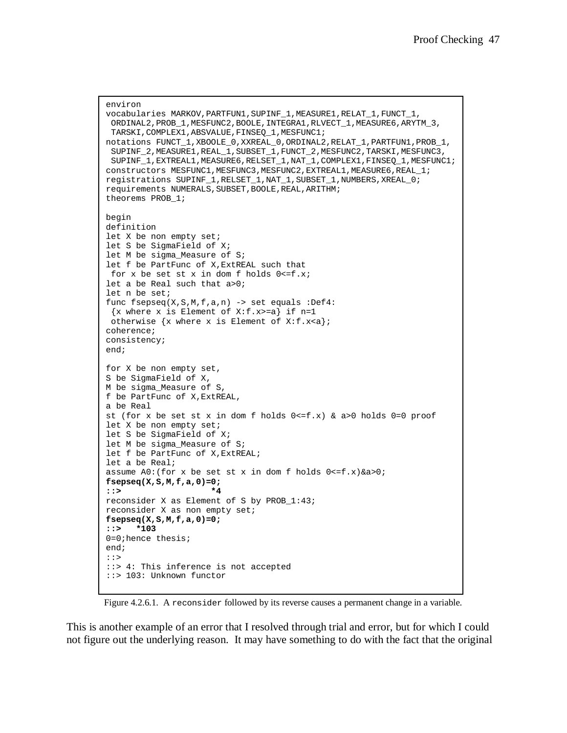```
environ
vocabularies MARKOV,PARTFUN1,SUPINF_1,MEASURE1,RELAT_1,FUNCT_1,
 ORDINAL2,PROB_1,MESFUNC2,BOOLE,INTEGRA1,RLVECT_1,MEASURE6,ARYTM_3,
 TARSKI,COMPLEX1,ABSVALUE,FINSEQ_1,MESFUNC1;
notations FUNCT_1,XBOOLE_0,XXREAL_0,ORDINAL2,RELAT_1,PARTFUN1,PROB_1,
 SUPINF_2,MEASURE1,REAL_1,SUBSET_1,FUNCT_2,MESFUNC2,TARSKI,MESFUNC3,
 SUPINF_1,EXTREAL1,MEASURE6,RELSET_1,NAT_1,COMPLEX1,FINSEQ_1,MESFUNC1;
constructors MESFUNC1,MESFUNC3,MESFUNC2,EXTREAL1,MEASURE6,REAL_1;
registrations SUPINF_1,RELSET_1,NAT_1,SUBSET_1,NUMBERS,XREAL_0;
requirements NUMERALS,SUBSET,BOOLE,REAL,ARITHM;
theorems PROB_1;

begin
definition
let X be non empty set;
let S be SigmaField of X;
let M be sigma_Measure of S;
let f be PartFunc of X,ExtREAL such that
 for x be set st x in dom f holds 0<=f.x;
let a be Real such that a>0;
let n be set;
func fsepseq(X,S,M,f,a,n) -> set equals :Def4:
 {x where x is Element of X:f.x>=a} if n=1
 otherwise {x where x is Element of X:f.x<a};
coherence;
consistency;
end;

for X be non empty set,
S be SigmaField of X,
M be sigma_Measure of S,
f be PartFunc of X,ExtREAL,
a be Real
st (for x be set st x in dom f holds 0<=f.x) & a>0 holds 0=0 proof
let X be non empty set;
let S be SigmaField of X;
let M be sigma_Measure of S;
let f be PartFunc of X,ExtREAL;
let a be Real;
assume A0:(for x be set st x in dom f holds 0<=f.x)&a>0;
fsepseq(X,S,M,f,a,0)=0;
::>                    *4
reconsider X as Element of S by PROB_1:43;
reconsider X as non empty set;
fsepseq(X,S,M,f,a,0)=0;
::>   *103
0=0;hence thesis;
end;
::>
::> 4: This inference is not accepted
::> 103: Unknown functor
```

Figure 4.2.6.1. A `reconsider` followed by its reverse causes a permanent change in a variable.

This is another example of an error that I resolved through trial and error, but for which I could not figure out the underlying reason. It may have something to do with the fact that the original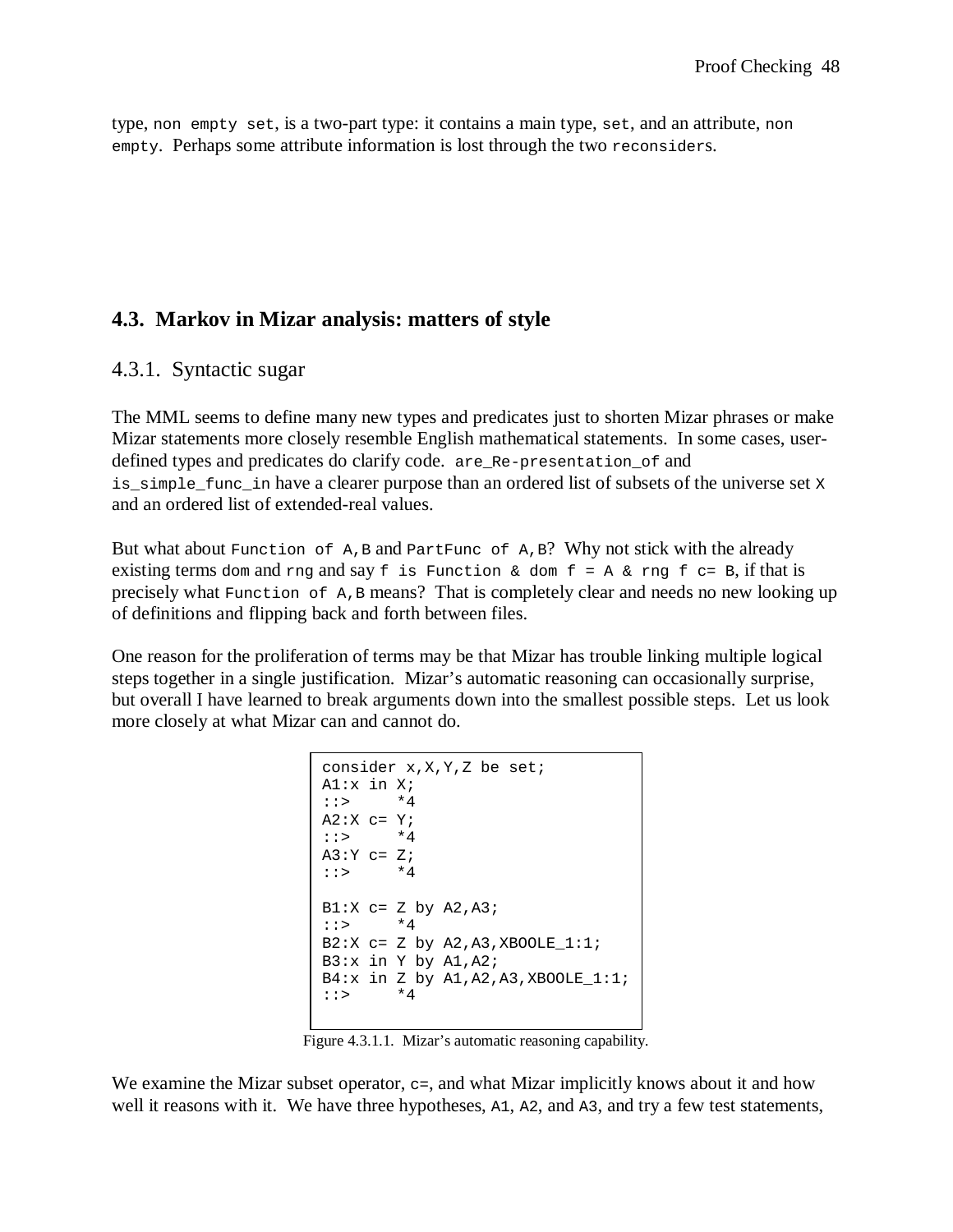type, `non empty set`, is a two-part type: it contains a main type, `set`, and an attribute, `non empty`. Perhaps some attribute information is lost through the two `reconsiders`.

## 4.3. Markov in Mizar analysis: matters of style

### 4.3.1. Syntactic sugar

The MML seems to define many new types and predicates just to shorten Mizar phrases or make Mizar statements more closely resemble English mathematical statements. In some cases, user-defined types and predicates do clarify code. `are_Re-presentation_of` and `is_simple_func_in` have a clearer purpose than an ordered list of subsets of the universe set `X` and an ordered list of extended-real values.

But what about `Function of A,B` and `PartFunc of A,B`? Why not stick with the already existing terms `dom` and `rng` and say `f is Function & dom f = A & rng f c= B`, if that is precisely what `Function of A,B` means? That is completely clear and needs no new looking up of definitions and flipping back and forth between files.

One reason for the proliferation of terms may be that Mizar has trouble linking multiple logical steps together in a single justification. Mizar's automatic reasoning can occasionally surprise, but overall I have learned to break arguments down into the smallest possible steps. Let us look more closely at what Mizar can and cannot do.

```
consider x,X,Y,Z be set;
A1:x in X;
::>     *4
A2:X c= Y;
::>     *4
A3:Y c= Z;
::>     *4

B1:X c= Z by A2,A3;
::>     *4
B2:X c= Z by A2,A3,XBOOLE_1:1;
B3:x in Y by A1,A2;
B4:x in Z by A1,A2,A3,XBOOLE_1:1;
::>     *4
```

Figure 4.3.1.1. Mizar's automatic reasoning capability.

We examine the Mizar subset operator, `c=`, and what Mizar implicitly knows about it and how well it reasons with it. We have three hypotheses, `A1`, `A2`, and `A3`, and try a few test statements,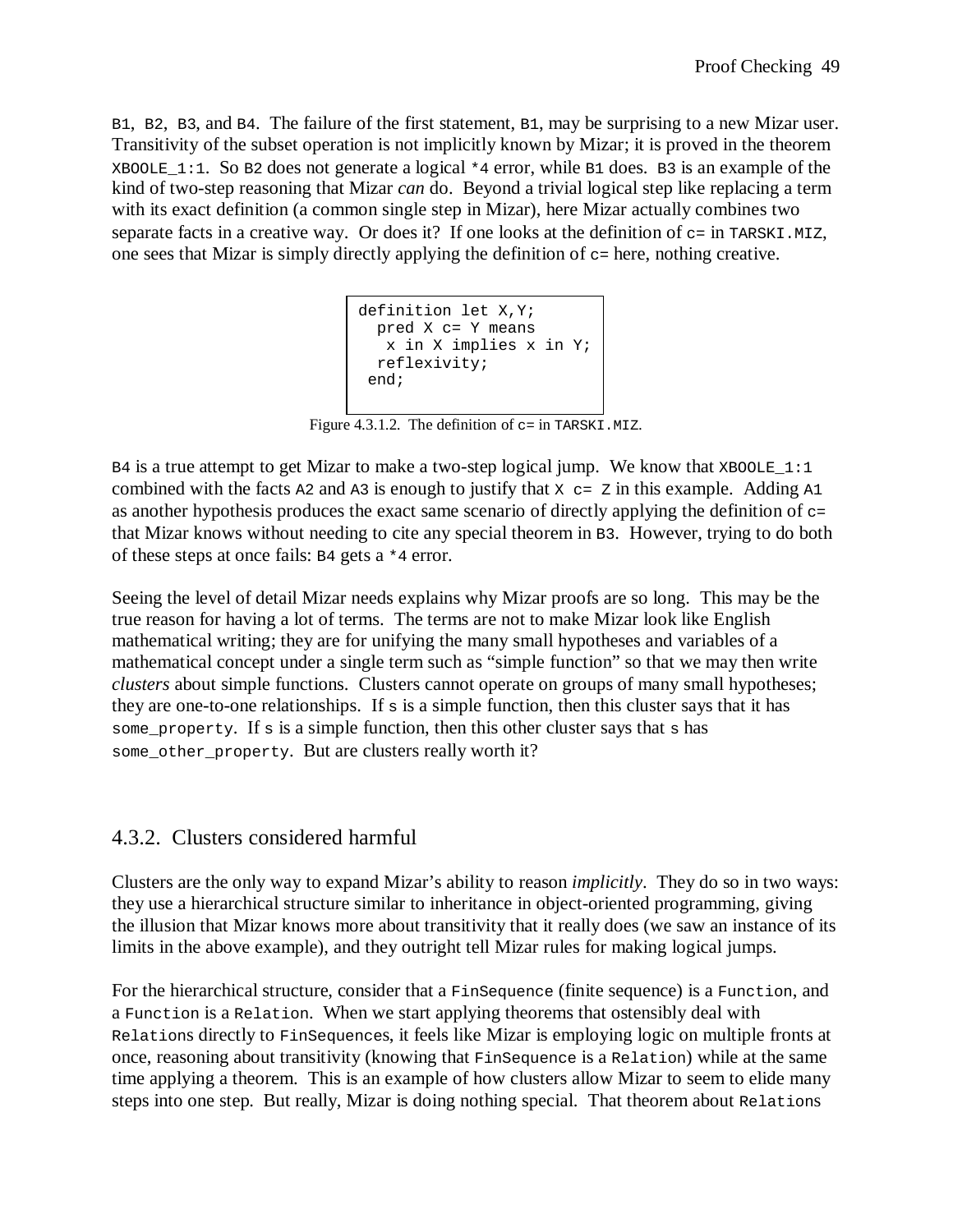B1, B2, B3, and B4. The failure of the first statement, B1, may be surprising to a new Mizar user. Transitivity of the subset operation is not implicitly known by Mizar; it is proved in the theorem XBOOLE_1:1. So B2 does not generate a logical *4 error, while B1 does. B3 is an example of the kind of two-step reasoning that Mizar *can* do. Beyond a trivial logical step like replacing a term with its exact definition (a common single step in Mizar), here Mizar actually combines two separate facts in a creative way. Or does it? If one looks at the definition of c= in TARSKI.MIZ, one sees that Mizar is simply directly applying the definition of c= here, nothing creative.

```
definition let X,Y;
  pred X c= Y means
   x in X implies x in Y;
  reflexivity;
 end;
```

Figure 4.3.1.2. The definition of c= in TARSKI.MIZ.

B4 is a true attempt to get Mizar to make a two-step logical jump. We know that XBOOLE_1:1 combined with the facts A2 and A3 is enough to justify that X c= Z in this example. Adding A1 as another hypothesis produces the exact same scenario of directly applying the definition of c= that Mizar knows without needing to cite any special theorem in B3. However, trying to do both of these steps at once fails: B4 gets a *4 error.

Seeing the level of detail Mizar needs explains why Mizar proofs are so long. This may be the true reason for having a lot of terms. The terms are not to make Mizar look like English mathematical writing; they are for unifying the many small hypotheses and variables of a mathematical concept under a single term such as "simple function" so that we may then write *clusters* about simple functions. Clusters cannot operate on groups of many small hypotheses; they are one-to-one relationships. If s is a simple function, then this cluster says that it has some_property. If s is a simple function, then this other cluster says that s has some_other_property. But are clusters really worth it?

## 4.3.2. Clusters considered harmful

Clusters are the only way to expand Mizar's ability to reason *implicitly*. They do so in two ways: they use a hierarchical structure similar to inheritance in object-oriented programming, giving the illusion that Mizar knows more about transitivity that it really does (we saw an instance of its limits in the above example), and they outright tell Mizar rules for making logical jumps.

For the hierarchical structure, consider that a FinSequence (finite sequence) is a Function, and a Function is a Relation. When we start applying theorems that ostensibly deal with Relations directly to FinSequences, it feels like Mizar is employing logic on multiple fronts at once, reasoning about transitivity (knowing that FinSequence is a Relation) while at the same time applying a theorem. This is an example of how clusters allow Mizar to seem to elide many steps into one step. But really, Mizar is doing nothing special. That theorem about Relations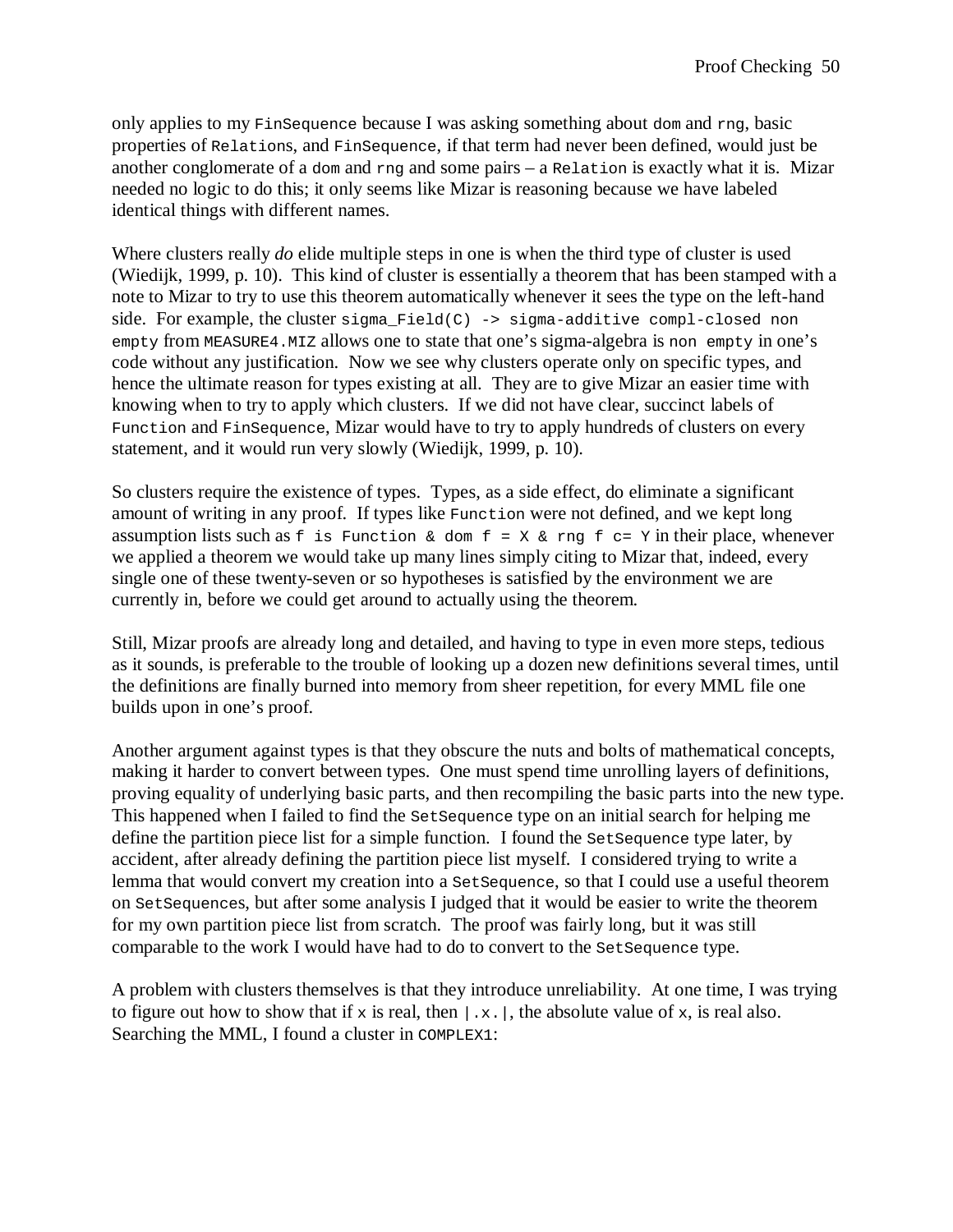only applies to my `FinSequence` because I was asking something about `dom` and `rng`, basic properties of `Relation`s, and `FinSequence`, if that term had never been defined, would just be another conglomerate of a `dom` and `rng` and some pairs – a `Relation` is exactly what it is. Mizar needed no logic to do this; it only seems like Mizar is reasoning because we have labeled identical things with different names.

Where clusters really *do* elide multiple steps in one is when the third type of cluster is used (Wiedijk, 1999, p. 10). This kind of cluster is essentially a theorem that has been stamped with a note to Mizar to try to use this theorem automatically whenever it sees the type on the left-hand side. For example, the cluster `sigma_Field(C) -> sigma-additive compl-closed non empty` from `MEASURE4.MIZ` allows one to state that one's sigma-algebra is `non empty` in one's code without any justification. Now we see why clusters operate only on specific types, and hence the ultimate reason for types existing at all. They are to give Mizar an easier time with knowing when to try to apply which clusters. If we did not have clear, succinct labels of `Function` and `FinSequence`, Mizar would have to try to apply hundreds of clusters on every statement, and it would run very slowly (Wiedijk, 1999, p. 10).

So clusters require the existence of types. Types, as a side effect, do eliminate a significant amount of writing in any proof. If types like `Function` were not defined, and we kept long assumption lists such as `f is Function & dom f = X & rng f c= Y` in their place, whenever we applied a theorem we would take up many lines simply citing to Mizar that, indeed, every single one of these twenty-seven or so hypotheses is satisfied by the environment we are currently in, before we could get around to actually using the theorem.

Still, Mizar proofs are already long and detailed, and having to type in even more steps, tedious as it sounds, is preferable to the trouble of looking up a dozen new definitions several times, until the definitions are finally burned into memory from sheer repetition, for every MML file one builds upon in one's proof.

Another argument against types is that they obscure the nuts and bolts of mathematical concepts, making it harder to convert between types. One must spend time unrolling layers of definitions, proving equality of underlying basic parts, and then recompiling the basic parts into the new type. This happened when I failed to find the `SetSequence` type on an initial search for helping me define the partition piece list for a simple function. I found the `SetSequence` type later, by accident, after already defining the partition piece list myself. I considered trying to write a lemma that would convert my creation into a `SetSequence`, so that I could use a useful theorem on `SetSequence`s, but after some analysis I judged that it would be easier to write the theorem for my own partition piece list from scratch. The proof was fairly long, but it was still comparable to the work I would have had to do to convert to the `SetSequence` type.

A problem with clusters themselves is that they introduce unreliability. At one time, I was trying to figure out how to show that if `x` is real, then `|.x.|`, the absolute value of `x`, is real also. Searching the MML, I found a cluster in `COMPLEX1`: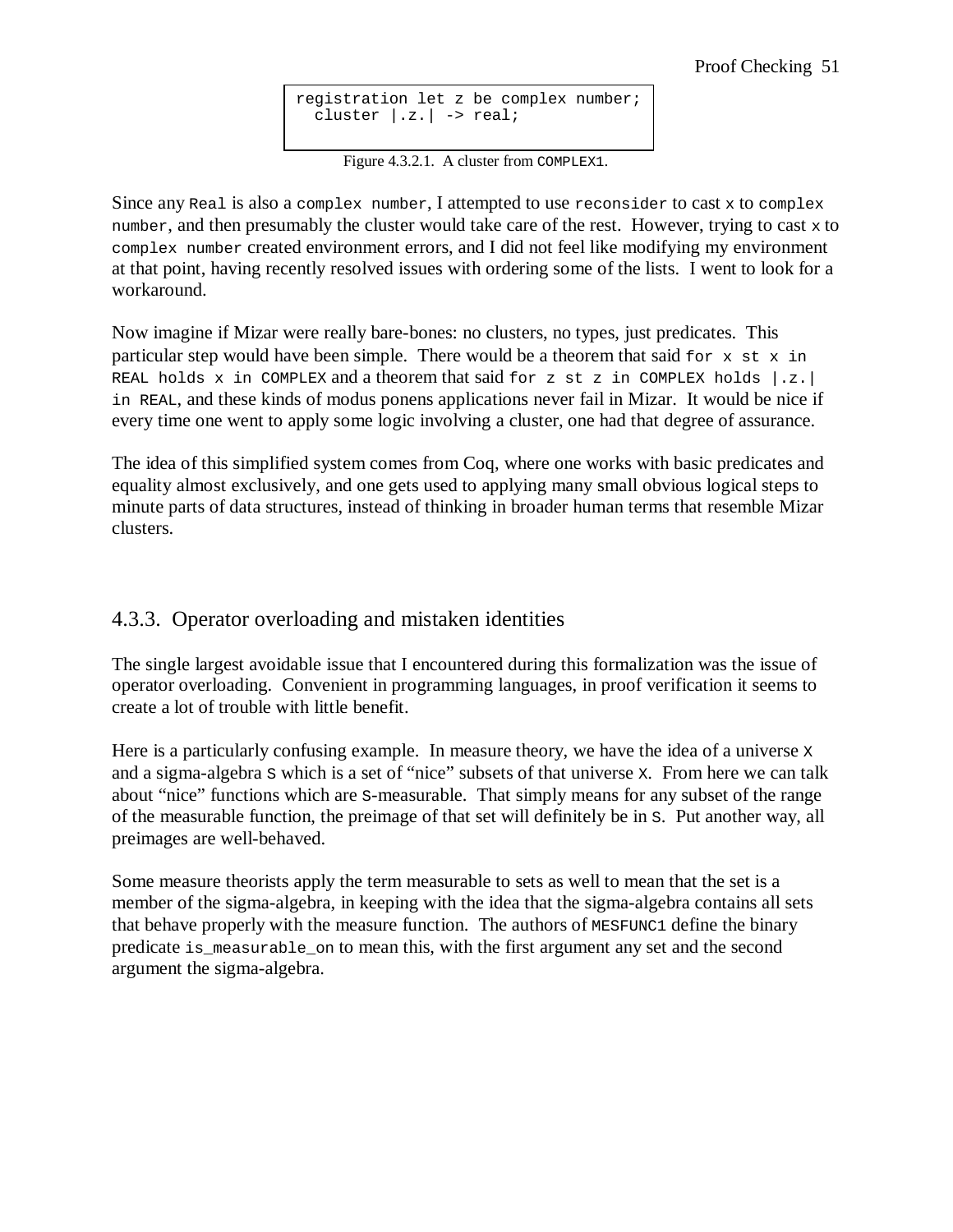```
registration let z be complex number;
  cluster |.z.| -> real;
```

Figure 4.3.2.1. A cluster from `COMPLEX1`.

Since any `Real` is also a `complex number`, I attempted to use `reconsider` to cast `x` to `complex number`, and then presumably the cluster would take care of the rest. However, trying to cast `x` to `complex number` created environment errors, and I did not feel like modifying my environment at that point, having recently resolved issues with ordering some of the lists. I went to look for a workaround.

Now imagine if Mizar were really bare-bones: no clusters, no types, just predicates. This particular step would have been simple. There would be a theorem that said `for x st x in REAL holds x in COMPLEX` and a theorem that said `for z st z in COMPLEX holds |.z.| in REAL`, and these kinds of modus ponens applications never fail in Mizar. It would be nice if every time one went to apply some logic involving a cluster, one had that degree of assurance.

The idea of this simplified system comes from Coq, where one works with basic predicates and equality almost exclusively, and one gets used to applying many small obvious logical steps to minute parts of data structures, instead of thinking in broader human terms that resemble Mizar clusters.

### 4.3.3. Operator overloading and mistaken identities

The single largest avoidable issue that I encountered during this formalization was the issue of operator overloading. Convenient in programming languages, in proof verification it seems to create a lot of trouble with little benefit.

Here is a particularly confusing example. In measure theory, we have the idea of a universe `X` and a sigma-algebra `S` which is a set of "nice" subsets of that universe `X`. From here we can talk about "nice" functions which are `S`-measurable. That simply means for any subset of the range of the measurable function, the preimage of that set will definitely be in `S`. Put another way, all preimages are well-behaved.

Some measure theorists apply the term measurable to sets as well to mean that the set is a member of the sigma-algebra, in keeping with the idea that the sigma-algebra contains all sets that behave properly with the measure function. The authors of `MESFUNC1` define the binary predicate `is_measurable_on` to mean this, with the first argument any set and the second argument the sigma-algebra.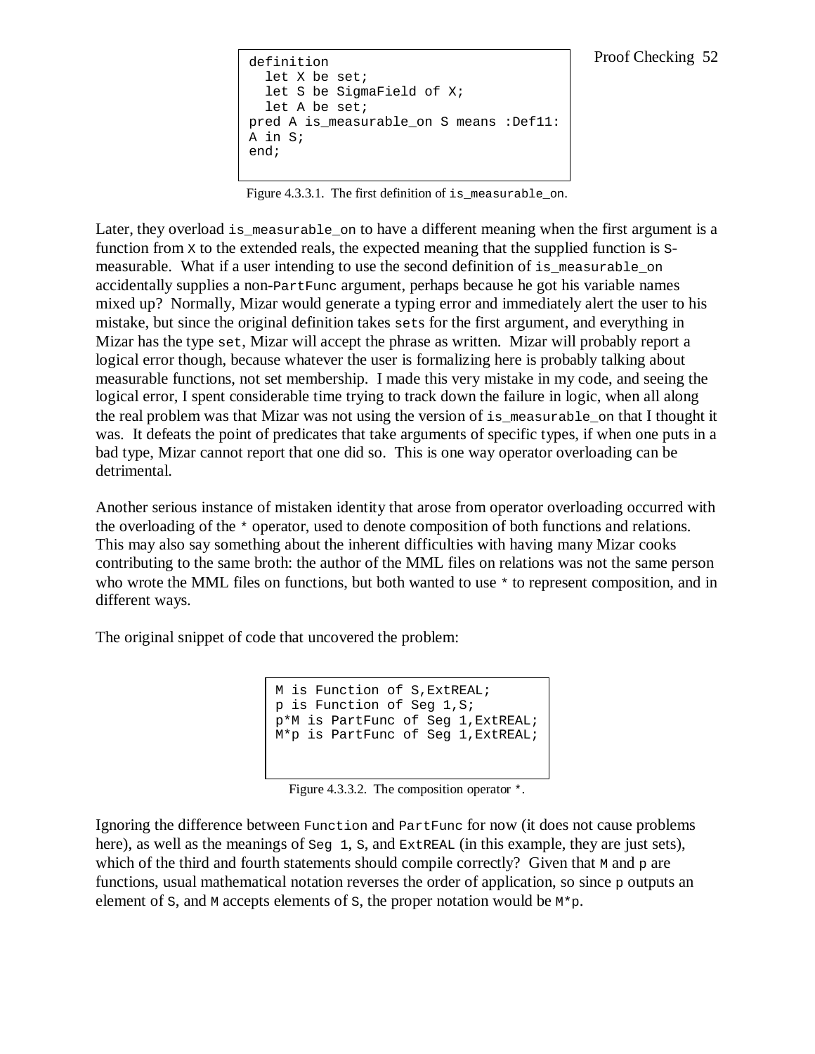```
definition
  let X be set;
  let S be SigmaField of X;
  let A be set;
pred A is_measurable_on S means :Def11:
A in S;
end;
```

Figure 4.3.3.1. The first definition of `is_measurable_on`.

Later, they overload `is_measurable_on` to have a different meaning when the first argument is a function from `X` to the extended reals, the expected meaning that the supplied function is `S`-measurable. What if a user intending to use the second definition of `is_measurable_on` accidentally supplies a non-`PartFunc` argument, perhaps because he got his variable names mixed up? Normally, Mizar would generate a typing error and immediately alert the user to his mistake, but since the original definition takes `set`s for the first argument, and everything in Mizar has the type `set`, Mizar will accept the phrase as written. Mizar will probably report a logical error though, because whatever the user is formalizing here is probably talking about measurable functions, not set membership. I made this very mistake in my code, and seeing the logical error, I spent considerable time trying to track down the failure in logic, when all along the real problem was that Mizar was not using the version of `is_measurable_on` that I thought it was. It defeats the point of predicates that take arguments of specific types, if when one puts in a bad type, Mizar cannot report that one did so. This is one way operator overloading can be detrimental.

Another serious instance of mistaken identity that arose from operator overloading occurred with the overloading of the `*` operator, used to denote composition of both functions and relations. This may also say something about the inherent difficulties with having many Mizar cooks contributing to the same broth: the author of the MML files on relations was not the same person who wrote the MML files on functions, but both wanted to use `*` to represent composition, and in different ways.

The original snippet of code that uncovered the problem:

```
M is Function of S,ExtREAL;
p is Function of Seg 1,S;
p*M is PartFunc of Seg 1,ExtREAL;
M*p is PartFunc of Seg 1,ExtREAL;
```

Figure 4.3.3.2. The composition operator `*`.

Ignoring the difference between `Function` and `PartFunc` for now (it does not cause problems here), as well as the meanings of `Seg 1`, `S`, and `ExtREAL` (in this example, they are just sets), which of the third and fourth statements should compile correctly? Given that `M` and `p` are functions, usual mathematical notation reverses the order of application, so since `p` outputs an element of `S`, and `M` accepts elements of `S`, the proper notation would be `M*p`.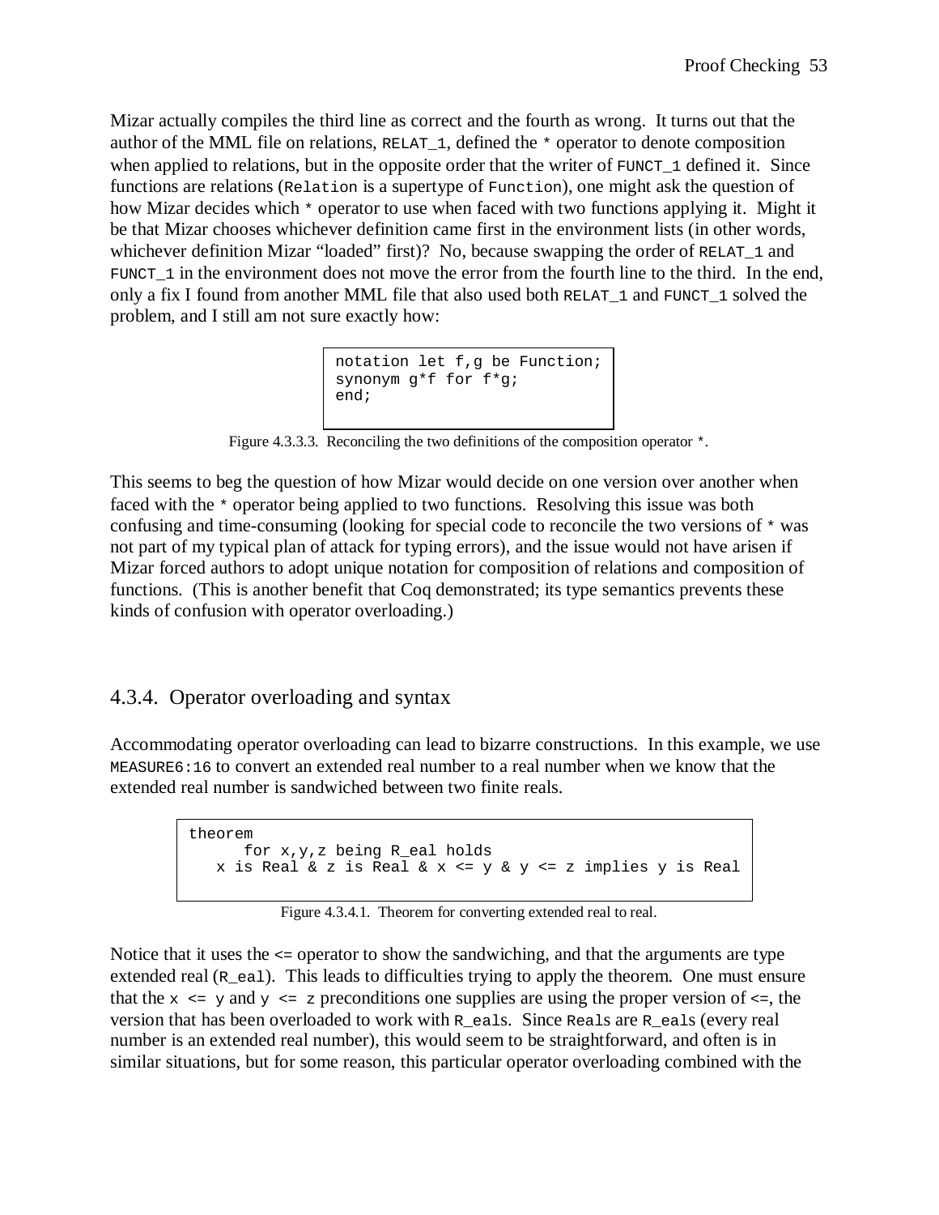Mizar actually compiles the third line as correct and the fourth as wrong. It turns out that the author of the MML file on relations, `RELAT_1`, defined the `*` operator to denote composition when applied to relations, but in the opposite order that the writer of `FUNCT_1` defined it. Since functions are relations (`Relation` is a supertype of `Function`), one might ask the question of how Mizar decides which `*` operator to use when faced with two functions applying it. Might it be that Mizar chooses whichever definition came first in the environment lists (in other words, whichever definition Mizar "loaded" first)? No, because swapping the order of `RELAT_1` and `FUNCT_1` in the environment does not move the error from the fourth line to the third. In the end, only a fix I found from another MML file that also used both `RELAT_1` and `FUNCT_1` solved the problem, and I still am not sure exactly how:

```
notation let f,g be Function;
synonym g*f for f*g;
end;
```

Figure 4.3.3.3. Reconciling the two definitions of the composition operator `*`.

This seems to beg the question of how Mizar would decide on one version over another when faced with the `*` operator being applied to two functions. Resolving this issue was both confusing and time-consuming (looking for special code to reconcile the two versions of `*` was not part of my typical plan of attack for typing errors), and the issue would not have arisen if Mizar forced authors to adopt unique notation for composition of relations and composition of functions. (This is another benefit that Coq demonstrated; its type semantics prevents these kinds of confusion with operator overloading.)

### 4.3.4. Operator overloading and syntax

Accommodating operator overloading can lead to bizarre constructions. In this example, we use `MEASURE6:16` to convert an extended real number to a real number when we know that the extended real number is sandwiched between two finite reals.

```
theorem
      for x,y,z being R_eal holds
   x is Real & z is Real & x <= y & y <= z implies y is Real
```

Figure 4.3.4.1. Theorem for converting extended real to real.

Notice that it uses the <= operator to show the sandwiching, and that the arguments are type extended real (`R_eal`). This leads to difficulties trying to apply the theorem. One must ensure that the `x <= y` and `y <= z` preconditions one supplies are using the proper version of <=, the version that has been overloaded to work with `R_eals`. Since `Reals` are `R_eals` (every real number is an extended real number), this would seem to be straightforward, and often is in similar situations, but for some reason, this particular operator overloading combined with the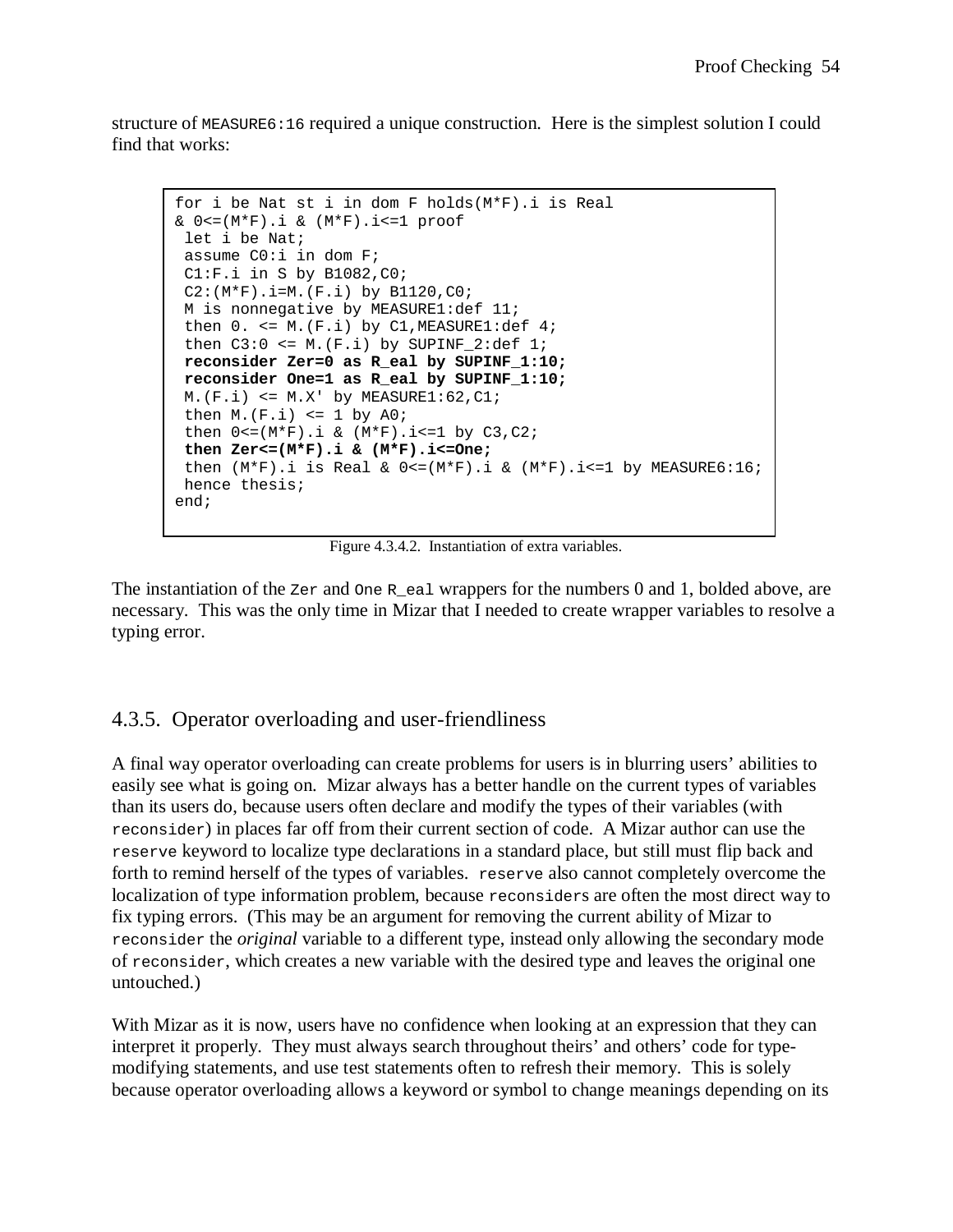structure of `MEASURE6:16` required a unique construction. Here is the simplest solution I could find that works:

```
for i be Nat st i in dom F holds(M*F).i is Real
& 0<=(M*F).i & (M*F).i<=1 proof
 let i be Nat;
 assume C0:i in dom F;
 C1:F.i in S by B1082,C0;
 C2:(M*F).i=M.(F.i) by B1120,C0;
 M is nonnegative by MEASURE1:def 11;
 then 0. <= M.(F.i) by C1,MEASURE1:def 4;
 then C3:0 <= M.(F.i) by SUPINF_2:def 1;
 reconsider Zer=0 as R_eal by SUPINF_1:10;
 reconsider One=1 as R_eal by SUPINF_1:10;
 M.(F.i) <= M.X' by MEASURE1:62,C1;
 then M.(F.i) <= 1 by A0;
 then 0<=(M*F).i & (M*F).i<=1 by C3,C2;
 then Zer<=(M*F).i & (M*F).i<=One;
 then (M*F).i is Real & 0<=(M*F).i & (M*F).i<=1 by MEASURE6:16;
 hence thesis;
end;
```

Figure 4.3.4.2. Instantiation of extra variables.

The instantiation of the `Zer` and `One` `R_eal` wrappers for the numbers 0 and 1, bolded above, are necessary. This was the only time in Mizar that I needed to create wrapper variables to resolve a typing error.

## 4.3.5. Operator overloading and user-friendliness

A final way operator overloading can create problems for users is in blurring users' abilities to easily see what is going on. Mizar always has a better handle on the current types of variables than its users do, because users often declare and modify the types of their variables (with `reconsider`) in places far off from their current section of code. A Mizar author can use the `reserve` keyword to localize type declarations in a standard place, but still must flip back and forth to remind herself of the types of variables. `reserve` also cannot completely overcome the localization of type information problem, because `reconsiders` are often the most direct way to fix typing errors. (This may be an argument for removing the current ability of Mizar to `reconsider` the *original* variable to a different type, instead only allowing the secondary mode of `reconsider`, which creates a new variable with the desired type and leaves the original one untouched.)

With Mizar as it is now, users have no confidence when looking at an expression that they can interpret it properly. They must always search throughout theirs' and others' code for type-modifying statements, and use test statements often to refresh their memory. This is solely because operator overloading allows a keyword or symbol to change meanings depending on its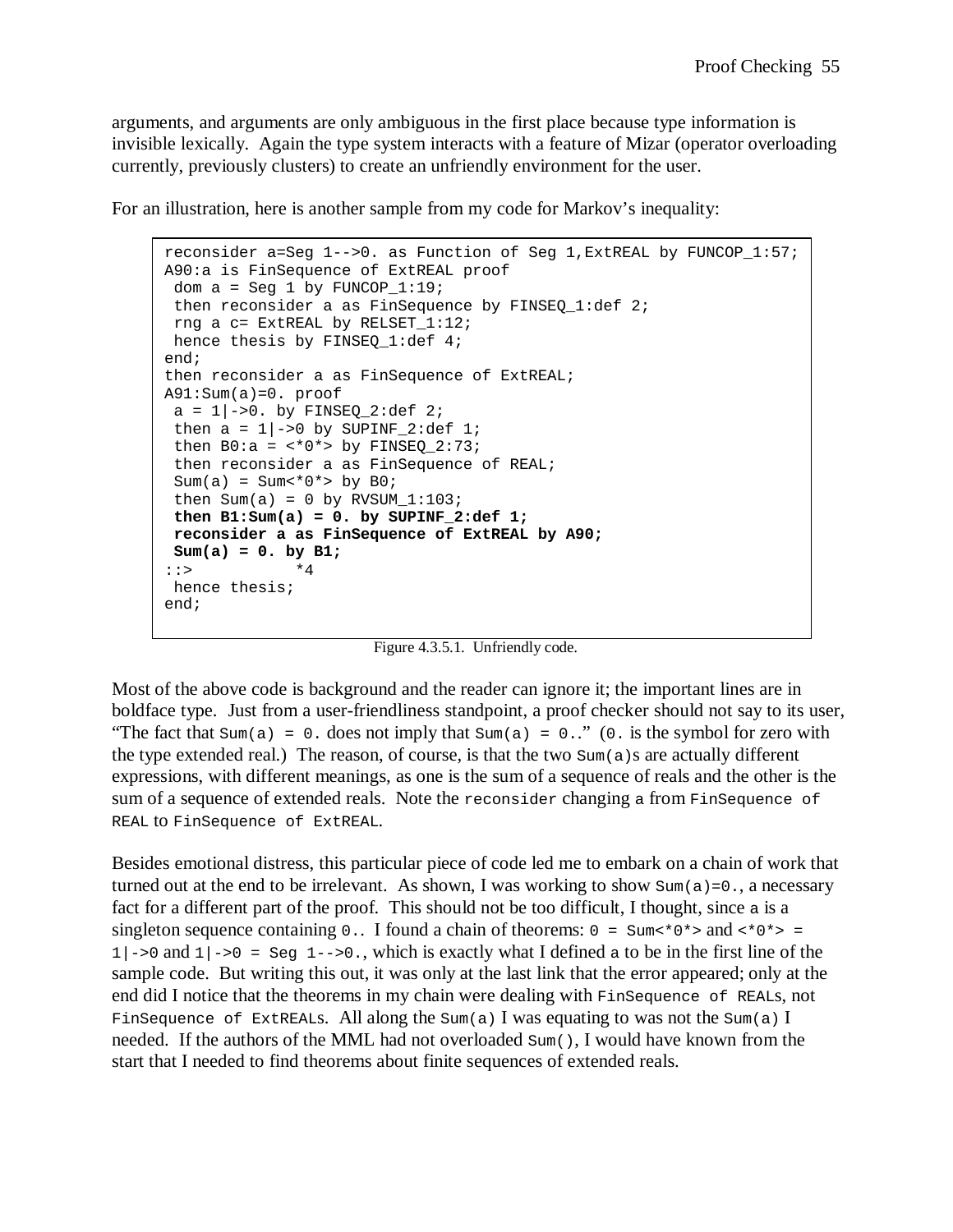arguments, and arguments are only ambiguous in the first place because type information is invisible lexically. Again the type system interacts with a feature of Mizar (operator overloading currently, previously clusters) to create an unfriendly environment for the user.

For an illustration, here is another sample from my code for Markov's inequality:

```
reconsider a=Seg 1-->0. as Function of Seg 1,ExtREAL by FUNCOP_1:57;
A90:a is FinSequence of ExtREAL proof
 dom a = Seg 1 by FUNCOP_1:19;
 then reconsider a as FinSequence by FINSEQ_1:def 2;
 rng a c= ExtREAL by RELSET_1:12;
 hence thesis by FINSEQ_1:def 4;
end;
then reconsider a as FinSequence of ExtREAL;
A91:Sum(a)=0. proof
 a = 1|->0. by FINSEQ_2:def 2;
 then a = 1|->0 by SUPINF_2:def 1;
 then B0:a = <*0*> by FINSEQ_2:73;
 then reconsider a as FinSequence of REAL;
 Sum(a) = Sum<*0*> by B0;
 then Sum(a) = 0 by RVSUM_1:103;
 then B1:Sum(a) = 0. by SUPINF_2:def 1;
 reconsider a as FinSequence of ExtREAL by A90;
 Sum(a) = 0. by B1;
::>          *4
 hence thesis;
end;
```

Figure 4.3.5.1. Unfriendly code.

Most of the above code is background and the reader can ignore it; the important lines are in boldface type. Just from a user-friendliness standpoint, a proof checker should not say to its user, "The fact that `Sum(a) = 0.` does not imply that `Sum(a) = 0.`." (`0.` is the symbol for zero with the type extended real.) The reason, of course, is that the two `Sum(a)`s are actually different expressions, with different meanings, as one is the sum of a sequence of reals and the other is the sum of a sequence of extended reals. Note the `reconsider` changing `a` from `FinSequence of REAL` to `FinSequence of ExtREAL`.

Besides emotional distress, this particular piece of code led me to embark on a chain of work that turned out at the end to be irrelevant. As shown, I was working to show `Sum(a)=0.`, a necessary fact for a different part of the proof. This should not be too difficult, I thought, since `a` is a singleton sequence containing `0.`. I found a chain of theorems: `0 = Sum<*0*>` and `<*0*> = 1|->0` and `1|->0 = Seg 1-->0.`, which is exactly what I defined `a` to be in the first line of the sample code. But writing this out, it was only at the last link that the error appeared; only at the end did I notice that the theorems in my chain were dealing with `FinSequence of REAL`s, not `FinSequence of ExtREAL`s. All along the `Sum(a)` I was equating to was not the `Sum(a)` I needed. If the authors of the MML had not overloaded `Sum()`, I would have known from the start that I needed to find theorems about finite sequences of extended reals.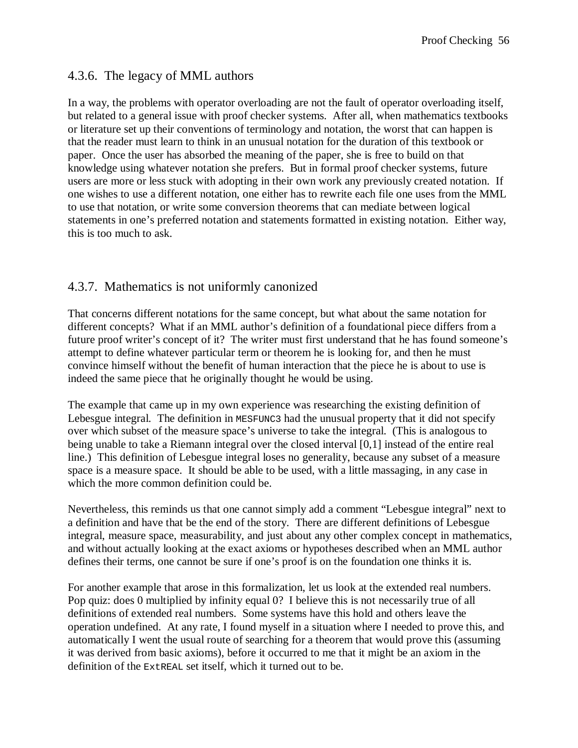### 4.3.6. The legacy of MML authors

In a way, the problems with operator overloading are not the fault of operator overloading itself, but related to a general issue with proof checker systems. After all, when mathematics textbooks or literature set up their conventions of terminology and notation, the worst that can happen is that the reader must learn to think in an unusual notation for the duration of this textbook or paper. Once the user has absorbed the meaning of the paper, she is free to build on that knowledge using whatever notation she prefers. But in formal proof checker systems, future users are more or less stuck with adopting in their own work any previously created notation. If one wishes to use a different notation, one either has to rewrite each file one uses from the MML to use that notation, or write some conversion theorems that can mediate between logical statements in one's preferred notation and statements formatted in existing notation. Either way, this is too much to ask.

### 4.3.7. Mathematics is not uniformly canonized

That concerns different notations for the same concept, but what about the same notation for different concepts? What if an MML author's definition of a foundational piece differs from a future proof writer's concept of it? The writer must first understand that he has found someone's attempt to define whatever particular term or theorem he is looking for, and then he must convince himself without the benefit of human interaction that the piece he is about to use is indeed the same piece that he originally thought he would be using.

The example that came up in my own experience was researching the existing definition of Lebesgue integral. The definition in `MESFUNC3` had the unusual property that it did not specify over which subset of the measure space's universe to take the integral. (This is analogous to being unable to take a Riemann integral over the closed interval [0,1] instead of the entire real line.) This definition of Lebesgue integral loses no generality, because any subset of a measure space is a measure space. It should be able to be used, with a little massaging, in any case in which the more common definition could be.

Nevertheless, this reminds us that one cannot simply add a comment "Lebesgue integral" next to a definition and have that be the end of the story. There are different definitions of Lebesgue integral, measure space, measurability, and just about any other complex concept in mathematics, and without actually looking at the exact axioms or hypotheses described when an MML author defines their terms, one cannot be sure if one's proof is on the foundation one thinks it is.

For another example that arose in this formalization, let us look at the extended real numbers. Pop quiz: does 0 multiplied by infinity equal 0? I believe this is not necessarily true of all definitions of extended real numbers. Some systems have this hold and others leave the operation undefined. At any rate, I found myself in a situation where I needed to prove this, and automatically I went the usual route of searching for a theorem that would prove this (assuming it was derived from basic axioms), before it occurred to me that it might be an axiom in the definition of the `ExtREAL` set itself, which it turned out to be.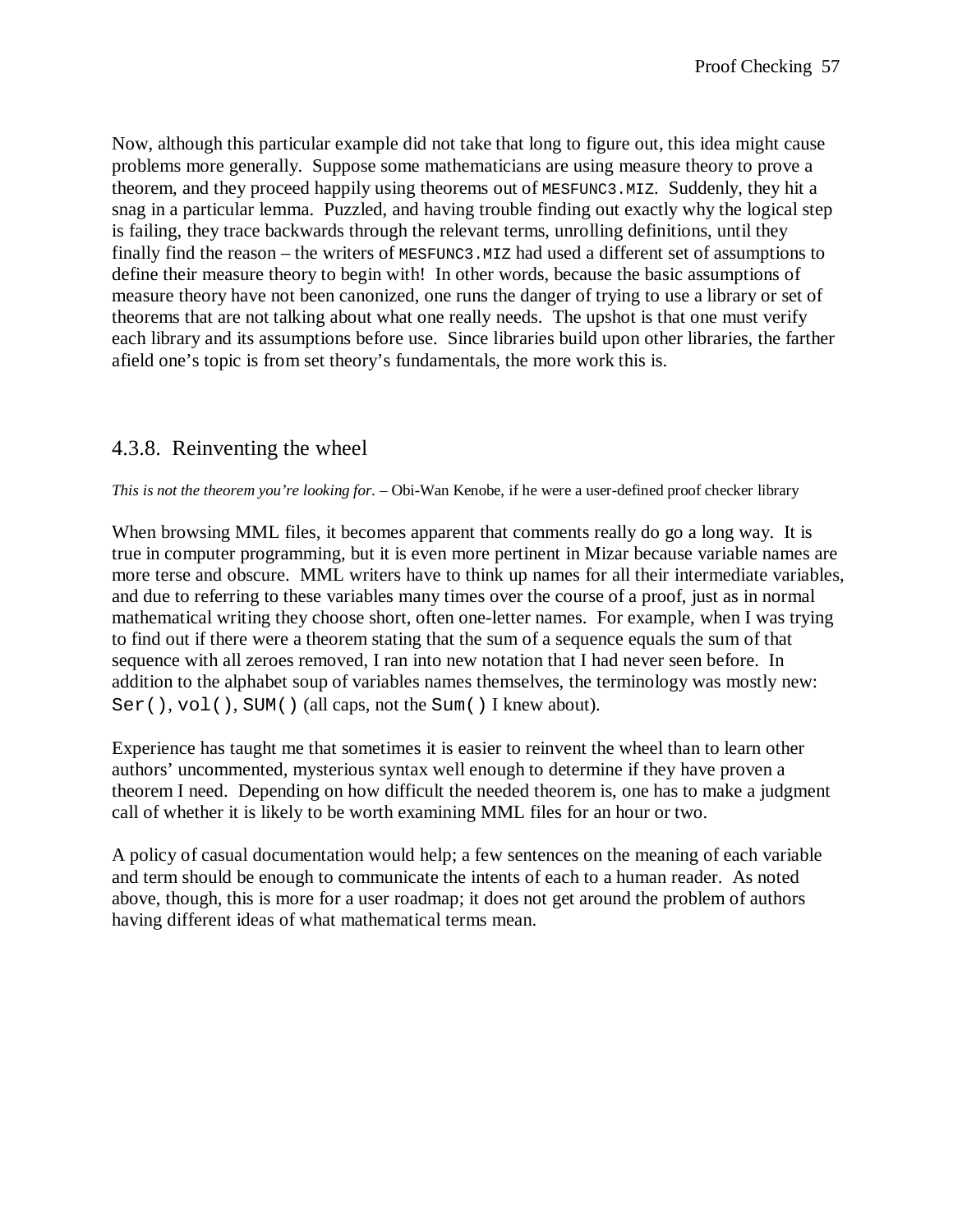Now, although this particular example did not take that long to figure out, this idea might cause problems more generally. Suppose some mathematicians are using measure theory to prove a theorem, and they proceed happily using theorems out of `MESFUNC3.MIZ`. Suddenly, they hit a snag in a particular lemma. Puzzled, and having trouble finding out exactly why the logical step is failing, they trace backwards through the relevant terms, unrolling definitions, until they finally find the reason – the writers of `MESFUNC3.MIZ` had used a different set of assumptions to define their measure theory to begin with! In other words, because the basic assumptions of measure theory have not been canonized, one runs the danger of trying to use a library or set of theorems that are not talking about what one really needs. The upshot is that one must verify each library and its assumptions before use. Since libraries build upon other libraries, the farther afield one's topic is from set theory's fundamentals, the more work this is.

### 4.3.8. Reinventing the wheel

*This is not the theorem you're looking for.* – Obi-Wan Kenobe, if he were a user-defined proof checker library

When browsing MML files, it becomes apparent that comments really do go a long way. It is true in computer programming, but it is even more pertinent in Mizar because variable names are more terse and obscure. MML writers have to think up names for all their intermediate variables, and due to referring to these variables many times over the course of a proof, just as in normal mathematical writing they choose short, often one-letter names. For example, when I was trying to find out if there were a theorem stating that the sum of a sequence equals the sum of that sequence with all zeroes removed, I ran into new notation that I had never seen before. In addition to the alphabet soup of variables names themselves, the terminology was mostly new: `Ser()`, `vol()`, `SUM()` (all caps, not the `Sum()` I knew about).

Experience has taught me that sometimes it is easier to reinvent the wheel than to learn other authors' uncommented, mysterious syntax well enough to determine if they have proven a theorem I need. Depending on how difficult the needed theorem is, one has to make a judgment call of whether it is likely to be worth examining MML files for an hour or two.

A policy of casual documentation would help; a few sentences on the meaning of each variable and term should be enough to communicate the intents of each to a human reader. As noted above, though, this is more for a user roadmap; it does not get around the problem of authors having different ideas of what mathematical terms mean.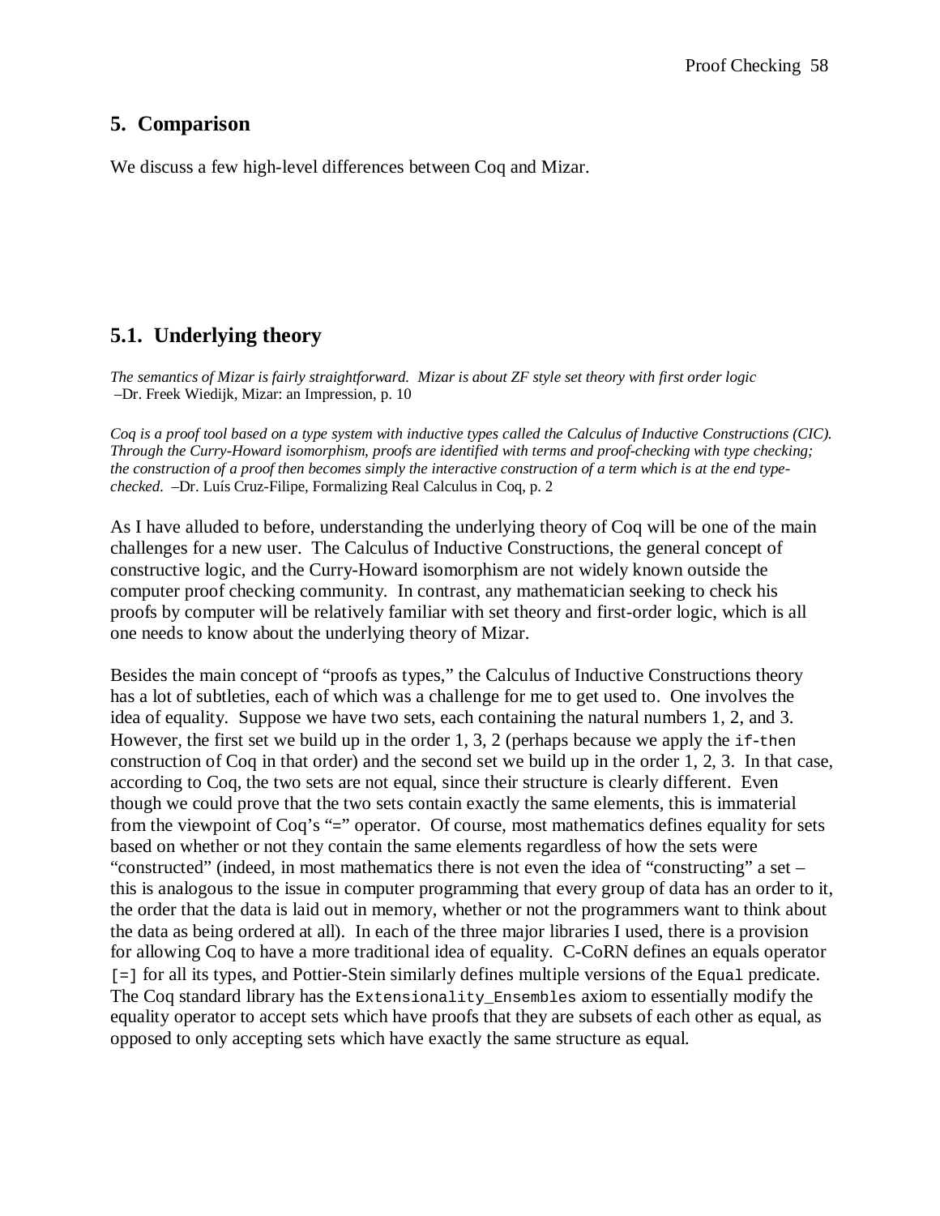## 5. Comparison

We discuss a few high-level differences between Coq and Mizar.

### 5.1. Underlying theory

*The semantics of Mizar is fairly straightforward. Mizar is about ZF style set theory with first order logic*
–Dr. Freek Wiedijk, Mizar: an Impression, p. 10

*Coq is a proof tool based on a type system with inductive types called the Calculus of Inductive Constructions (CIC). Through the Curry-Howard isomorphism, proofs are identified with terms and proof-checking with type checking; the construction of a proof then becomes simply the interactive construction of a term which is at the end type-checked.* –Dr. Luís Cruz-Filipe, Formalizing Real Calculus in Coq, p. 2

As I have alluded to before, understanding the underlying theory of Coq will be one of the main challenges for a new user. The Calculus of Inductive Constructions, the general concept of constructive logic, and the Curry-Howard isomorphism are not widely known outside the computer proof checking community. In contrast, any mathematician seeking to check his proofs by computer will be relatively familiar with set theory and first-order logic, which is all one needs to know about the underlying theory of Mizar.

Besides the main concept of "proofs as types," the Calculus of Inductive Constructions theory has a lot of subtleties, each of which was a challenge for me to get used to. One involves the idea of equality. Suppose we have two sets, each containing the natural numbers 1, 2, and 3. However, the first set we build up in the order 1, 3, 2 (perhaps because we apply the `if-then` construction of Coq in that order) and the second set we build up in the order 1, 2, 3. In that case, according to Coq, the two sets are not equal, since their structure is clearly different. Even though we could prove that the two sets contain exactly the same elements, this is immaterial from the viewpoint of Coq's "=" operator. Of course, most mathematics defines equality for sets based on whether or not they contain the same elements regardless of how the sets were "constructed" (indeed, in most mathematics there is not even the idea of "constructing" a set – this is analogous to the issue in computer programming that every group of data has an order to it, the order that the data is laid out in memory, whether or not the programmers want to think about the data as being ordered at all). In each of the three major libraries I used, there is a provision for allowing Coq to have a more traditional idea of equality. C-CoRN defines an equals operator `[=]` for all its types, and Pottier-Stein similarly defines multiple versions of the `Equal` predicate. The Coq standard library has the `Extensionality_Ensembles` axiom to essentially modify the equality operator to accept sets which have proofs that they are subsets of each other as equal, as opposed to only accepting sets which have exactly the same structure as equal.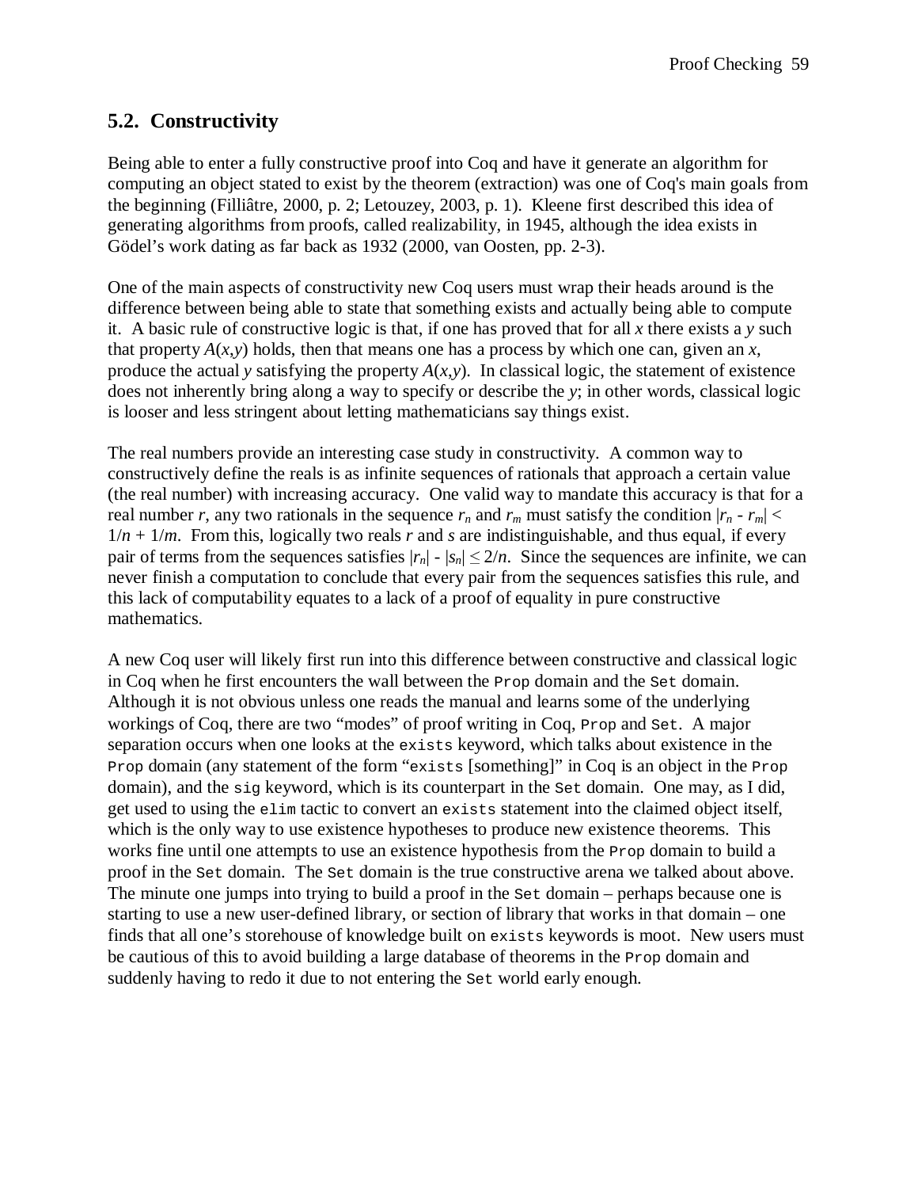## 5.2. Constructivity

Being able to enter a fully constructive proof into Coq and have it generate an algorithm for computing an object stated to exist by the theorem (extraction) was one of Coq's main goals from the beginning (Filliâtre, 2000, p. 2; Letouzey, 2003, p. 1). Kleene first described this idea of generating algorithms from proofs, called realizability, in 1945, although the idea exists in Gödel's work dating as far back as 1932 (2000, van Oosten, pp. 2-3).

One of the main aspects of constructivity new Coq users must wrap their heads around is the difference between being able to state that something exists and actually being able to compute it. A basic rule of constructive logic is that, if one has proved that for all *x* there exists a *y* such that property $A(x,y)$ holds, then that means one has a process by which one can, given an *x*, produce the actual *y* satisfying the property $A(x,y)$. In classical logic, the statement of existence does not inherently bring along a way to specify or describe the *y*; in other words, classical logic is looser and less stringent about letting mathematicians say things exist.

The real numbers provide an interesting case study in constructivity. A common way to constructively define the reals is as infinite sequences of rationals that approach a certain value (the real number) with increasing accuracy. One valid way to mandate this accuracy is that for a real number *r*, any two rationals in the sequence $r_n$ and $r_m$ must satisfy the condition $|r_n - r_m| < 1/n + 1/m$. From this, logically two reals *r* and *s* are indistinguishable, and thus equal, if every pair of terms from the sequences satisfies $|r_n| - |s_n| \leq 2/n$. Since the sequences are infinite, we can never finish a computation to conclude that every pair from the sequences satisfies this rule, and this lack of computability equates to a lack of a proof of equality in pure constructive mathematics.

A new Coq user will likely first run into this difference between constructive and classical logic in Coq when he first encounters the wall between the `Prop` domain and the `Set` domain. Although it is not obvious unless one reads the manual and learns some of the underlying workings of Coq, there are two "modes" of proof writing in Coq, `Prop` and `Set`. A major separation occurs when one looks at the `exists` keyword, which talks about existence in the `Prop` domain (any statement of the form "`exists` [something]" in Coq is an object in the `Prop` domain), and the `sig` keyword, which is its counterpart in the `Set` domain. One may, as I did, get used to using the `elim` tactic to convert an `exists` statement into the claimed object itself, which is the only way to use existence hypotheses to produce new existence theorems. This works fine until one attempts to use an existence hypothesis from the `Prop` domain to build a proof in the `Set` domain. The `Set` domain is the true constructive arena we talked about above. The minute one jumps into trying to build a proof in the `Set` domain – perhaps because one is starting to use a new user-defined library, or section of library that works in that domain – one finds that all one's storehouse of knowledge built on `exists` keywords is moot. New users must be cautious of this to avoid building a large database of theorems in the `Prop` domain and suddenly having to redo it due to not entering the `Set` world early enough.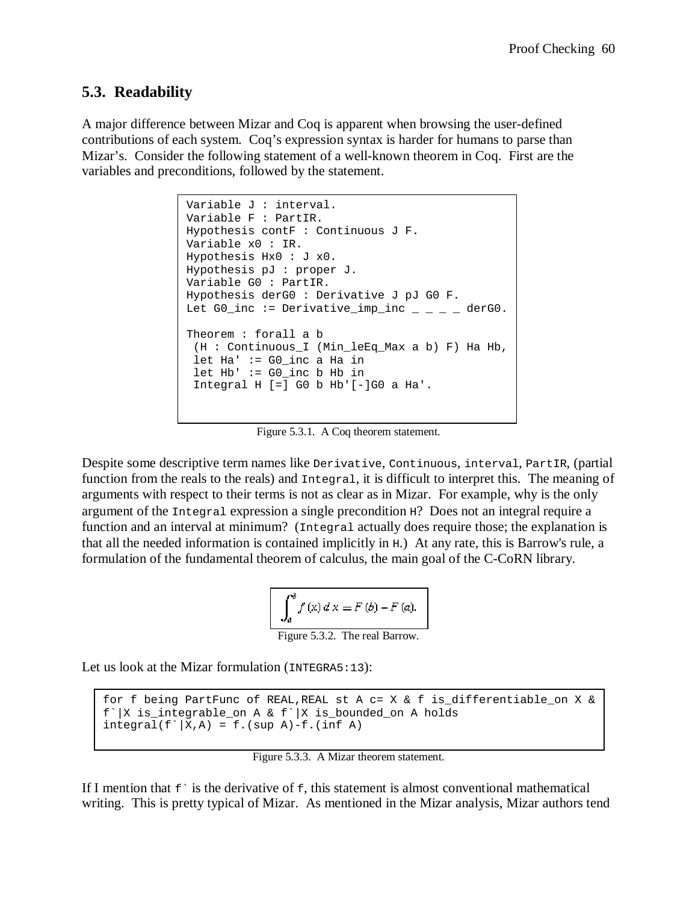## 5.3. Readability

A major difference between Mizar and Coq is apparent when browsing the user-defined contributions of each system. Coq's expression syntax is harder for humans to parse than Mizar's. Consider the following statement of a well-known theorem in Coq. First are the variables and preconditions, followed by the statement.

```
Variable J : interval.
Variable F : PartIR.
Hypothesis contF : Continuous J F.
Variable x0 : IR.
Hypothesis Hx0 : J x0.
Hypothesis pJ : proper J.
Variable G0 : PartIR.
Hypothesis derG0 : Derivative J pJ G0 F.
Let G0_inc := Derivative_imp_inc _ _ _ _ derG0.

Theorem : forall a b
 (H : Continuous_I (Min_leEq_Max a b) F) Ha Hb,
 let Ha' := G0_inc a Ha in
 let Hb' := G0_inc b Hb in
 Integral H [=] G0 b Hb'[-]G0 a Ha'.
```

Figure 5.3.1. A Coq theorem statement.

Despite some descriptive term names like `Derivative`, `Continuous`, `interval`, `PartIR`, (partial function from the reals to the reals) and `Integral`, it is difficult to interpret this. The meaning of arguments with respect to their terms is not as clear as in Mizar. For example, why is the only argument of the `Integral` expression a single precondition `H`? Does not an integral require a function and an interval at minimum? (`Integral` actually does require those; the explanation is that all the needed information is contained implicitly in `H`.) At any rate, this is Barrow's rule, a formulation of the fundamental theorem of calculus, the main goal of the C-CoRN library.

$$\int_a^b f(x)\,dx = F(b) - F(a).$$

Figure 5.3.2. The real Barrow.

Let us look at the Mizar formulation (`INTEGRA5:13`):

```
for f being PartFunc of REAL,REAL st A c= X & f is_differentiable_on X &
f`|X is_integrable_on A & f`|X is_bounded_on A holds
integral(f`|X,A) = f.(sup A)-f.(inf A)
```

Figure 5.3.3. A Mizar theorem statement.

If I mention that ``f` `` is the derivative of `f`, this statement is almost conventional mathematical writing. This is pretty typical of Mizar. As mentioned in the Mizar analysis, Mizar authors tend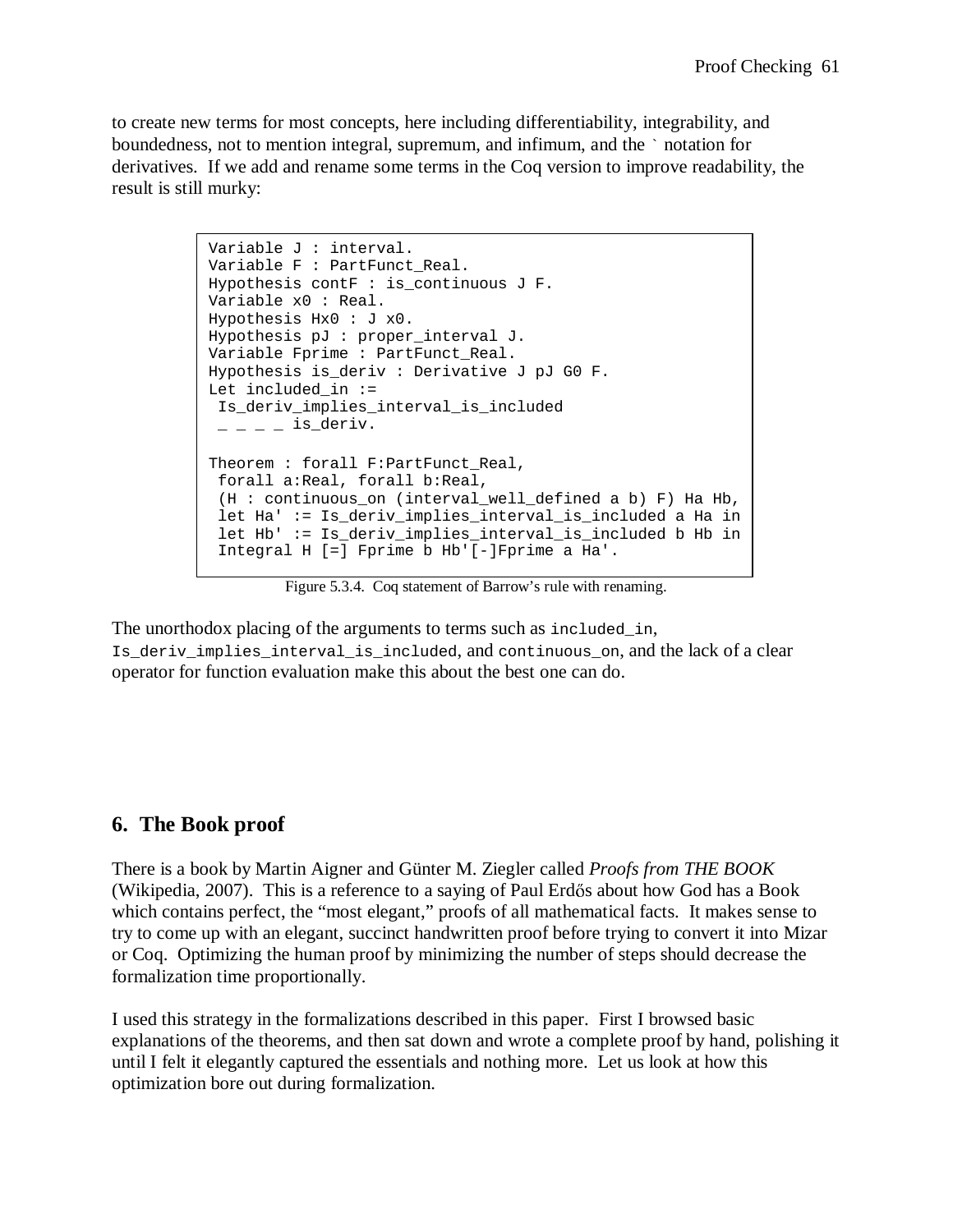to create new terms for most concepts, here including differentiability, integrability, and boundedness, not to mention integral, supremum, and infimum, and the ` notation for derivatives. If we add and rename some terms in the Coq version to improve readability, the result is still murky:

```
Variable J : interval.
Variable F : PartFunct_Real.
Hypothesis contF : is_continuous J F.
Variable x0 : Real.
Hypothesis Hx0 : J x0.
Hypothesis pJ : proper_interval J.
Variable Fprime : PartFunct_Real.
Hypothesis is_deriv : Derivative J pJ G0 F.
Let included_in :=
 Is_deriv_implies_interval_is_included
 _ _ _ _ is_deriv.

Theorem : forall F:PartFunct_Real,
 forall a:Real, forall b:Real,
 (H : continuous_on (interval_well_defined a b) F) Ha Hb,
 let Ha' := Is_deriv_implies_interval_is_included a Ha in
 let Hb' := Is_deriv_implies_interval_is_included b Hb in
 Integral H [=] Fprime b Hb'[-]Fprime a Ha'.
```

Figure 5.3.4. Coq statement of Barrow's rule with renaming.

The unorthodox placing of the arguments to terms such as `included_in`, `Is_deriv_implies_interval_is_included`, and `continuous_on`, and the lack of a clear operator for function evaluation make this about the best one can do.

## 6. The Book proof

There is a book by Martin Aigner and Günter M. Ziegler called *Proofs from THE BOOK* (Wikipedia, 2007). This is a reference to a saying of Paul Erdős about how God has a Book which contains perfect, the "most elegant," proofs of all mathematical facts. It makes sense to try to come up with an elegant, succinct handwritten proof before trying to convert it into Mizar or Coq. Optimizing the human proof by minimizing the number of steps should decrease the formalization time proportionally.

I used this strategy in the formalizations described in this paper. First I browsed basic explanations of the theorems, and then sat down and wrote a complete proof by hand, polishing it until I felt it elegantly captured the essentials and nothing more. Let us look at how this optimization bore out during formalization.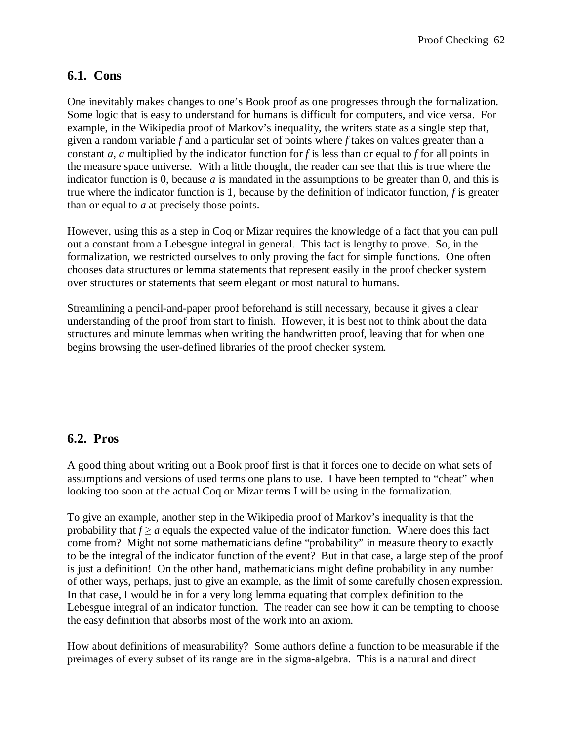## 6.1. Cons

One inevitably makes changes to one's Book proof as one progresses through the formalization. Some logic that is easy to understand for humans is difficult for computers, and vice versa. For example, in the Wikipedia proof of Markov's inequality, the writers state as a single step that, given a random variable $f$ and a particular set of points where $f$ takes on values greater than a constant $a$, $a$ multiplied by the indicator function for $f$ is less than or equal to $f$ for all points in the measure space universe. With a little thought, the reader can see that this is true where the indicator function is 0, because $a$ is mandated in the assumptions to be greater than 0, and this is true where the indicator function is 1, because by the definition of indicator function, $f$ is greater than or equal to $a$ at precisely those points.

However, using this as a step in Coq or Mizar requires the knowledge of a fact that you can pull out a constant from a Lebesgue integral in general. This fact is lengthy to prove. So, in the formalization, we restricted ourselves to only proving the fact for simple functions. One often chooses data structures or lemma statements that represent easily in the proof checker system over structures or statements that seem elegant or most natural to humans.

Streamlining a pencil-and-paper proof beforehand is still necessary, because it gives a clear understanding of the proof from start to finish. However, it is best not to think about the data structures and minute lemmas when writing the handwritten proof, leaving that for when one begins browsing the user-defined libraries of the proof checker system.

## 6.2. Pros

A good thing about writing out a Book proof first is that it forces one to decide on what sets of assumptions and versions of used terms one plans to use. I have been tempted to "cheat" when looking too soon at the actual Coq or Mizar terms I will be using in the formalization.

To give an example, another step in the Wikipedia proof of Markov's inequality is that the probability that $f \geq a$ equals the expected value of the indicator function. Where does this fact come from? Might not some mathematicians define "probability" in measure theory to exactly to be the integral of the indicator function of the event? But in that case, a large step of the proof is just a definition! On the other hand, mathematicians might define probability in any number of other ways, perhaps, just to give an example, as the limit of some carefully chosen expression. In that case, I would be in for a very long lemma equating that complex definition to the Lebesgue integral of an indicator function. The reader can see how it can be tempting to choose the easy definition that absorbs most of the work into an axiom.

How about definitions of measurability? Some authors define a function to be measurable if the preimages of every subset of its range are in the sigma-algebra. This is a natural and direct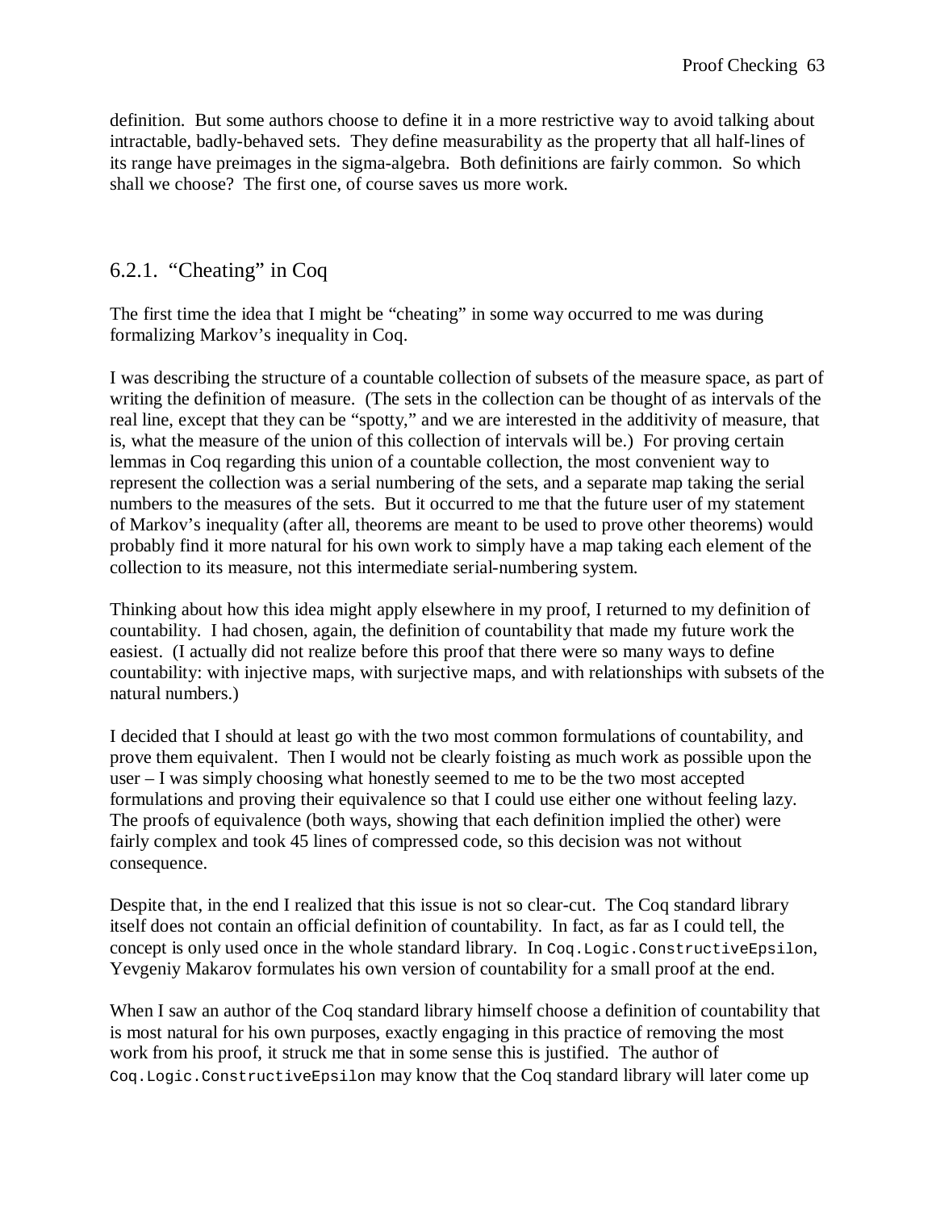definition. But some authors choose to define it in a more restrictive way to avoid talking about intractable, badly-behaved sets. They define measurability as the property that all half-lines of its range have preimages in the sigma-algebra. Both definitions are fairly common. So which shall we choose? The first one, of course saves us more work.

### 6.2.1. "Cheating" in Coq

The first time the idea that I might be "cheating" in some way occurred to me was during formalizing Markov's inequality in Coq.

I was describing the structure of a countable collection of subsets of the measure space, as part of writing the definition of measure. (The sets in the collection can be thought of as intervals of the real line, except that they can be "spotty," and we are interested in the additivity of measure, that is, what the measure of the union of this collection of intervals will be.) For proving certain lemmas in Coq regarding this union of a countable collection, the most convenient way to represent the collection was a serial numbering of the sets, and a separate map taking the serial numbers to the measures of the sets. But it occurred to me that the future user of my statement of Markov's inequality (after all, theorems are meant to be used to prove other theorems) would probably find it more natural for his own work to simply have a map taking each element of the collection to its measure, not this intermediate serial-numbering system.

Thinking about how this idea might apply elsewhere in my proof, I returned to my definition of countability. I had chosen, again, the definition of countability that made my future work the easiest. (I actually did not realize before this proof that there were so many ways to define countability: with injective maps, with surjective maps, and with relationships with subsets of the natural numbers.)

I decided that I should at least go with the two most common formulations of countability, and prove them equivalent. Then I would not be clearly foisting as much work as possible upon the user – I was simply choosing what honestly seemed to me to be the two most accepted formulations and proving their equivalence so that I could use either one without feeling lazy. The proofs of equivalence (both ways, showing that each definition implied the other) were fairly complex and took 45 lines of compressed code, so this decision was not without consequence.

Despite that, in the end I realized that this issue is not so clear-cut. The Coq standard library itself does not contain an official definition of countability. In fact, as far as I could tell, the concept is only used once in the whole standard library. In `Coq.Logic.ConstructiveEpsilon`, Yevgeniy Makarov formulates his own version of countability for a small proof at the end.

When I saw an author of the Coq standard library himself choose a definition of countability that is most natural for his own purposes, exactly engaging in this practice of removing the most work from his proof, it struck me that in some sense this is justified. The author of `Coq.Logic.ConstructiveEpsilon` may know that the Coq standard library will later come up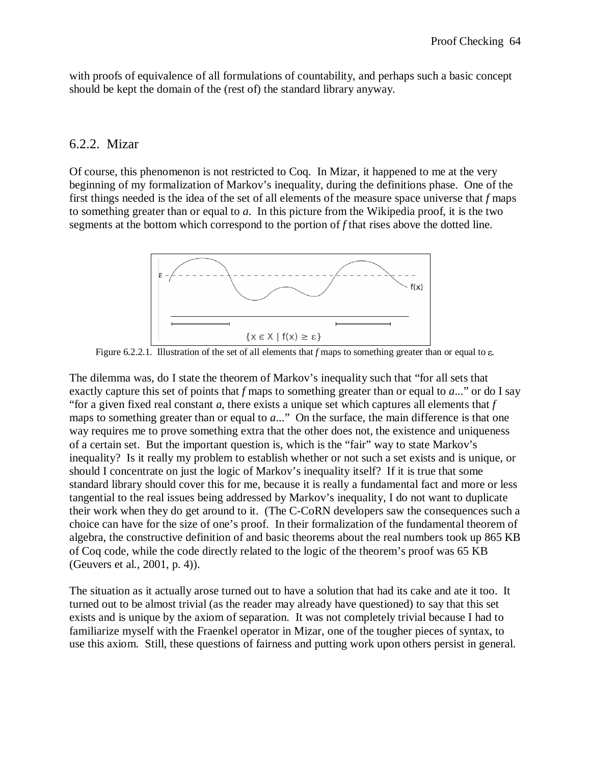with proofs of equivalence of all formulations of countability, and perhaps such a basic concept should be kept the domain of the (rest of) the standard library anyway.

### 6.2.2. Mizar

Of course, this phenomenon is not restricted to Coq. In Mizar, it happened to me at the very beginning of my formalization of Markov's inequality, during the definitions phase. One of the first things needed is the idea of the set of all elements of the measure space universe that *f* maps to something greater than or equal to *a*. In this picture from the Wikipedia proof, it is the two segments at the bottom which correspond to the portion of *f* that rises above the dotted line.

Figure 6.2.2.1. Illustration of the set of all elements that *f* maps to something greater than or equal to $\varepsilon$.

The dilemma was, do I state the theorem of Markov's inequality such that "for all sets that exactly capture this set of points that *f* maps to something greater than or equal to *a*..." or do I say "for a given fixed real constant *a*, there exists a unique set which captures all elements that *f* maps to something greater than or equal to *a*..." On the surface, the main difference is that one way requires me to prove something extra that the other does not, the existence and uniqueness of a certain set. But the important question is, which is the "fair" way to state Markov's inequality? Is it really my problem to establish whether or not such a set exists and is unique, or should I concentrate on just the logic of Markov's inequality itself? If it is true that some standard library should cover this for me, because it is really a fundamental fact and more or less tangential to the real issues being addressed by Markov's inequality, I do not want to duplicate their work when they do get around to it. (The C-CoRN developers saw the consequences such a choice can have for the size of one's proof. In their formalization of the fundamental theorem of algebra, the constructive definition of and basic theorems about the real numbers took up 865 KB of Coq code, while the code directly related to the logic of the theorem's proof was 65 KB (Geuvers et al., 2001, p. 4)).

The situation as it actually arose turned out to have a solution that had its cake and ate it too. It turned out to be almost trivial (as the reader may already have questioned) to say that this set exists and is unique by the axiom of separation. It was not completely trivial because I had to familiarize myself with the Fraenkel operator in Mizar, one of the tougher pieces of syntax, to use this axiom. Still, these questions of fairness and putting work upon others persist in general.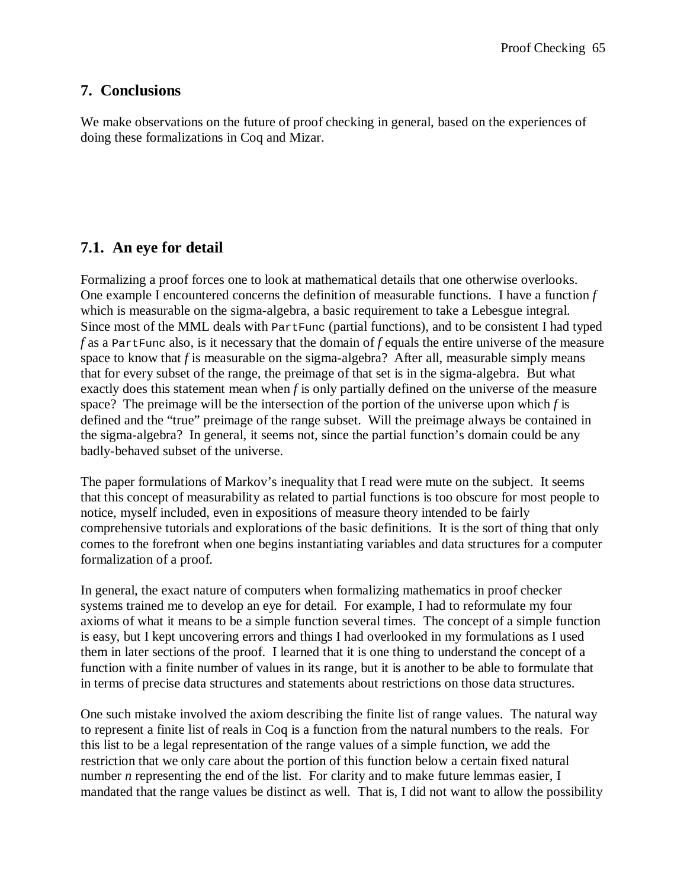## 7. Conclusions

We make observations on the future of proof checking in general, based on the experiences of doing these formalizations in Coq and Mizar.

### 7.1. An eye for detail

Formalizing a proof forces one to look at mathematical details that one otherwise overlooks. One example I encountered concerns the definition of measurable functions. I have a function *f* which is measurable on the sigma-algebra, a basic requirement to take a Lebesgue integral. Since most of the MML deals with `PartFunc` (partial functions), and to be consistent I had typed *f* as a `PartFunc` also, is it necessary that the domain of *f* equals the entire universe of the measure space to know that *f* is measurable on the sigma-algebra? After all, measurable simply means that for every subset of the range, the preimage of that set is in the sigma-algebra. But what exactly does this statement mean when *f* is only partially defined on the universe of the measure space? The preimage will be the intersection of the portion of the universe upon which *f* is defined and the "true" preimage of the range subset. Will the preimage always be contained in the sigma-algebra? In general, it seems not, since the partial function's domain could be any badly-behaved subset of the universe.

The paper formulations of Markov's inequality that I read were mute on the subject. It seems that this concept of measurability as related to partial functions is too obscure for most people to notice, myself included, even in expositions of measure theory intended to be fairly comprehensive tutorials and explorations of the basic definitions. It is the sort of thing that only comes to the forefront when one begins instantiating variables and data structures for a computer formalization of a proof.

In general, the exact nature of computers when formalizing mathematics in proof checker systems trained me to develop an eye for detail. For example, I had to reformulate my four axioms of what it means to be a simple function several times. The concept of a simple function is easy, but I kept uncovering errors and things I had overlooked in my formulations as I used them in later sections of the proof. I learned that it is one thing to understand the concept of a function with a finite number of values in its range, but it is another to be able to formulate that in terms of precise data structures and statements about restrictions on those data structures.

One such mistake involved the axiom describing the finite list of range values. The natural way to represent a finite list of reals in Coq is a function from the natural numbers to the reals. For this list to be a legal representation of the range values of a simple function, we add the restriction that we only care about the portion of this function below a certain fixed natural number *n* representing the end of the list. For clarity and to make future lemmas easier, I mandated that the range values be distinct as well. That is, I did not want to allow the possibility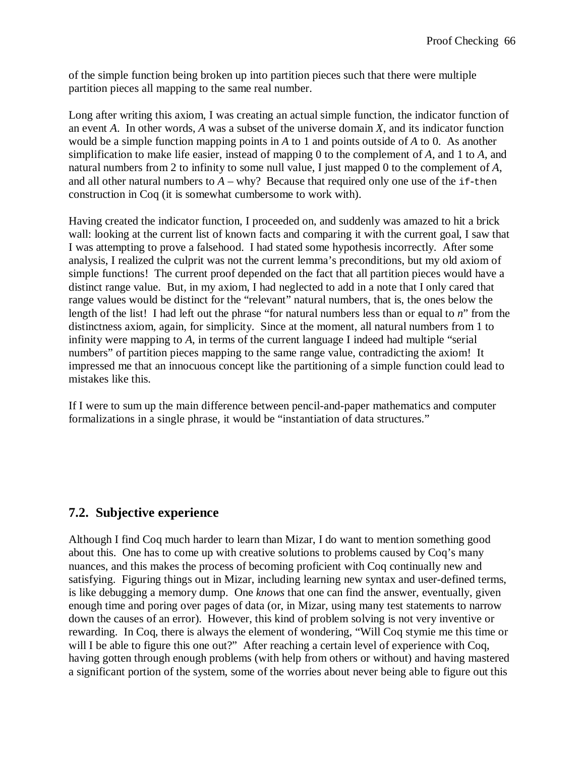of the simple function being broken up into partition pieces such that there were multiple partition pieces all mapping to the same real number.

Long after writing this axiom, I was creating an actual simple function, the indicator function of an event *A*. In other words, *A* was a subset of the universe domain *X*, and its indicator function would be a simple function mapping points in *A* to 1 and points outside of *A* to 0. As another simplification to make life easier, instead of mapping 0 to the complement of *A*, and 1 to *A*, and natural numbers from 2 to infinity to some null value, I just mapped 0 to the complement of *A*, and all other natural numbers to *A* – why? Because that required only one use of the `if-then` construction in Coq (it is somewhat cumbersome to work with).

Having created the indicator function, I proceeded on, and suddenly was amazed to hit a brick wall: looking at the current list of known facts and comparing it with the current goal, I saw that I was attempting to prove a falsehood. I had stated some hypothesis incorrectly. After some analysis, I realized the culprit was not the current lemma's preconditions, but my old axiom of simple functions! The current proof depended on the fact that all partition pieces would have a distinct range value. But, in my axiom, I had neglected to add in a note that I only cared that range values would be distinct for the "relevant" natural numbers, that is, the ones below the length of the list! I had left out the phrase "for natural numbers less than or equal to *n*" from the distinctness axiom, again, for simplicity. Since at the moment, all natural numbers from 1 to infinity were mapping to *A*, in terms of the current language I indeed had multiple "serial numbers" of partition pieces mapping to the same range value, contradicting the axiom! It impressed me that an innocuous concept like the partitioning of a simple function could lead to mistakes like this.

If I were to sum up the main difference between pencil-and-paper mathematics and computer formalizations in a single phrase, it would be "instantiation of data structures."

## 7.2. Subjective experience

Although I find Coq much harder to learn than Mizar, I do want to mention something good about this. One has to come up with creative solutions to problems caused by Coq's many nuances, and this makes the process of becoming proficient with Coq continually new and satisfying. Figuring things out in Mizar, including learning new syntax and user-defined terms, is like debugging a memory dump. One *knows* that one can find the answer, eventually, given enough time and poring over pages of data (or, in Mizar, using many test statements to narrow down the causes of an error). However, this kind of problem solving is not very inventive or rewarding. In Coq, there is always the element of wondering, "Will Coq stymie me this time or will I be able to figure this one out?" After reaching a certain level of experience with Coq, having gotten through enough problems (with help from others or without) and having mastered a significant portion of the system, some of the worries about never being able to figure out this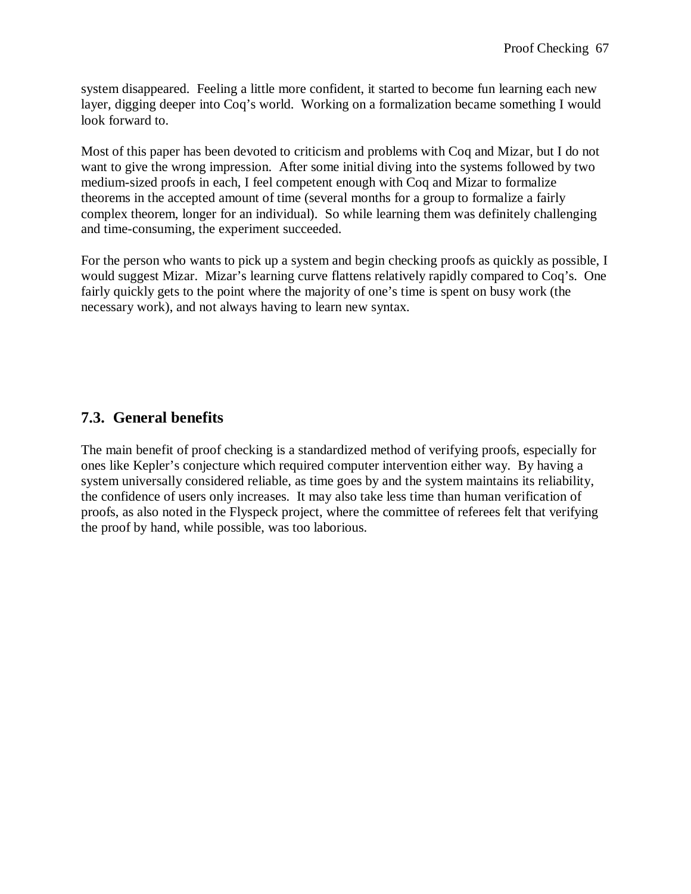system disappeared. Feeling a little more confident, it started to become fun learning each new layer, digging deeper into Coq's world. Working on a formalization became something I would look forward to.

Most of this paper has been devoted to criticism and problems with Coq and Mizar, but I do not want to give the wrong impression. After some initial diving into the systems followed by two medium-sized proofs in each, I feel competent enough with Coq and Mizar to formalize theorems in the accepted amount of time (several months for a group to formalize a fairly complex theorem, longer for an individual). So while learning them was definitely challenging and time-consuming, the experiment succeeded.

For the person who wants to pick up a system and begin checking proofs as quickly as possible, I would suggest Mizar. Mizar's learning curve flattens relatively rapidly compared to Coq's. One fairly quickly gets to the point where the majority of one's time is spent on busy work (the necessary work), and not always having to learn new syntax.

## 7.3. General benefits

The main benefit of proof checking is a standardized method of verifying proofs, especially for ones like Kepler's conjecture which required computer intervention either way. By having a system universally considered reliable, as time goes by and the system maintains its reliability, the confidence of users only increases. It may also take less time than human verification of proofs, as also noted in the Flyspeck project, where the committee of referees felt that verifying the proof by hand, while possible, was too laborious.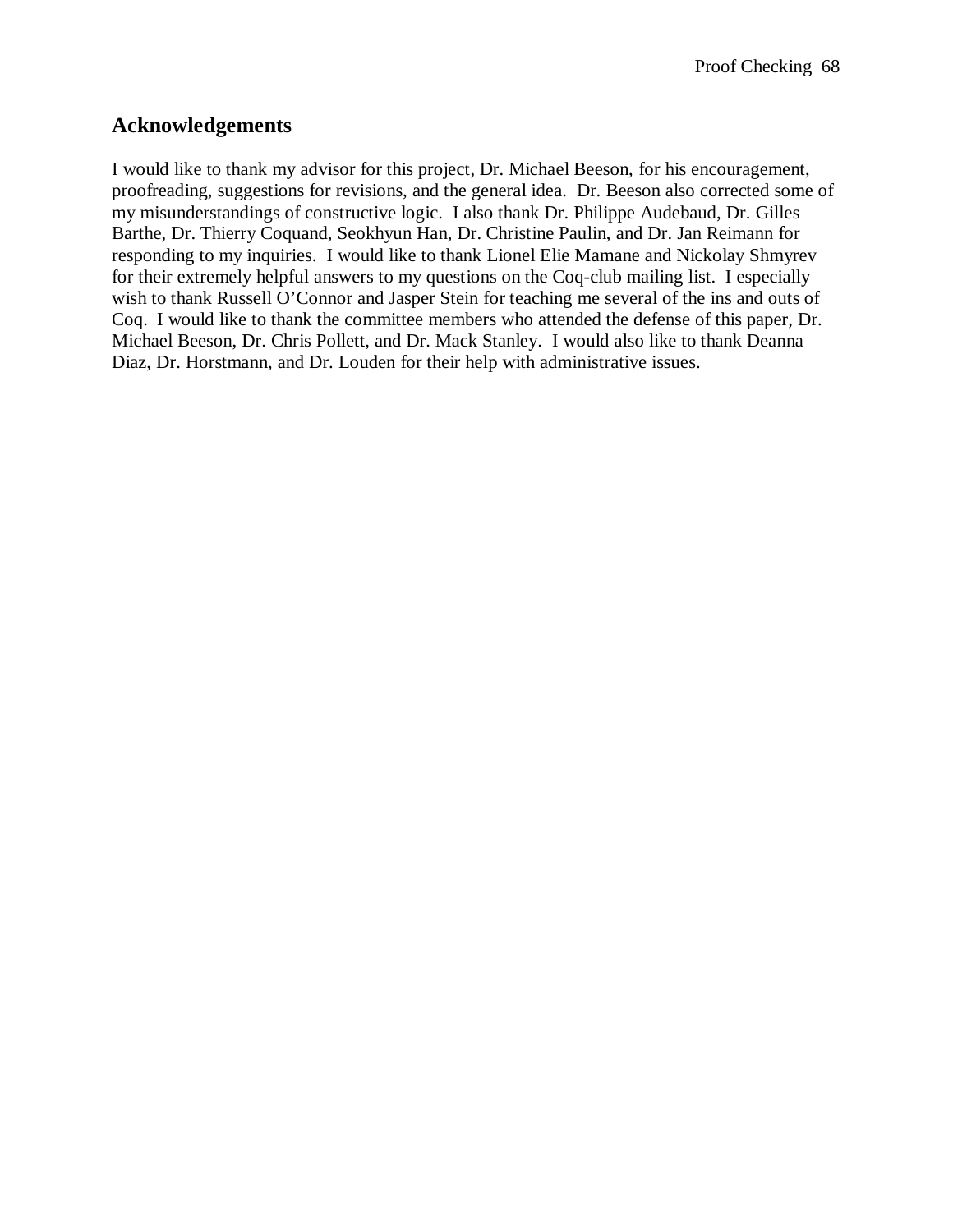## Acknowledgements

I would like to thank my advisor for this project, Dr. Michael Beeson, for his encouragement, proofreading, suggestions for revisions, and the general idea. Dr. Beeson also corrected some of my misunderstandings of constructive logic. I also thank Dr. Philippe Audebaud, Dr. Gilles Barthe, Dr. Thierry Coquand, Seokhyun Han, Dr. Christine Paulin, and Dr. Jan Reimann for responding to my inquiries. I would like to thank Lionel Elie Mamane and Nickolay Shmyrev for their extremely helpful answers to my questions on the Coq-club mailing list. I especially wish to thank Russell O'Connor and Jasper Stein for teaching me several of the ins and outs of Coq. I would like to thank the committee members who attended the defense of this paper, Dr. Michael Beeson, Dr. Chris Pollett, and Dr. Mack Stanley. I would also like to thank Deanna Diaz, Dr. Horstmann, and Dr. Louden for their help with administrative issues.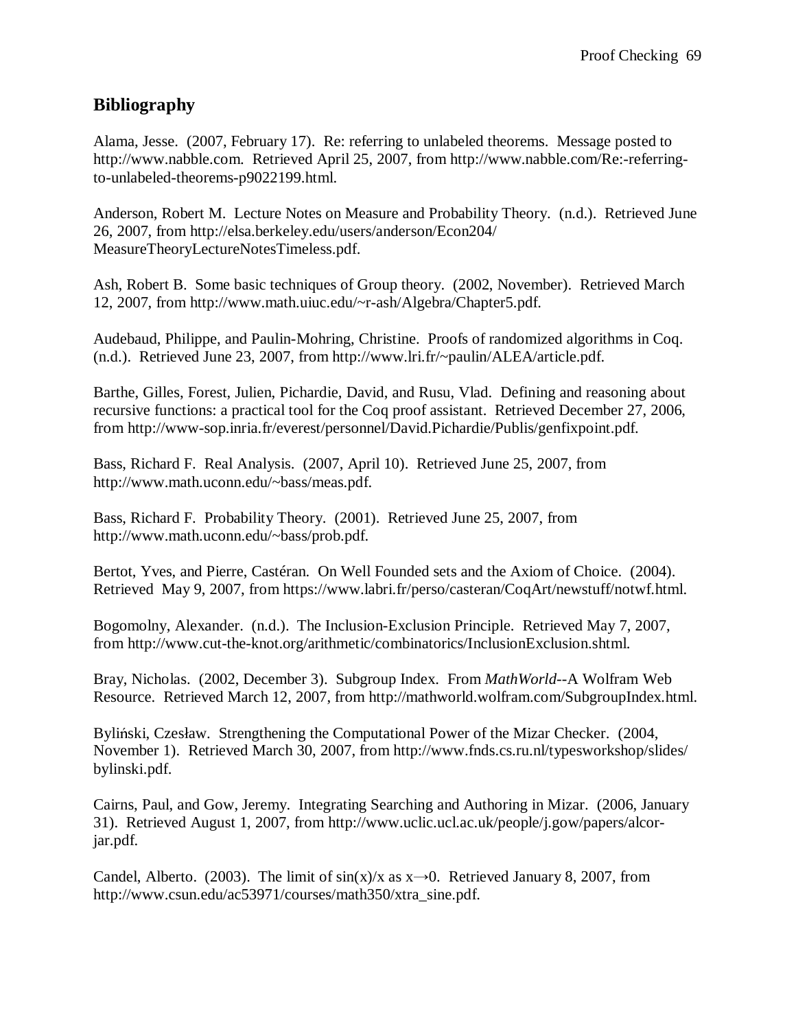## Bibliography

Alama, Jesse. (2007, February 17). Re: referring to unlabeled theorems. Message posted to http://www.nabble.com. Retrieved April 25, 2007, from http://www.nabble.com/Re:-referring-to-unlabeled-theorems-p9022199.html.

Anderson, Robert M. Lecture Notes on Measure and Probability Theory. (n.d.). Retrieved June 26, 2007, from http://elsa.berkeley.edu/users/anderson/Econ204/MeasureTheoryLectureNotesTimeless.pdf.

Ash, Robert B. Some basic techniques of Group theory. (2002, November). Retrieved March 12, 2007, from http://www.math.uiuc.edu/~r-ash/Algebra/Chapter5.pdf.

Audebaud, Philippe, and Paulin-Mohring, Christine. Proofs of randomized algorithms in Coq. (n.d.). Retrieved June 23, 2007, from http://www.lri.fr/~paulin/ALEA/article.pdf.

Barthe, Gilles, Forest, Julien, Pichardie, David, and Rusu, Vlad. Defining and reasoning about recursive functions: a practical tool for the Coq proof assistant. Retrieved December 27, 2006, from http://www-sop.inria.fr/everest/personnel/David.Pichardie/Publis/genfixpoint.pdf.

Bass, Richard F. Real Analysis. (2007, April 10). Retrieved June 25, 2007, from http://www.math.uconn.edu/~bass/meas.pdf.

Bass, Richard F. Probability Theory. (2001). Retrieved June 25, 2007, from http://www.math.uconn.edu/~bass/prob.pdf.

Bertot, Yves, and Pierre, Castéran. On Well Founded sets and the Axiom of Choice. (2004). Retrieved May 9, 2007, from https://www.labri.fr/perso/casteran/CoqArt/newstuff/notwf.html.

Bogomolny, Alexander. (n.d.). The Inclusion-Exclusion Principle. Retrieved May 7, 2007, from http://www.cut-the-knot.org/arithmetic/combinatorics/InclusionExclusion.shtml.

Bray, Nicholas. (2002, December 3). Subgroup Index. From *MathWorld*--A Wolfram Web Resource. Retrieved March 12, 2007, from http://mathworld.wolfram.com/SubgroupIndex.html.

Byliński, Czesław. Strengthening the Computational Power of the Mizar Checker. (2004, November 1). Retrieved March 30, 2007, from http://www.fnds.cs.ru.nl/typesworkshop/slides/bylinski.pdf.

Cairns, Paul, and Gow, Jeremy. Integrating Searching and Authoring in Mizar. (2006, January 31). Retrieved August 1, 2007, from http://www.uclic.ucl.ac.uk/people/j.gow/papers/alcor-jar.pdf.

Candel, Alberto. (2003). The limit of $\sin(x)/x$ as $x \to 0$. Retrieved January 8, 2007, from http://www.csun.edu/ac53971/courses/math350/xtra_sine.pdf.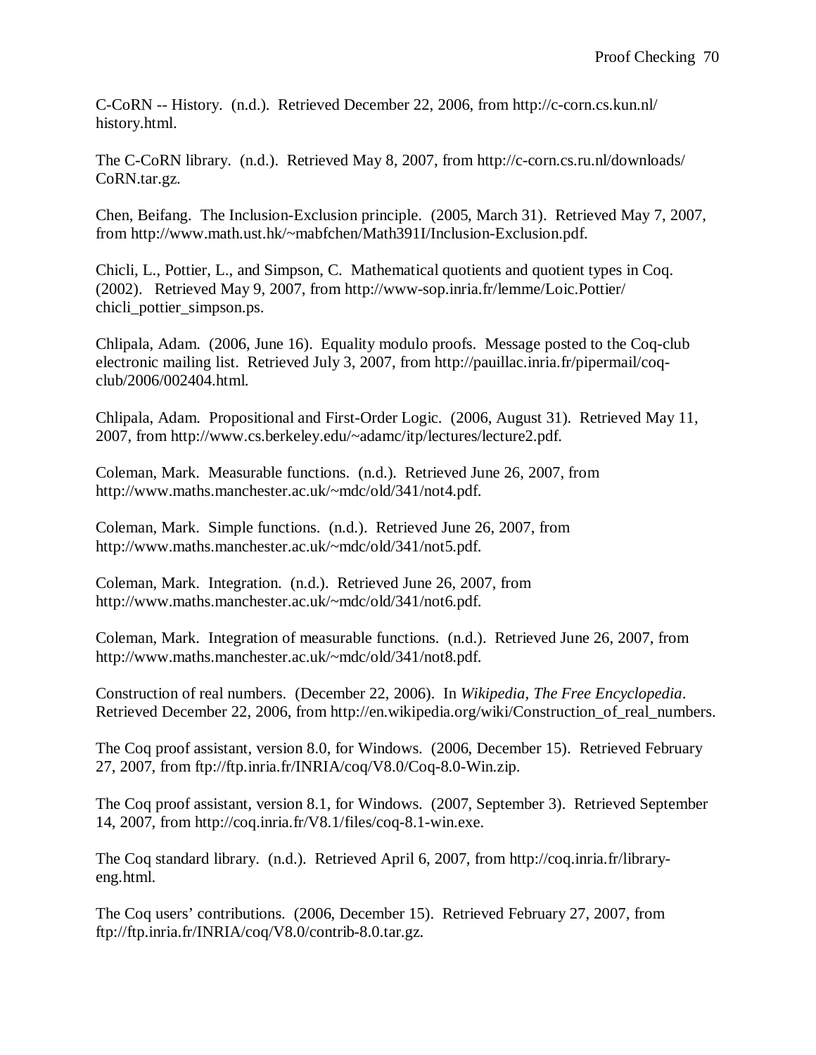C-CoRN -- History. (n.d.). Retrieved December 22, 2006, from http://c-corn.cs.kun.nl/history.html.

The C-CoRN library. (n.d.). Retrieved May 8, 2007, from http://c-corn.cs.ru.nl/downloads/CoRN.tar.gz.

Chen, Beifang. The Inclusion-Exclusion principle. (2005, March 31). Retrieved May 7, 2007, from http://www.math.ust.hk/~mabfchen/Math391I/Inclusion-Exclusion.pdf.

Chicli, L., Pottier, L., and Simpson, C. Mathematical quotients and quotient types in Coq. (2002). Retrieved May 9, 2007, from http://www-sop.inria.fr/lemme/Loic.Pottier/chicli_pottier_simpson.ps.

Chlipala, Adam. (2006, June 16). Equality modulo proofs. Message posted to the Coq-club electronic mailing list. Retrieved July 3, 2007, from http://pauillac.inria.fr/pipermail/coq-club/2006/002404.html.

Chlipala, Adam. Propositional and First-Order Logic. (2006, August 31). Retrieved May 11, 2007, from http://www.cs.berkeley.edu/~adamc/itp/lectures/lecture2.pdf.

Coleman, Mark. Measurable functions. (n.d.). Retrieved June 26, 2007, from http://www.maths.manchester.ac.uk/~mdc/old/341/not4.pdf.

Coleman, Mark. Simple functions. (n.d.). Retrieved June 26, 2007, from http://www.maths.manchester.ac.uk/~mdc/old/341/not5.pdf.

Coleman, Mark. Integration. (n.d.). Retrieved June 26, 2007, from http://www.maths.manchester.ac.uk/~mdc/old/341/not6.pdf.

Coleman, Mark. Integration of measurable functions. (n.d.). Retrieved June 26, 2007, from http://www.maths.manchester.ac.uk/~mdc/old/341/not8.pdf.

Construction of real numbers. (December 22, 2006). In *Wikipedia, The Free Encyclopedia*. Retrieved December 22, 2006, from http://en.wikipedia.org/wiki/Construction_of_real_numbers.

The Coq proof assistant, version 8.0, for Windows. (2006, December 15). Retrieved February 27, 2007, from ftp://ftp.inria.fr/INRIA/coq/V8.0/Coq-8.0-Win.zip.

The Coq proof assistant, version 8.1, for Windows. (2007, September 3). Retrieved September 14, 2007, from http://coq.inria.fr/V8.1/files/coq-8.1-win.exe.

The Coq standard library. (n.d.). Retrieved April 6, 2007, from http://coq.inria.fr/library-eng.html.

The Coq users' contributions. (2006, December 15). Retrieved February 27, 2007, from ftp://ftp.inria.fr/INRIA/coq/V8.0/contrib-8.0.tar.gz.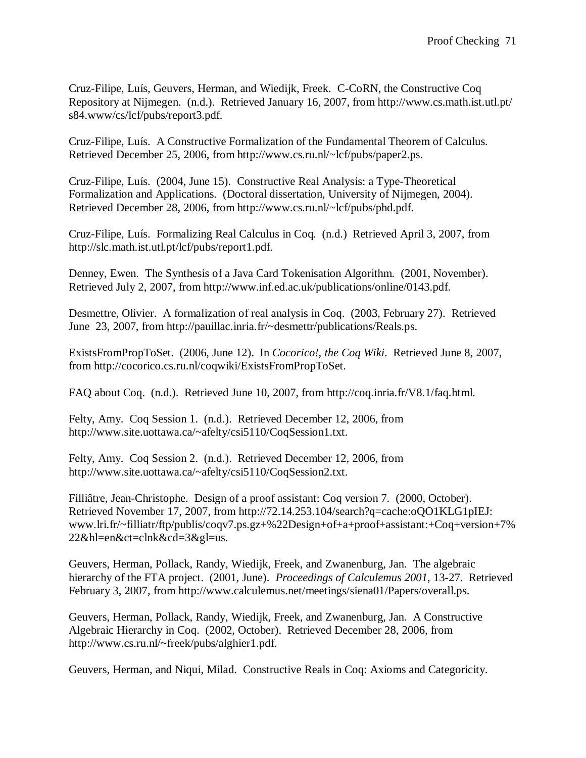Cruz-Filipe, Luís, Geuvers, Herman, and Wiedijk, Freek. C-CoRN, the Constructive Coq Repository at Nijmegen. (n.d.). Retrieved January 16, 2007, from http://www.cs.math.ist.utl.pt/s84.www/cs/lcf/pubs/report3.pdf.

Cruz-Filipe, Luís. A Constructive Formalization of the Fundamental Theorem of Calculus. Retrieved December 25, 2006, from http://www.cs.ru.nl/~lcf/pubs/paper2.ps.

Cruz-Filipe, Luís. (2004, June 15). Constructive Real Analysis: a Type-Theoretical Formalization and Applications. (Doctoral dissertation, University of Nijmegen, 2004). Retrieved December 28, 2006, from http://www.cs.ru.nl/~lcf/pubs/phd.pdf.

Cruz-Filipe, Luís. Formalizing Real Calculus in Coq. (n.d.) Retrieved April 3, 2007, from http://slc.math.ist.utl.pt/lcf/pubs/report1.pdf.

Denney, Ewen. The Synthesis of a Java Card Tokenisation Algorithm. (2001, November). Retrieved July 2, 2007, from http://www.inf.ed.ac.uk/publications/online/0143.pdf.

Desmettre, Olivier. A formalization of real analysis in Coq. (2003, February 27). Retrieved June 23, 2007, from http://pauillac.inria.fr/~desmettr/publications/Reals.ps.

ExistsFromPropToSet. (2006, June 12). In *Cocorico!, the Coq Wiki*. Retrieved June 8, 2007, from http://cocorico.cs.ru.nl/coqwiki/ExistsFromPropToSet.

FAQ about Coq. (n.d.). Retrieved June 10, 2007, from http://coq.inria.fr/V8.1/faq.html.

Felty, Amy. Coq Session 1. (n.d.). Retrieved December 12, 2006, from http://www.site.uottawa.ca/~afelty/csi5110/CoqSession1.txt.

Felty, Amy. Coq Session 2. (n.d.). Retrieved December 12, 2006, from http://www.site.uottawa.ca/~afelty/csi5110/CoqSession2.txt.

Filliâtre, Jean-Christophe. Design of a proof assistant: Coq version 7. (2000, October). Retrieved November 17, 2007, from http://72.14.253.104/search?q=cache:oQO1KLG1pIEJ:www.lri.fr/~filliatr/ftp/publis/coqv7.ps.gz+%22Design+of+a+proof+assistant:+Coq+version+7%22&hl=en&ct=clnk&cd=3&gl=us.

Geuvers, Herman, Pollack, Randy, Wiedijk, Freek, and Zwanenburg, Jan. The algebraic hierarchy of the FTA project. (2001, June). *Proceedings of Calculemus 2001*, 13-27. Retrieved February 3, 2007, from http://www.calculemus.net/meetings/siena01/Papers/overall.ps.

Geuvers, Herman, Pollack, Randy, Wiedijk, Freek, and Zwanenburg, Jan. A Constructive Algebraic Hierarchy in Coq. (2002, October). Retrieved December 28, 2006, from http://www.cs.ru.nl/~freek/pubs/alghier1.pdf.

Geuvers, Herman, and Niqui, Milad. Constructive Reals in Coq: Axioms and Categoricity.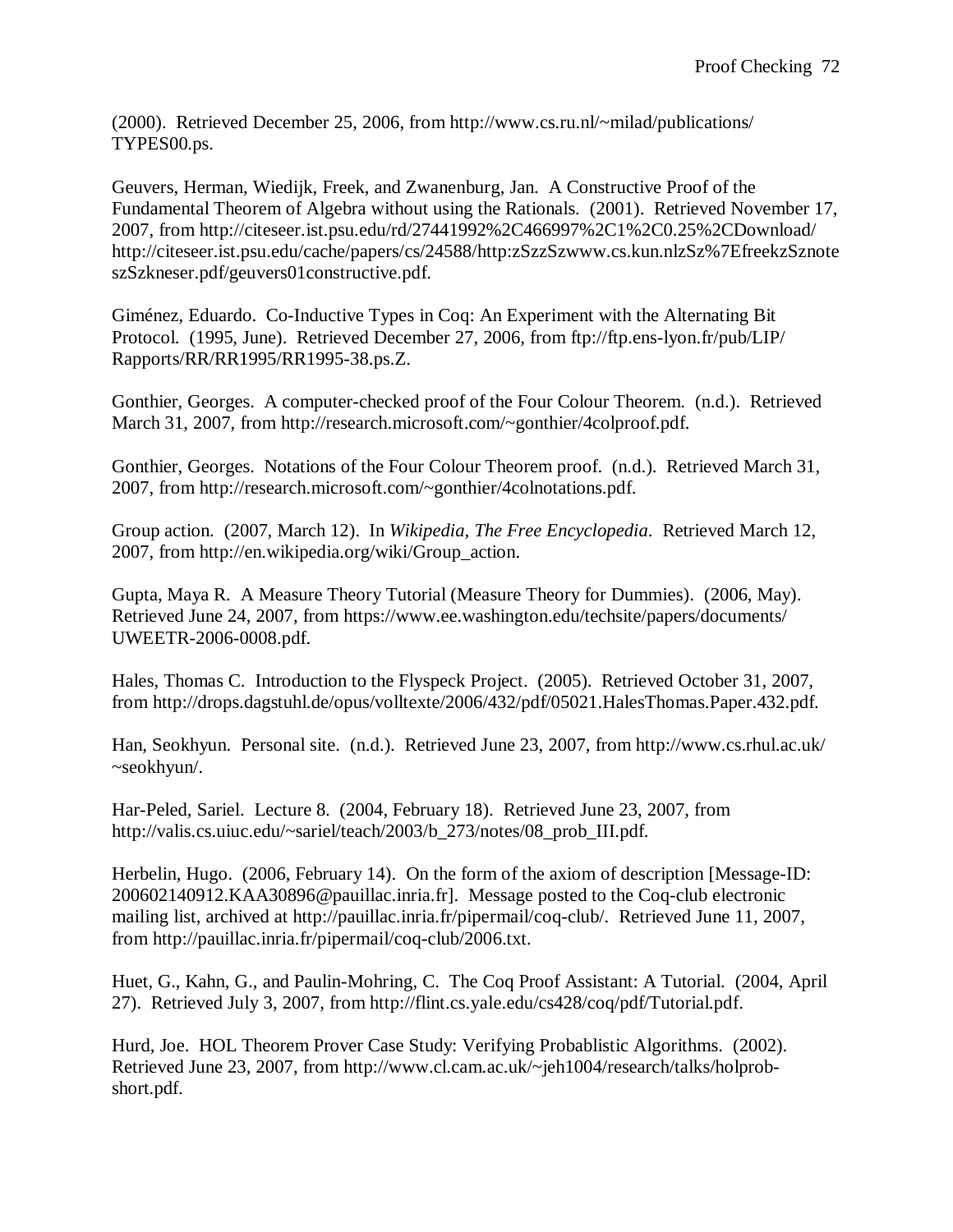(2000). Retrieved December 25, 2006, from http://www.cs.ru.nl/~milad/publications/ TYPES00.ps.

Geuvers, Herman, Wiedijk, Freek, and Zwanenburg, Jan. A Constructive Proof of the Fundamental Theorem of Algebra without using the Rationals. (2001). Retrieved November 17, 2007, from http://citeseer.ist.psu.edu/rd/27441992%2C466997%2C1%2C0.25%2CDownload/ http://citeseer.ist.psu.edu/cache/papers/cs/24588/http:zSzzSzwww.cs.kun.nlzSz%7EfreekzSznote szSzkneser.pdf/geuvers01constructive.pdf.

Giménez, Eduardo. Co-Inductive Types in Coq: An Experiment with the Alternating Bit Protocol. (1995, June). Retrieved December 27, 2006, from ftp://ftp.ens-lyon.fr/pub/LIP/ Rapports/RR/RR1995/RR1995-38.ps.Z.

Gonthier, Georges. A computer-checked proof of the Four Colour Theorem. (n.d.). Retrieved March 31, 2007, from http://research.microsoft.com/~gonthier/4colproof.pdf.

Gonthier, Georges. Notations of the Four Colour Theorem proof. (n.d.). Retrieved March 31, 2007, from http://research.microsoft.com/~gonthier/4colnotations.pdf.

Group action. (2007, March 12). In *Wikipedia, The Free Encyclopedia*. Retrieved March 12, 2007, from http://en.wikipedia.org/wiki/Group_action.

Gupta, Maya R. A Measure Theory Tutorial (Measure Theory for Dummies). (2006, May). Retrieved June 24, 2007, from https://www.ee.washington.edu/techsite/papers/documents/ UWEETR-2006-0008.pdf.

Hales, Thomas C. Introduction to the Flyspeck Project. (2005). Retrieved October 31, 2007, from http://drops.dagstuhl.de/opus/volltexte/2006/432/pdf/05021.HalesThomas.Paper.432.pdf.

Han, Seokhyun. Personal site. (n.d.). Retrieved June 23, 2007, from http://www.cs.rhul.ac.uk/ ~seokhyun/.

Har-Peled, Sariel. Lecture 8. (2004, February 18). Retrieved June 23, 2007, from http://valis.cs.uiuc.edu/~sariel/teach/2003/b_273/notes/08_prob_III.pdf.

Herbelin, Hugo. (2006, February 14). On the form of the axiom of description [Message-ID: 200602140912.KAA30896@pauillac.inria.fr]. Message posted to the Coq-club electronic mailing list, archived at http://pauillac.inria.fr/pipermail/coq-club/. Retrieved June 11, 2007, from http://pauillac.inria.fr/pipermail/coq-club/2006.txt.

Huet, G., Kahn, G., and Paulin-Mohring, C. The Coq Proof Assistant: A Tutorial. (2004, April 27). Retrieved July 3, 2007, from http://flint.cs.yale.edu/cs428/coq/pdf/Tutorial.pdf.

Hurd, Joe. HOL Theorem Prover Case Study: Verifying Probablistic Algorithms. (2002). Retrieved June 23, 2007, from http://www.cl.cam.ac.uk/~jeh1004/research/talks/holprob-short.pdf.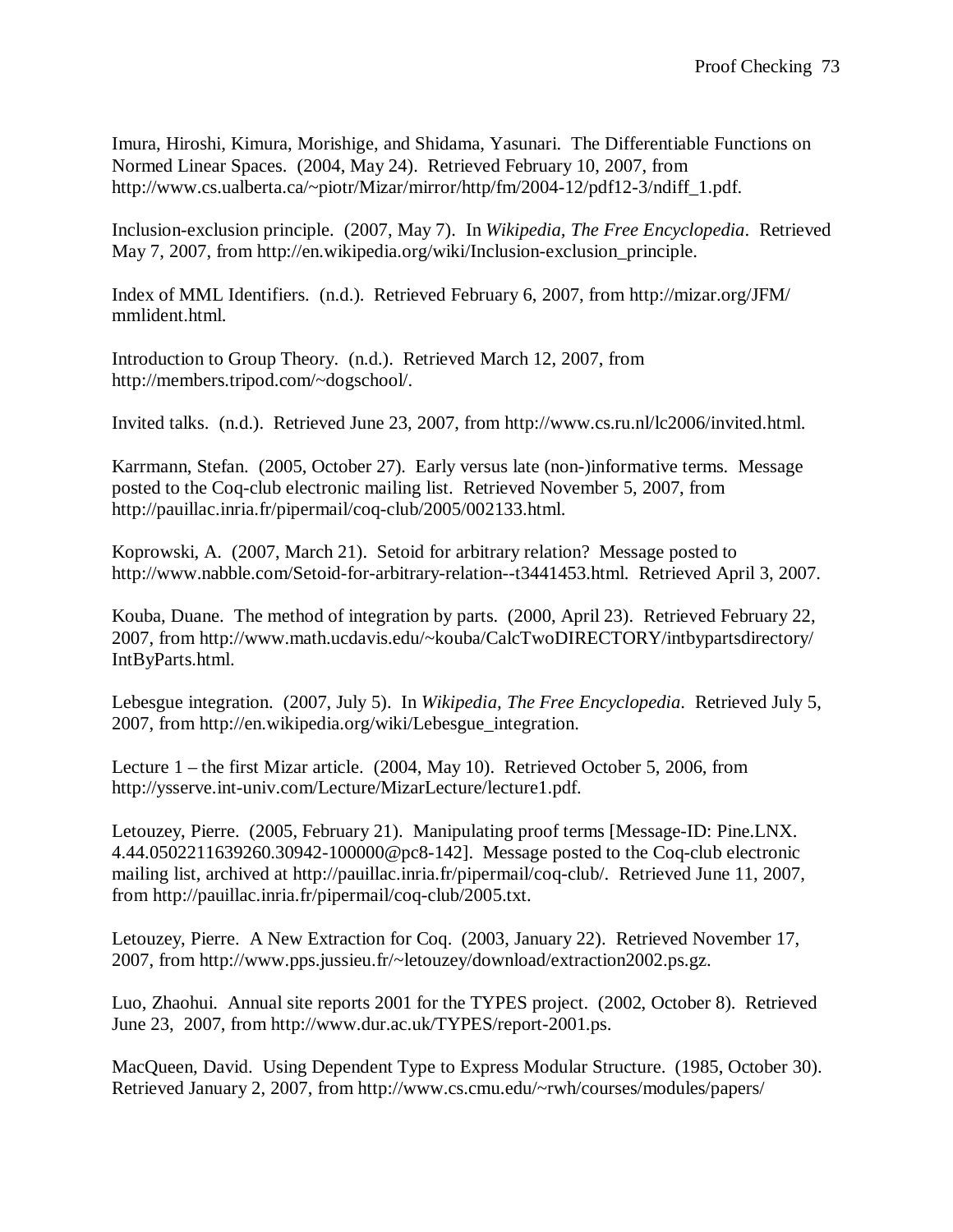Imura, Hiroshi, Kimura, Morishige, and Shidama, Yasunari. The Differentiable Functions on Normed Linear Spaces. (2004, May 24). Retrieved February 10, 2007, from http://www.cs.ualberta.ca/~piotr/Mizar/mirror/http/fm/2004-12/pdf12-3/ndiff_1.pdf.

Inclusion-exclusion principle. (2007, May 7). In *Wikipedia, The Free Encyclopedia*. Retrieved May 7, 2007, from http://en.wikipedia.org/wiki/Inclusion-exclusion_principle.

Index of MML Identifiers. (n.d.). Retrieved February 6, 2007, from http://mizar.org/JFM/mmlident.html.

Introduction to Group Theory. (n.d.). Retrieved March 12, 2007, from http://members.tripod.com/~dogschool/.

Invited talks. (n.d.). Retrieved June 23, 2007, from http://www.cs.ru.nl/lc2006/invited.html.

Karrmann, Stefan. (2005, October 27). Early versus late (non-)informative terms. Message posted to the Coq-club electronic mailing list. Retrieved November 5, 2007, from http://pauillac.inria.fr/pipermail/coq-club/2005/002133.html.

Koprowski, A. (2007, March 21). Setoid for arbitrary relation? Message posted to http://www.nabble.com/Setoid-for-arbitrary-relation--t3441453.html. Retrieved April 3, 2007.

Kouba, Duane. The method of integration by parts. (2000, April 23). Retrieved February 22, 2007, from http://www.math.ucdavis.edu/~kouba/CalcTwoDIRECTORY/intbypartsdirectory/IntByParts.html.

Lebesgue integration. (2007, July 5). In *Wikipedia, The Free Encyclopedia*. Retrieved July 5, 2007, from http://en.wikipedia.org/wiki/Lebesgue_integration.

Lecture 1 – the first Mizar article. (2004, May 10). Retrieved October 5, 2006, from http://ysserve.int-univ.com/Lecture/MizarLecture/lecture1.pdf.

Letouzey, Pierre. (2005, February 21). Manipulating proof terms [Message-ID: Pine.LNX.4.44.0502211639260.30942-100000@pc8-142]. Message posted to the Coq-club electronic mailing list, archived at http://pauillac.inria.fr/pipermail/coq-club/. Retrieved June 11, 2007, from http://pauillac.inria.fr/pipermail/coq-club/2005.txt.

Letouzey, Pierre. A New Extraction for Coq. (2003, January 22). Retrieved November 17, 2007, from http://www.pps.jussieu.fr/~letouzey/download/extraction2002.ps.gz.

Luo, Zhaohui. Annual site reports 2001 for the TYPES project. (2002, October 8). Retrieved June 23, 2007, from http://www.dur.ac.uk/TYPES/report-2001.ps.

MacQueen, David. Using Dependent Type to Express Modular Structure. (1985, October 30). Retrieved January 2, 2007, from http://www.cs.cmu.edu/~rwh/courses/modules/papers/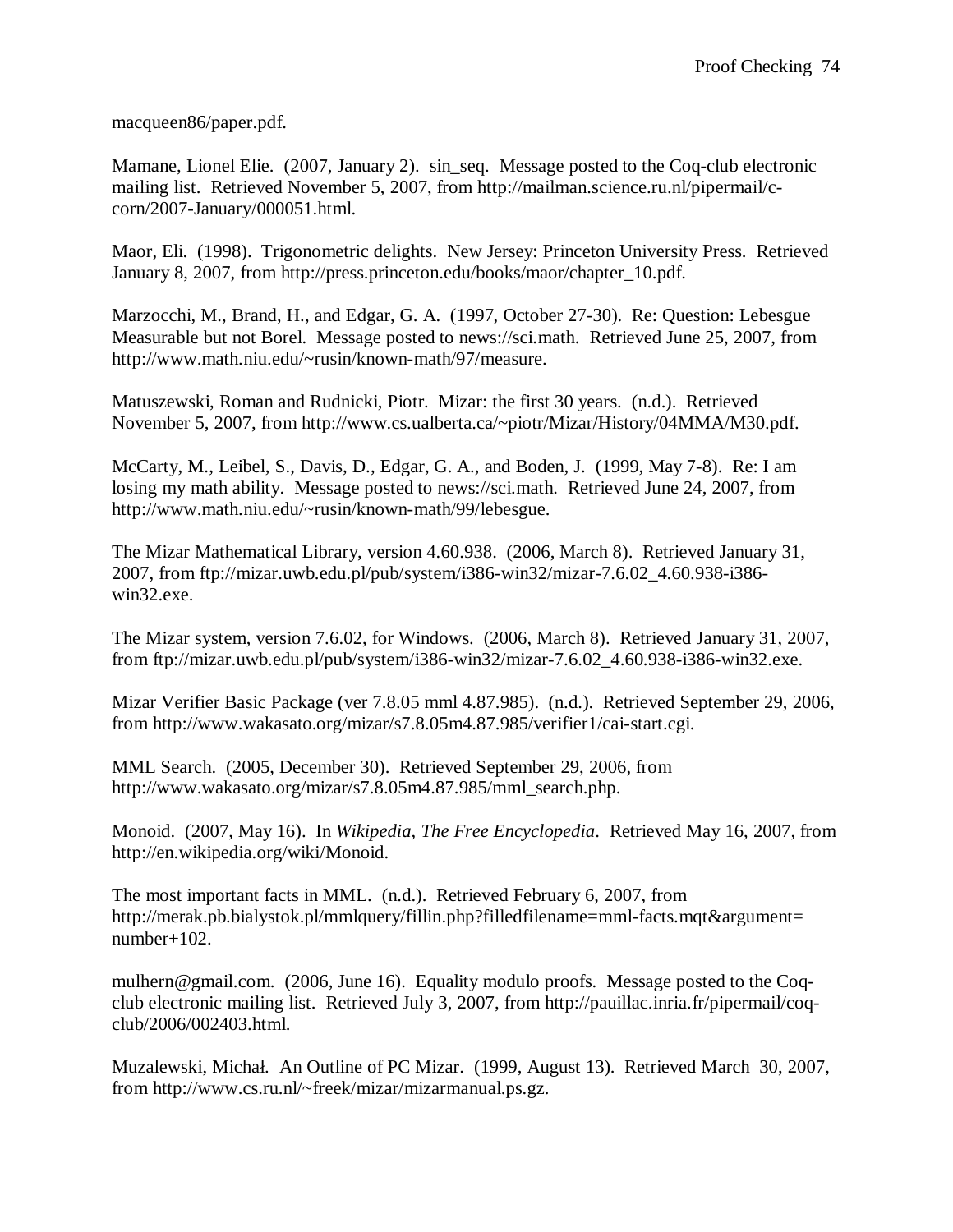macqueen86/paper.pdf.

Mamane, Lionel Elie. (2007, January 2). sin_seq. Message posted to the Coq-club electronic mailing list. Retrieved November 5, 2007, from http://mailman.science.ru.nl/pipermail/c-corn/2007-January/000051.html.

Maor, Eli. (1998). Trigonometric delights. New Jersey: Princeton University Press. Retrieved January 8, 2007, from http://press.princeton.edu/books/maor/chapter_10.pdf.

Marzocchi, M., Brand, H., and Edgar, G. A. (1997, October 27-30). Re: Question: Lebesgue Measurable but not Borel. Message posted to news://sci.math. Retrieved June 25, 2007, from http://www.math.niu.edu/~rusin/known-math/97/measure.

Matuszewski, Roman and Rudnicki, Piotr. Mizar: the first 30 years. (n.d.). Retrieved November 5, 2007, from http://www.cs.ualberta.ca/~piotr/Mizar/History/04MMA/M30.pdf.

McCarty, M., Leibel, S., Davis, D., Edgar, G. A., and Boden, J. (1999, May 7-8). Re: I am losing my math ability. Message posted to news://sci.math. Retrieved June 24, 2007, from http://www.math.niu.edu/~rusin/known-math/99/lebesgue.

The Mizar Mathematical Library, version 4.60.938. (2006, March 8). Retrieved January 31, 2007, from ftp://mizar.uwb.edu.pl/pub/system/i386-win32/mizar-7.6.02_4.60.938-i386-win32.exe.

The Mizar system, version 7.6.02, for Windows. (2006, March 8). Retrieved January 31, 2007, from ftp://mizar.uwb.edu.pl/pub/system/i386-win32/mizar-7.6.02_4.60.938-i386-win32.exe.

Mizar Verifier Basic Package (ver 7.8.05 mml 4.87.985). (n.d.). Retrieved September 29, 2006, from http://www.wakasato.org/mizar/s7.8.05m4.87.985/verifier1/cai-start.cgi.

MML Search. (2005, December 30). Retrieved September 29, 2006, from http://www.wakasato.org/mizar/s7.8.05m4.87.985/mml_search.php.

Monoid. (2007, May 16). In *Wikipedia, The Free Encyclopedia*. Retrieved May 16, 2007, from http://en.wikipedia.org/wiki/Monoid.

The most important facts in MML. (n.d.). Retrieved February 6, 2007, from http://merak.pb.bialystok.pl/mmlquery/fillin.php?filledfilename=mml-facts.mqt&argument=number+102.

mulhern@gmail.com. (2006, June 16). Equality modulo proofs. Message posted to the Coq-club electronic mailing list. Retrieved July 3, 2007, from http://pauillac.inria.fr/pipermail/coq-club/2006/002403.html.

Muzalewski, Michał. An Outline of PC Mizar. (1999, August 13). Retrieved March 30, 2007, from http://www.cs.ru.nl/~freek/mizar/mizarmanual.ps.gz.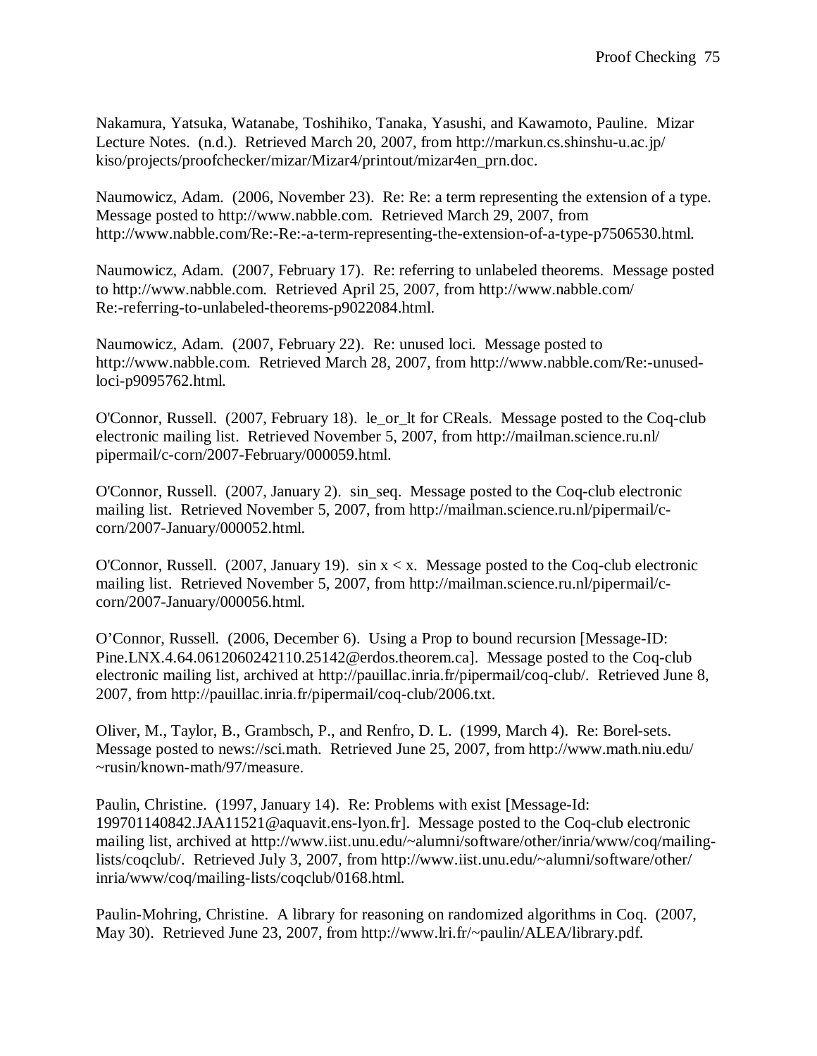Nakamura, Yatsuka, Watanabe, Toshihiko, Tanaka, Yasushi, and Kawamoto, Pauline. Mizar Lecture Notes. (n.d.). Retrieved March 20, 2007, from http://markun.cs.shinshu-u.ac.jp/kiso/projects/proofchecker/mizar/Mizar4/printout/mizar4en_prn.doc.

Naumowicz, Adam. (2006, November 23). Re: Re: a term representing the extension of a type. Message posted to http://www.nabble.com. Retrieved March 29, 2007, from http://www.nabble.com/Re:-Re:-a-term-representing-the-extension-of-a-type-p7506530.html.

Naumowicz, Adam. (2007, February 17). Re: referring to unlabeled theorems. Message posted to http://www.nabble.com. Retrieved April 25, 2007, from http://www.nabble.com/Re:-referring-to-unlabeled-theorems-p9022084.html.

Naumowicz, Adam. (2007, February 22). Re: unused loci. Message posted to http://www.nabble.com. Retrieved March 28, 2007, from http://www.nabble.com/Re:-unused-loci-p9095762.html.

O'Connor, Russell. (2007, February 18). le_or_lt for CReals. Message posted to the Coq-club electronic mailing list. Retrieved November 5, 2007, from http://mailman.science.ru.nl/pipermail/c-corn/2007-February/000059.html.

O'Connor, Russell. (2007, January 2). sin_seq. Message posted to the Coq-club electronic mailing list. Retrieved November 5, 2007, from http://mailman.science.ru.nl/pipermail/c-corn/2007-January/000052.html.

O'Connor, Russell. (2007, January 19). sin x < x. Message posted to the Coq-club electronic mailing list. Retrieved November 5, 2007, from http://mailman.science.ru.nl/pipermail/c-corn/2007-January/000056.html.

O'Connor, Russell. (2006, December 6). Using a Prop to bound recursion [Message-ID: Pine.LNX.4.64.0612060242110.25142@erdos.theorem.ca]. Message posted to the Coq-club electronic mailing list, archived at http://pauillac.inria.fr/pipermail/coq-club/. Retrieved June 8, 2007, from http://pauillac.inria.fr/pipermail/coq-club/2006.txt.

Oliver, M., Taylor, B., Grambsch, P., and Renfro, D. L. (1999, March 4). Re: Borel-sets. Message posted to news://sci.math. Retrieved June 25, 2007, from http://www.math.niu.edu/~rusin/known-math/97/measure.

Paulin, Christine. (1997, January 14). Re: Problems with exist [Message-Id: 199701140842.JAA11521@aquavit.ens-lyon.fr]. Message posted to the Coq-club electronic mailing list, archived at http://www.iist.unu.edu/~alumni/software/other/inria/www/coq/mailing-lists/coqclub/. Retrieved July 3, 2007, from http://www.iist.unu.edu/~alumni/software/other/inria/www/coq/mailing-lists/coqclub/0168.html.

Paulin-Mohring, Christine. A library for reasoning on randomized algorithms in Coq. (2007, May 30). Retrieved June 23, 2007, from http://www.lri.fr/~paulin/ALEA/library.pdf.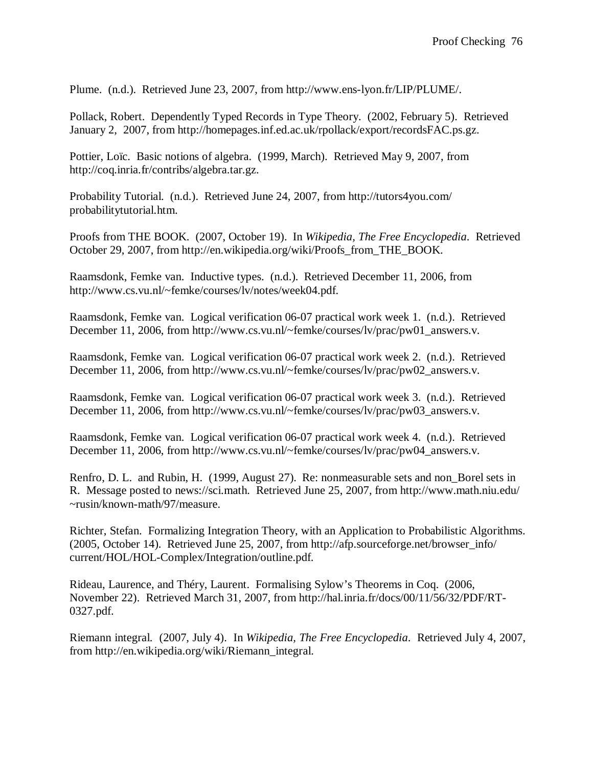Plume. (n.d.). Retrieved June 23, 2007, from http://www.ens-lyon.fr/LIP/PLUME/.

Pollack, Robert. Dependently Typed Records in Type Theory. (2002, February 5). Retrieved January 2, 2007, from http://homepages.inf.ed.ac.uk/rpollack/export/recordsFAC.ps.gz.

Pottier, Loïc. Basic notions of algebra. (1999, March). Retrieved May 9, 2007, from http://coq.inria.fr/contribs/algebra.tar.gz.

Probability Tutorial. (n.d.). Retrieved June 24, 2007, from http://tutors4you.com/probabilitytutorial.htm.

Proofs from THE BOOK. (2007, October 19). In *Wikipedia, The Free Encyclopedia*. Retrieved October 29, 2007, from http://en.wikipedia.org/wiki/Proofs_from_THE_BOOK.

Raamsdonk, Femke van. Inductive types. (n.d.). Retrieved December 11, 2006, from http://www.cs.vu.nl/~femke/courses/lv/notes/week04.pdf.

Raamsdonk, Femke van. Logical verification 06-07 practical work week 1. (n.d.). Retrieved December 11, 2006, from http://www.cs.vu.nl/~femke/courses/lv/prac/pw01_answers.v.

Raamsdonk, Femke van. Logical verification 06-07 practical work week 2. (n.d.). Retrieved December 11, 2006, from http://www.cs.vu.nl/~femke/courses/lv/prac/pw02_answers.v.

Raamsdonk, Femke van. Logical verification 06-07 practical work week 3. (n.d.). Retrieved December 11, 2006, from http://www.cs.vu.nl/~femke/courses/lv/prac/pw03_answers.v.

Raamsdonk, Femke van. Logical verification 06-07 practical work week 4. (n.d.). Retrieved December 11, 2006, from http://www.cs.vu.nl/~femke/courses/lv/prac/pw04_answers.v.

Renfro, D. L. and Rubin, H. (1999, August 27). Re: nonmeasurable sets and non_Borel sets in R. Message posted to news://sci.math. Retrieved June 25, 2007, from http://www.math.niu.edu/~rusin/known-math/97/measure.

Richter, Stefan. Formalizing Integration Theory, with an Application to Probabilistic Algorithms. (2005, October 14). Retrieved June 25, 2007, from http://afp.sourceforge.net/browser_info/current/HOL/HOL-Complex/Integration/outline.pdf.

Rideau, Laurence, and Théry, Laurent. Formalising Sylow's Theorems in Coq. (2006, November 22). Retrieved March 31, 2007, from http://hal.inria.fr/docs/00/11/56/32/PDF/RT-0327.pdf.

Riemann integral. (2007, July 4). In *Wikipedia, The Free Encyclopedia*. Retrieved July 4, 2007, from http://en.wikipedia.org/wiki/Riemann_integral.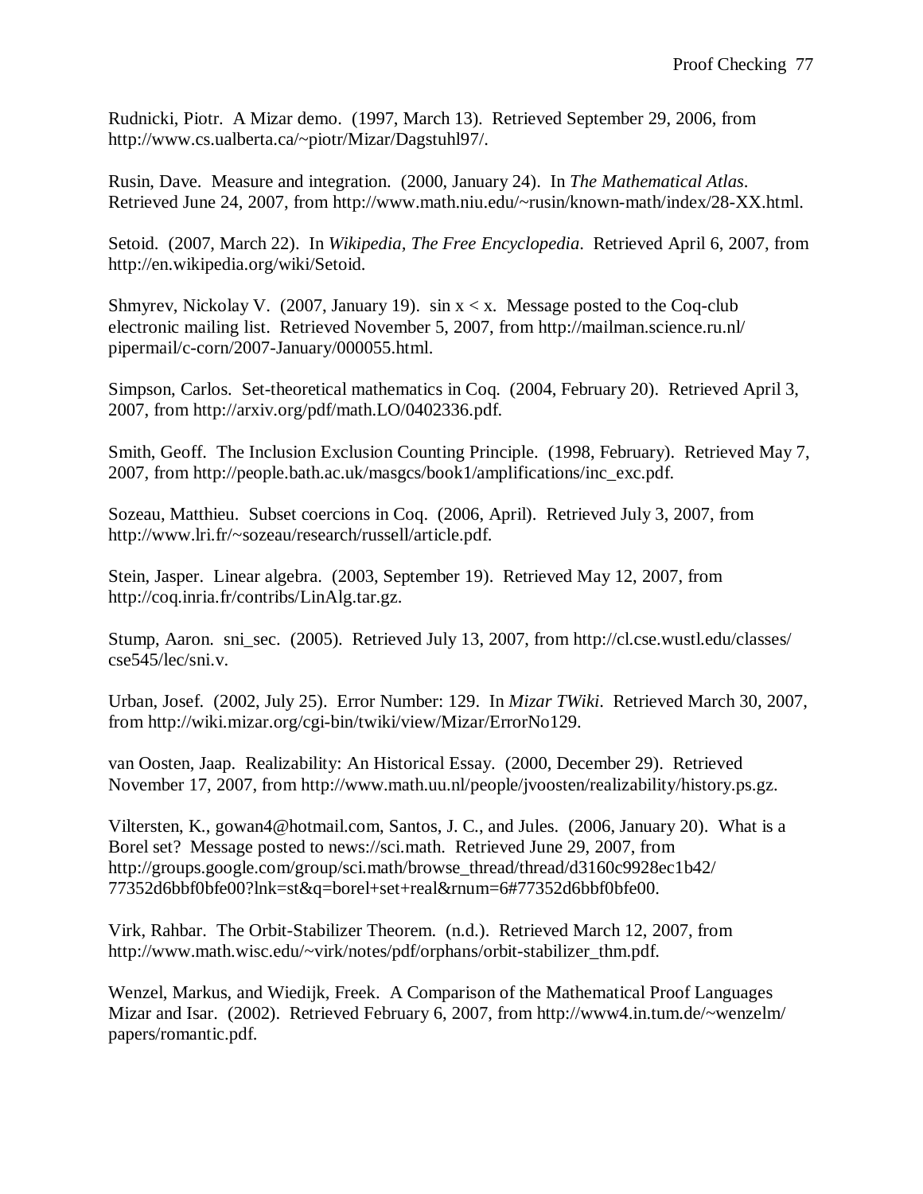Rudnicki, Piotr. A Mizar demo. (1997, March 13). Retrieved September 29, 2006, from http://www.cs.ualberta.ca/~piotr/Mizar/Dagstuhl97/.

Rusin, Dave. Measure and integration. (2000, January 24). In *The Mathematical Atlas*. Retrieved June 24, 2007, from http://www.math.niu.edu/~rusin/known-math/index/28-XX.html.

Setoid. (2007, March 22). In *Wikipedia, The Free Encyclopedia*. Retrieved April 6, 2007, from http://en.wikipedia.org/wiki/Setoid.

Shmyrev, Nickolay V. (2007, January 19). sin x < x. Message posted to the Coq-club electronic mailing list. Retrieved November 5, 2007, from http://mailman.science.ru.nl/pipermail/c-corn/2007-January/000055.html.

Simpson, Carlos. Set-theoretical mathematics in Coq. (2004, February 20). Retrieved April 3, 2007, from http://arxiv.org/pdf/math.LO/0402336.pdf.

Smith, Geoff. The Inclusion Exclusion Counting Principle. (1998, February). Retrieved May 7, 2007, from http://people.bath.ac.uk/masgcs/book1/amplifications/inc_exc.pdf.

Sozeau, Matthieu. Subset coercions in Coq. (2006, April). Retrieved July 3, 2007, from http://www.lri.fr/~sozeau/research/russell/article.pdf.

Stein, Jasper. Linear algebra. (2003, September 19). Retrieved May 12, 2007, from http://coq.inria.fr/contribs/LinAlg.tar.gz.

Stump, Aaron. sni_sec. (2005). Retrieved July 13, 2007, from http://cl.cse.wustl.edu/classes/cse545/lec/sni.v.

Urban, Josef. (2002, July 25). Error Number: 129. In *Mizar TWiki*. Retrieved March 30, 2007, from http://wiki.mizar.org/cgi-bin/twiki/view/Mizar/ErrorNo129.

van Oosten, Jaap. Realizability: An Historical Essay. (2000, December 29). Retrieved November 17, 2007, from http://www.math.uu.nl/people/jvoosten/realizability/history.ps.gz.

Viltersten, K., gowan4@hotmail.com, Santos, J. C., and Jules. (2006, January 20). What is a Borel set? Message posted to news://sci.math. Retrieved June 29, 2007, from http://groups.google.com/group/sci.math/browse_thread/thread/d3160c9928ec1b42/77352d6bbf0bfe00?lnk=st&q=borel+set+real&rnum=6#77352d6bbf0bfe00.

Virk, Rahbar. The Orbit-Stabilizer Theorem. (n.d.). Retrieved March 12, 2007, from http://www.math.wisc.edu/~virk/notes/pdf/orphans/orbit-stabilizer_thm.pdf.

Wenzel, Markus, and Wiedijk, Freek. A Comparison of the Mathematical Proof Languages Mizar and Isar. (2002). Retrieved February 6, 2007, from http://www4.in.tum.de/~wenzelm/papers/romantic.pdf.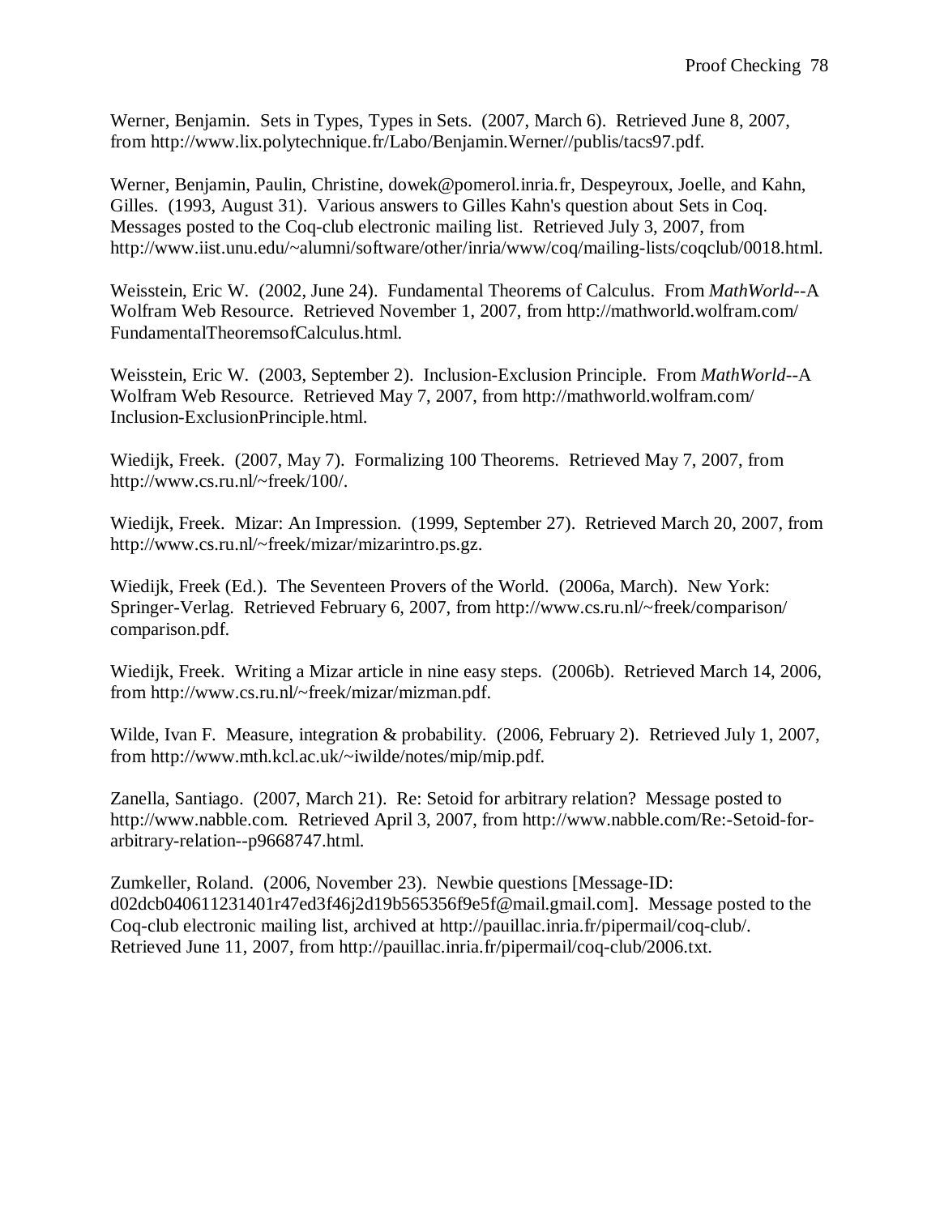Werner, Benjamin. Sets in Types, Types in Sets. (2007, March 6). Retrieved June 8, 2007, from http://www.lix.polytechnique.fr/Labo/Benjamin.Werner//publis/tacs97.pdf.

Werner, Benjamin, Paulin, Christine, dowek@pomerol.inria.fr, Despeyroux, Joelle, and Kahn, Gilles. (1993, August 31). Various answers to Gilles Kahn's question about Sets in Coq. Messages posted to the Coq-club electronic mailing list. Retrieved July 3, 2007, from http://www.iist.unu.edu/~alumni/software/other/inria/www/coq/mailing-lists/coqclub/0018.html.

Weisstein, Eric W. (2002, June 24). Fundamental Theorems of Calculus. From *MathWorld*--A Wolfram Web Resource. Retrieved November 1, 2007, from http://mathworld.wolfram.com/FundamentalTheoremsofCalculus.html.

Weisstein, Eric W. (2003, September 2). Inclusion-Exclusion Principle. From *MathWorld*--A Wolfram Web Resource. Retrieved May 7, 2007, from http://mathworld.wolfram.com/Inclusion-ExclusionPrinciple.html.

Wiedijk, Freek. (2007, May 7). Formalizing 100 Theorems. Retrieved May 7, 2007, from http://www.cs.ru.nl/~freek/100/.

Wiedijk, Freek. Mizar: An Impression. (1999, September 27). Retrieved March 20, 2007, from http://www.cs.ru.nl/~freek/mizar/mizarintro.ps.gz.

Wiedijk, Freek (Ed.). The Seventeen Provers of the World. (2006a, March). New York: Springer-Verlag. Retrieved February 6, 2007, from http://www.cs.ru.nl/~freek/comparison/comparison.pdf.

Wiedijk, Freek. Writing a Mizar article in nine easy steps. (2006b). Retrieved March 14, 2006, from http://www.cs.ru.nl/~freek/mizar/mizman.pdf.

Wilde, Ivan F. Measure, integration & probability. (2006, February 2). Retrieved July 1, 2007, from http://www.mth.kcl.ac.uk/~iwilde/notes/mip/mip.pdf.

Zanella, Santiago. (2007, March 21). Re: Setoid for arbitrary relation? Message posted to http://www.nabble.com. Retrieved April 3, 2007, from http://www.nabble.com/Re:-Setoid-for-arbitrary-relation--p9668747.html.

Zumkeller, Roland. (2006, November 23). Newbie questions [Message-ID: d02dcb040611231401r47ed3f46j2d19b565356f9e5f@mail.gmail.com]. Message posted to the Coq-club electronic mailing list, archived at http://pauillac.inria.fr/pipermail/coq-club/. Retrieved June 11, 2007, from http://pauillac.inria.fr/pipermail/coq-club/2006.txt.